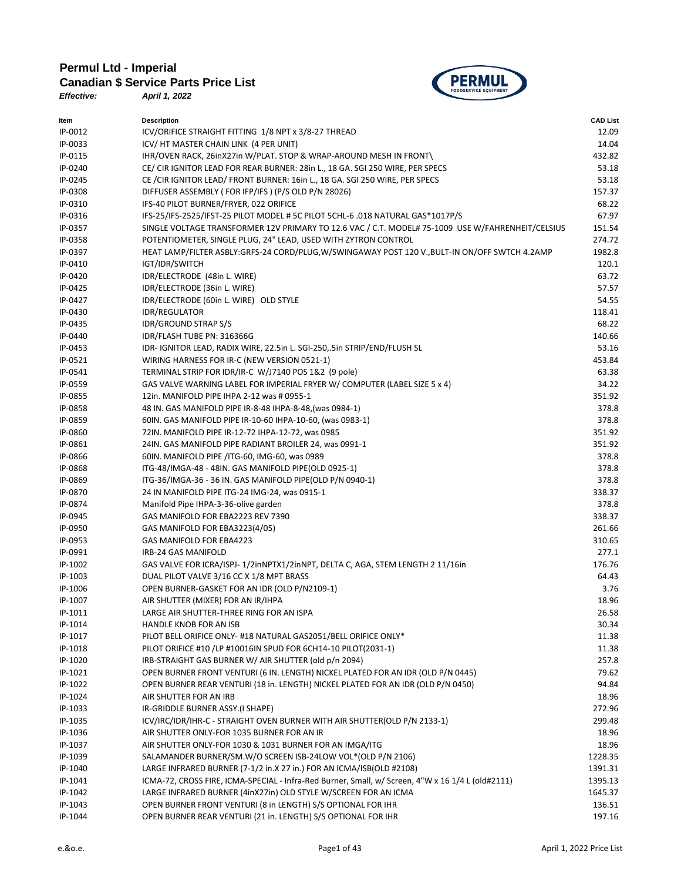# Permul Ltd - Imperial

## Canadian $ Service Parts Price List

***Effective: April 1, 2022***

| Item | Description | CAD List |
|---|---|---|
| IP-0012 | ICV/ORIFICE STRAIGHT FITTING 1/8 NPT x 3/8-27 THREAD | 12.09 |
| IP-0033 | ICV/ HT MASTER CHAIN LINK (4 PER UNIT) | 14.04 |
| IP-0115 | IHR/OVEN RACK, 26inX27in W/PLAT. STOP & WRAP-AROUND MESH IN FRONT\ | 432.82 |
| IP-0240 | CE/ CIR IGNITOR LEAD FOR REAR BURNER: 28in L., 18 GA. SGI 250 WIRE, PER SPECS | 53.18 |
| IP-0245 | CE /CIR IGNITOR LEAD/ FRONT BURNER: 16in L., 18 GA. SGI 250 WIRE, PER SPECS | 53.18 |
| IP-0308 | DIFFUSER ASSEMBLY ( FOR IFP/IFS ) (P/S OLD P/N 28026) | 157.37 |
| IP-0310 | IFS-40 PILOT BURNER/FRYER, 022 ORIFICE | 68.22 |
| IP-0316 | IFS-25/IFS-2525/IFST-25 PILOT MODEL # 5C PILOT 5CHL-6 .018 NATURAL GAS*1017P/S | 67.97 |
| IP-0357 | SINGLE VOLTAGE TRANSFORMER 12V PRIMARY TO 12.6 VAC / C.T. MODEL# 75-1009 USE W/FAHRENHEIT/CELSIUS | 151.54 |
| IP-0358 | POTENTIOMETER, SINGLE PLUG, 24" LEAD, USED WITH ZYTRON CONTROL | 274.72 |
| IP-0397 | HEAT LAMP/FILTER ASBLY:GRFS-24 CORD/PLUG,W/SWINGAWAY POST 120 V.,BULT-IN ON/OFF SWTCH 4.2AMP | 1982.8 |
| IP-0410 | IGT/IDR/SWITCH | 120.1 |
| IP-0420 | IDR/ELECTRODE (48in L. WIRE) | 63.72 |
| IP-0425 | IDR/ELECTRODE (36in L. WIRE) | 57.57 |
| IP-0427 | IDR/ELECTRODE (60in L. WIRE) OLD STYLE | 54.55 |
| IP-0430 | IDR/REGULATOR | 118.41 |
| IP-0435 | IDR/GROUND STRAP S/S | 68.22 |
| IP-0440 | IDR/FLASH TUBE PN: 316366G | 140.66 |
| IP-0453 | IDR- IGNITOR LEAD, RADIX WIRE, 22.5in L. SGI-250,.5in STRIP/END/FLUSH SL | 53.16 |
| IP-0521 | WIRING HARNESS FOR IR-C (NEW VERSION 0521-1) | 453.84 |
| IP-0541 | TERMINAL STRIP FOR IDR/IR-C W/J7140 POS 1&2 (9 pole) | 63.38 |
| IP-0559 | GAS VALVE WARNING LABEL FOR IMPERIAL FRYER W/ COMPUTER (LABEL SIZE 5 x 4) | 34.22 |
| IP-0855 | 12in. MANIFOLD PIPE IHPA 2-12 was # 0955-1 | 351.92 |
| IP-0858 | 48 IN. GAS MANIFOLD PIPE IR-8-48 IHPA-8-48,(was 0984-1) | 378.8 |
| IP-0859 | 60IN. GAS MANIFOLD PIPE IR-10-60 IHPA-10-60, (was 0983-1) | 378.8 |
| IP-0860 | 72IN. MANIFOLD PIPE IR-12-72 IHPA-12-72, was 0985 | 351.92 |
| IP-0861 | 24IN. GAS MANIFOLD PIPE RADIANT BROILER 24, was 0991-1 | 351.92 |
| IP-0866 | 60IN. MANIFOLD PIPE /ITG-60, IMG-60, was 0989 | 378.8 |
| IP-0868 | ITG-48/IMGA-48 - 48IN. GAS MANIFOLD PIPE(OLD 0925-1) | 378.8 |
| IP-0869 | ITG-36/IMGA-36 - 36 IN. GAS MANIFOLD PIPE(OLD P/N 0940-1) | 378.8 |
| IP-0870 | 24 IN MANIFOLD PIPE ITG-24 IMG-24, was 0915-1 | 338.37 |
| IP-0874 | Manifold Pipe IHPA-3-36-olive garden | 378.8 |
| IP-0945 | GAS MANIFOLD FOR EBA2223 REV 7390 | 338.37 |
| IP-0950 | GAS MANIFOLD FOR EBA3223(4/05) | 261.66 |
| IP-0953 | GAS MANIFOLD FOR EBA4223 | 310.65 |
| IP-0991 | IRB-24 GAS MANIFOLD | 277.1 |
| IP-1002 | GAS VALVE FOR ICRA/ISPJ- 1/2inNPTX1/2inNPT, DELTA C, AGA, STEM LENGTH 2 11/16in | 176.76 |
| IP-1003 | DUAL PILOT VALVE 3/16 CC X 1/8 MPT BRASS | 64.43 |
| IP-1006 | OPEN BURNER-GASKET FOR AN IDR (OLD P/N2109-1) | 3.76 |
| IP-1007 | AIR SHUTTER (MIXER) FOR AN IR/IHPA | 18.96 |
| IP-1011 | LARGE AIR SHUTTER-THREE RING FOR AN ISPA | 26.58 |
| IP-1014 | HANDLE KNOB FOR AN ISB | 30.34 |
| IP-1017 | PILOT BELL ORIFICE ONLY- #18 NATURAL GAS2051/BELL ORIFICE ONLY* | 11.38 |
| IP-1018 | PILOT ORIFICE #10 /LP #10016IN SPUD FOR 6CH14-10 PILOT(2031-1) | 11.38 |
| IP-1020 | IRB-STRAIGHT GAS BURNER W/ AIR SHUTTER (old p/n 2094) | 257.8 |
| IP-1021 | OPEN BURNER FRONT VENTURI (6 IN. LENGTH) NICKEL PLATED FOR AN IDR (OLD P/N 0445) | 79.62 |
| IP-1022 | OPEN BURNER REAR VENTURI (18 in. LENGTH) NICKEL PLATED FOR AN IDR (OLD P/N 0450) | 94.84 |
| IP-1024 | AIR SHUTTER FOR AN IRB | 18.96 |
| IP-1033 | IR-GRIDDLE BURNER ASSY.(I SHAPE) | 272.96 |
| IP-1035 | ICV/IRC/IDR/IHR-C - STRAIGHT OVEN BURNER WITH AIR SHUTTER(OLD P/N 2133-1) | 299.48 |
| IP-1036 | AIR SHUTTER ONLY-FOR 1035 BURNER FOR AN IR | 18.96 |
| IP-1037 | AIR SHUTTER ONLY-FOR 1030 & 1031 BURNER FOR AN IMGA/ITG | 18.96 |
| IP-1039 | SALAMANDER BURNER/SM.W/O SCREEN ISB-24LOW VOL*(OLD P/N 2106) | 1228.35 |
| IP-1040 | LARGE INFRARED BURNER (7-1/2 in.X 27 in.) FOR AN ICMA/ISB(OLD #2108) | 1391.31 |
| IP-1041 | ICMA-72, CROSS FIRE, ICMA-SPECIAL - Infra-Red Burner, Small, w/ Screen, 4"W x 16 1/4 L (old#2111) | 1395.13 |
| IP-1042 | LARGE INFRARED BURNER (4inX27in) OLD STYLE W/SCREEN FOR AN ICMA | 1645.37 |
| IP-1043 | OPEN BURNER FRONT VENTURI (8 in LENGTH) S/S OPTIONAL FOR IHR | 136.51 |
| IP-1044 | OPEN BURNER REAR VENTURI (21 in. LENGTH) S/S OPTIONAL FOR IHR | 197.16 |

e.&o.e.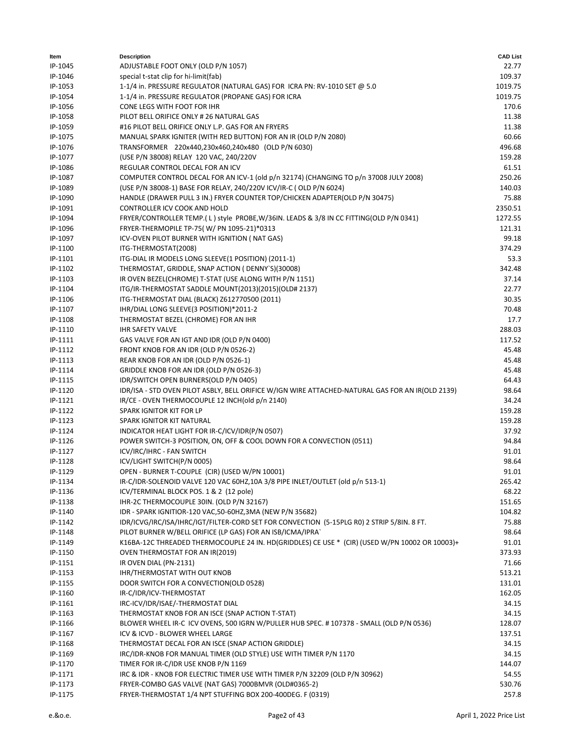| Item | Description | CAD List |
|---|---|---|
| IP-1045 | ADJUSTABLE FOOT ONLY (OLD P/N 1057) | 22.77 |
| IP-1046 | special t-stat clip for hi-limit(fab) | 109.37 |
| IP-1053 | 1-1/4 in. PRESSURE REGULATOR (NATURAL GAS) FOR ICRA PN: RV-1010 SET @ 5.0 | 1019.75 |
| IP-1054 | 1-1/4 in. PRESSURE REGULATOR (PROPANE GAS) FOR ICRA | 1019.75 |
| IP-1056 | CONE LEGS WITH FOOT FOR IHR | 170.6 |
| IP-1058 | PILOT BELL ORIFICE ONLY # 26 NATURAL GAS | 11.38 |
| IP-1059 | #16 PILOT BELL ORIFICE ONLY L.P. GAS FOR AN FRYERS | 11.38 |
| IP-1075 | MANUAL SPARK IGNITER (WITH RED BUTTON) FOR AN IR (OLD P/N 2080) | 60.66 |
| IP-1076 | TRANSFORMER 220x440,230x460,240x480 (OLD P/N 6030) | 496.68 |
| IP-1077 | (USE P/N 38008) RELAY 120 VAC, 240/220V | 159.28 |
| IP-1086 | REGULAR CONTROL DECAL FOR AN ICV | 61.51 |
| IP-1087 | COMPUTER CONTROL DECAL FOR AN ICV-1 (old p/n 32174) (CHANGING TO p/n 37008 JULY 2008) | 250.26 |
| IP-1089 | (USE P/N 38008-1) BASE FOR RELAY, 240/220V ICV/IR-C ( OLD P/N 6024) | 140.03 |
| IP-1090 | HANDLE (DRAWER PULL 3 IN.) FRYER COUNTER TOP/CHICKEN ADAPTER(OLD P/N 30475) | 75.88 |
| IP-1091 | CONTROLLER ICV COOK AND HOLD | 2350.51 |
| IP-1094 | FRYER/CONTROLLER TEMP.( L ) style PROBE,W/36IN. LEADS & 3/8 IN CC FITTING(OLD P/N 0341) | 1272.55 |
| IP-1096 | FRYER-THERMOPILE TP-75( W/ PN 1095-21)*0313 | 121.31 |
| IP-1097 | ICV-OVEN PILOT BURNER WITH IGNITION ( NAT GAS) | 99.18 |
| IP-1100 | ITG-THERMOSTAT(2008) | 374.29 |
| IP-1101 | ITG-DIAL IR MODELS LONG SLEEVE(1 POSITION) (2011-1) | 53.3 |
| IP-1102 | THERMOSTAT, GRIDDLE, SNAP ACTION ( DENNY`S)(30008) | 342.48 |
| IP-1103 | IR OVEN BEZEL(CHROME) T-STAT (USE ALONG WITH P/N 1151) | 37.14 |
| IP-1104 | ITG/IR-THERMOSTAT SADDLE MOUNT(2013)(2015)(OLD# 2137) | 22.77 |
| IP-1106 | ITG-THERMOSTAT DIAL (BLACK) Z612770500 (2011) | 30.35 |
| IP-1107 | IHR/DIAL LONG SLEEVE(3 POSITION)*2011-2 | 70.48 |
| IP-1108 | THERMOSTAT BEZEL (CHROME) FOR AN IHR | 17.7 |
| IP-1110 | IHR SAFETY VALVE | 288.03 |
| IP-1111 | GAS VALVE FOR AN IGT AND IDR (OLD P/N 0400) | 117.52 |
| IP-1112 | FRONT KNOB FOR AN IDR (OLD P/N 0526-2) | 45.48 |
| IP-1113 | REAR KNOB FOR AN IDR (OLD P/N 0526-1) | 45.48 |
| IP-1114 | GRIDDLE KNOB FOR AN IDR (OLD P/N 0526-3) | 45.48 |
| IP-1115 | IDR/SWITCH OPEN BURNERS(OLD P/N 0405) | 64.43 |
| IP-1120 | IDR/ISA - STD OVEN PILOT ASBLY, BELL ORIFICE W/IGN WIRE ATTACHED-NATURAL GAS FOR AN IR(OLD 2139) | 98.64 |
| IP-1121 | IR/CE - OVEN THERMOCOUPLE 12 INCH(old p/n 2140) | 34.24 |
| IP-1122 | SPARK IGNITOR KIT FOR LP | 159.28 |
| IP-1123 | SPARK IGNITOR KIT NATURAL | 159.28 |
| IP-1124 | INDICATOR HEAT LIGHT FOR IR-C/ICV/IDR(P/N 0507) | 37.92 |
| IP-1126 | POWER SWITCH-3 POSITION, ON, OFF & COOL DOWN FOR A CONVECTION (0511) | 94.84 |
| IP-1127 | ICV/IRC/IHRC - FAN SWITCH | 91.01 |
| IP-1128 | ICV/LIGHT SWITCH(P/N 0005) | 98.64 |
| IP-1129 | OPEN - BURNER T-COUPLE (CIR) (USED W/PN 10001) | 91.01 |
| IP-1134 | IR-C/IDR-SOLENOID VALVE 120 VAC 60HZ,10A 3/8 PIPE INLET/OUTLET (old p/n 513-1) | 265.42 |
| IP-1136 | ICV/TERMINAL BLOCK POS. 1 & 2 (12 pole) | 68.22 |
| IP-1138 | IHR-2C THERMOCOUPLE 30IN. (OLD P/N 32167) | 151.65 |
| IP-1140 | IDR - SPARK IGNITIOR-120 VAC,50-60HZ,3MA (NEW P/N 35682) | 104.82 |
| IP-1142 | IDR/ICVG/IRC/ISA/IHRC/IGT/FILTER-CORD SET FOR CONVECTION (5-15PLG R0) 2 STRIP 5/8IN. 8 FT. | 75.88 |
| IP-1148 | PILOT BURNER W/BELL ORIFICE (LP GAS) FOR AN ISB/ICMA/IPRA` | 98.64 |
| IP-1149 | K16BA-12C THREADED THERMOCOUPLE 24 IN. HD(GRIDDLES) CE USE * (CIR) (USED W/PN 10002 OR 10003)+ | 91.01 |
| IP-1150 | OVEN THERMOSTAT FOR AN IR(2019) | 373.93 |
| IP-1151 | IR OVEN DIAL (PN-2131) | 71.66 |
| IP-1153 | IHR/THERMOSTAT WITH OUT KNOB | 513.21 |
| IP-1155 | DOOR SWITCH FOR A CONVECTION(OLD 0528) | 131.01 |
| IP-1160 | IR-C/IDR/ICV-THERMOSTAT | 162.05 |
| IP-1161 | IRC-ICV/IDR/ISAE/-THERMOSTAT DIAL | 34.15 |
| IP-1163 | THERMOSTAT KNOB FOR AN ISCE (SNAP ACTION T-STAT) | 34.15 |
| IP-1166 | BLOWER WHEEL IR-C ICV OVENS, 500 IGRN W/PULLER HUB SPEC. # 107378 - SMALL (OLD P/N 0536) | 128.07 |
| IP-1167 | ICV & ICVD - BLOWER WHEEL LARGE | 137.51 |
| IP-1168 | THERMOSTAT DECAL FOR AN ISCE (SNAP ACTION GRIDDLE) | 34.15 |
| IP-1169 | IRC/IDR-KNOB FOR MANUAL TIMER (OLD STYLE) USE WITH TIMER P/N 1170 | 34.15 |
| IP-1170 | TIMER FOR IR-C/IDR USE KNOB P/N 1169 | 144.07 |
| IP-1171 | IRC & IDR - KNOB FOR ELECTRIC TIMER USE WITH TIMER P/N 32209 (OLD P/N 30962) | 54.55 |
| IP-1173 | FRYER-COMBO GAS VALVE (NAT GAS) 7000BMVR (OLD#0365-2) | 530.76 |
| IP-1175 | FRYER-THERMOSTAT 1/4 NPT STUFFING BOX 200-400DEG. F (0319) | 257.8 |

e.&o.e. April 1, 2022 Price List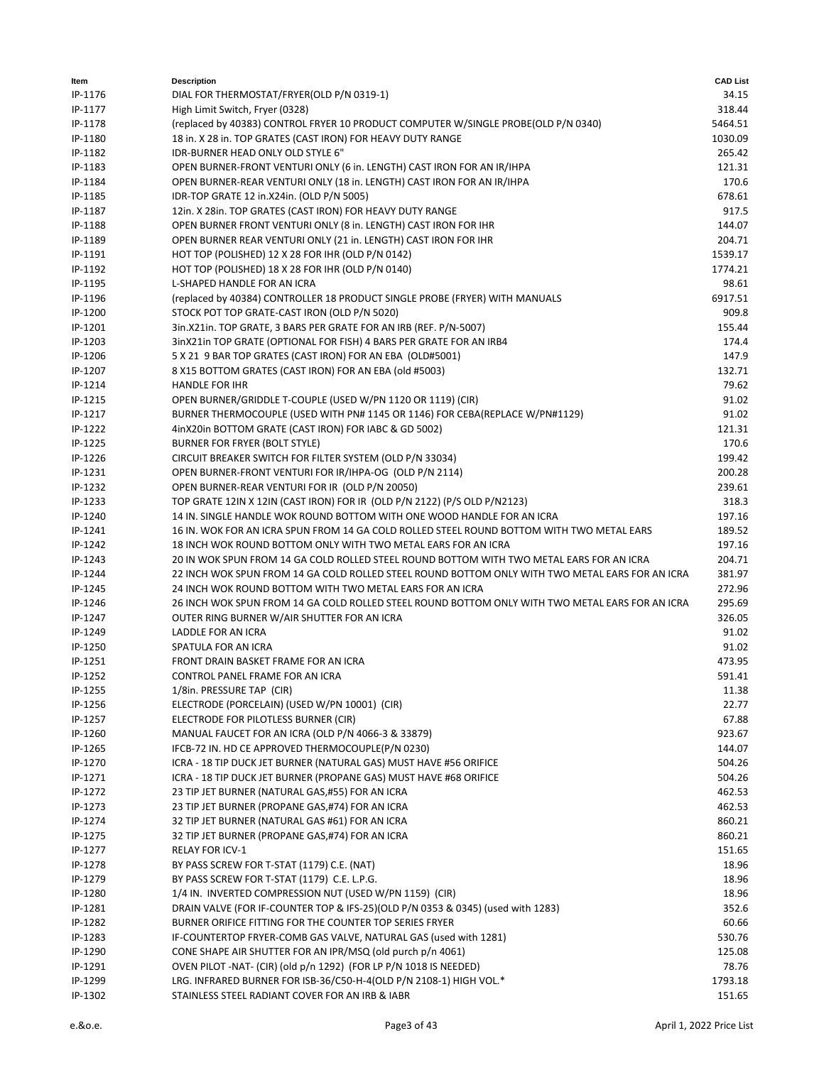| Item | Description | CAD List |
|---|---|---|
| IP-1176 | DIAL FOR THERMOSTAT/FRYER(OLD P/N 0319-1) | 34.15 |
| IP-1177 | High Limit Switch, Fryer (0328) | 318.44 |
| IP-1178 | (replaced by 40383) CONTROL FRYER 10 PRODUCT COMPUTER W/SINGLE PROBE(OLD P/N 0340) | 5464.51 |
| IP-1180 | 18 in. X 28 in. TOP GRATES (CAST IRON) FOR HEAVY DUTY RANGE | 1030.09 |
| IP-1182 | IDR-BURNER HEAD ONLY OLD STYLE 6" | 265.42 |
| IP-1183 | OPEN BURNER-FRONT VENTURI ONLY (6 in. LENGTH) CAST IRON FOR AN IR/IHPA | 121.31 |
| IP-1184 | OPEN BURNER-REAR VENTURI ONLY (18 in. LENGTH) CAST IRON FOR AN IR/IHPA | 170.6 |
| IP-1185 | IDR-TOP GRATE 12 in.X24in. (OLD P/N 5005) | 678.61 |
| IP-1187 | 12in. X 28in. TOP GRATES (CAST IRON) FOR HEAVY DUTY RANGE | 917.5 |
| IP-1188 | OPEN BURNER FRONT VENTURI ONLY (8 in. LENGTH) CAST IRON FOR IHR | 144.07 |
| IP-1189 | OPEN BURNER REAR VENTURI ONLY (21 in. LENGTH) CAST IRON FOR IHR | 204.71 |
| IP-1191 | HOT TOP (POLISHED) 12 X 28 FOR IHR (OLD P/N 0142) | 1539.17 |
| IP-1192 | HOT TOP (POLISHED) 18 X 28 FOR IHR (OLD P/N 0140) | 1774.21 |
| IP-1195 | L-SHAPED HANDLE FOR AN ICRA | 98.61 |
| IP-1196 | (replaced by 40384) CONTROLLER 18 PRODUCT SINGLE PROBE (FRYER) WITH MANUALS | 6917.51 |
| IP-1200 | STOCK POT TOP GRATE-CAST IRON (OLD P/N 5020) | 909.8 |
| IP-1201 | 3in.X21in. TOP GRATE, 3 BARS PER GRATE FOR AN IRB (REF. P/N-5007) | 155.44 |
| IP-1203 | 3inX21in TOP GRATE (OPTIONAL FOR FISH) 4 BARS PER GRATE FOR AN IRB4 | 174.4 |
| IP-1206 | 5 X 21 9 BAR TOP GRATES (CAST IRON) FOR AN EBA (OLD#5001) | 147.9 |
| IP-1207 | 8 X15 BOTTOM GRATES (CAST IRON) FOR AN EBA (old #5003) | 132.71 |
| IP-1214 | HANDLE FOR IHR | 79.62 |
| IP-1215 | OPEN BURNER/GRIDDLE T-COUPLE (USED W/PN 1120 OR 1119) (CIR) | 91.02 |
| IP-1217 | BURNER THERMOCOUPLE (USED WITH PN# 1145 OR 1146) FOR CEBA(REPLACE W/PN#1129) | 91.02 |
| IP-1222 | 4inX20in BOTTOM GRATE (CAST IRON) FOR IABC & GD 5002) | 121.31 |
| IP-1225 | BURNER FOR FRYER (BOLT STYLE) | 170.6 |
| IP-1226 | CIRCUIT BREAKER SWITCH FOR FILTER SYSTEM (OLD P/N 33034) | 199.42 |
| IP-1231 | OPEN BURNER-FRONT VENTURI FOR IR/IHPA-OG (OLD P/N 2114) | 200.28 |
| IP-1232 | OPEN BURNER-REAR VENTURI FOR IR (OLD P/N 20050) | 239.61 |
| IP-1233 | TOP GRATE 12IN X 12IN (CAST IRON) FOR IR (OLD P/N 2122) (P/S OLD P/N2123) | 318.3 |
| IP-1240 | 14 IN. SINGLE HANDLE WOK ROUND BOTTOM WITH ONE WOOD HANDLE FOR AN ICRA | 197.16 |
| IP-1241 | 16 IN. WOK FOR AN ICRA SPUN FROM 14 GA COLD ROLLED STEEL ROUND BOTTOM WITH TWO METAL EARS | 189.52 |
| IP-1242 | 18 INCH WOK ROUND BOTTOM ONLY WITH TWO METAL EARS FOR AN ICRA | 197.16 |
| IP-1243 | 20 IN WOK SPUN FROM 14 GA COLD ROLLED STEEL ROUND BOTTOM WITH TWO METAL EARS FOR AN ICRA | 204.71 |
| IP-1244 | 22 INCH WOK SPUN FROM 14 GA COLD ROLLED STEEL ROUND BOTTOM ONLY WITH TWO METAL EARS FOR AN ICRA | 381.97 |
| IP-1245 | 24 INCH WOK ROUND BOTTOM WITH TWO METAL EARS FOR AN ICRA | 272.96 |
| IP-1246 | 26 INCH WOK SPUN FROM 14 GA COLD ROLLED STEEL ROUND BOTTOM ONLY WITH TWO METAL EARS FOR AN ICRA | 295.69 |
| IP-1247 | OUTER RING BURNER W/AIR SHUTTER FOR AN ICRA | 326.05 |
| IP-1249 | LADDLE FOR AN ICRA | 91.02 |
| IP-1250 | SPATULA FOR AN ICRA | 91.02 |
| IP-1251 | FRONT DRAIN BASKET FRAME FOR AN ICRA | 473.95 |
| IP-1252 | CONTROL PANEL FRAME FOR AN ICRA | 591.41 |
| IP-1255 | 1/8in. PRESSURE TAP (CIR) | 11.38 |
| IP-1256 | ELECTRODE (PORCELAIN) (USED W/PN 10001) (CIR) | 22.77 |
| IP-1257 | ELECTRODE FOR PILOTLESS BURNER (CIR) | 67.88 |
| IP-1260 | MANUAL FAUCET FOR AN ICRA (OLD P/N 4066-3 & 33879) | 923.67 |
| IP-1265 | IFCB-72 IN. HD CE APPROVED THERMOCOUPLE(P/N 0230) | 144.07 |
| IP-1270 | ICRA - 18 TIP DUCK JET BURNER (NATURAL GAS) MUST HAVE #56 ORIFICE | 504.26 |
| IP-1271 | ICRA - 18 TIP DUCK JET BURNER (PROPANE GAS) MUST HAVE #68 ORIFICE | 504.26 |
| IP-1272 | 23 TIP JET BURNER (NATURAL GAS,#55) FOR AN ICRA | 462.53 |
| IP-1273 | 23 TIP JET BURNER (PROPANE GAS,#74) FOR AN ICRA | 462.53 |
| IP-1274 | 32 TIP JET BURNER (NATURAL GAS #61) FOR AN ICRA | 860.21 |
| IP-1275 | 32 TIP JET BURNER (PROPANE GAS,#74) FOR AN ICRA | 860.21 |
| IP-1277 | RELAY FOR ICV-1 | 151.65 |
| IP-1278 | BY PASS SCREW FOR T-STAT (1179) C.E. (NAT) | 18.96 |
| IP-1279 | BY PASS SCREW FOR T-STAT (1179) C.E. L.P.G. | 18.96 |
| IP-1280 | 1/4 IN. INVERTED COMPRESSION NUT (USED W/PN 1159) (CIR) | 18.96 |
| IP-1281 | DRAIN VALVE (FOR IF-COUNTER TOP & IFS-25)(OLD P/N 0353 & 0345) (used with 1283) | 352.6 |
| IP-1282 | BURNER ORIFICE FITTING FOR THE COUNTER TOP SERIES FRYER | 60.66 |
| IP-1283 | IF-COUNTERTOP FRYER-COMB GAS VALVE, NATURAL GAS (used with 1281) | 530.76 |
| IP-1290 | CONE SHAPE AIR SHUTTER FOR AN IPR/MSQ (old purch p/n 4061) | 125.08 |
| IP-1291 | OVEN PILOT -NAT- (CIR) (old p/n 1292) (FOR LP P/N 1018 IS NEEDED) | 78.76 |
| IP-1299 | LRG. INFRARED BURNER FOR ISB-36/C50-H-4(OLD P/N 2108-1) HIGH VOL.* | 1793.18 |
| IP-1302 | STAINLESS STEEL RADIANT COVER FOR AN IRB & IABR | 151.65 |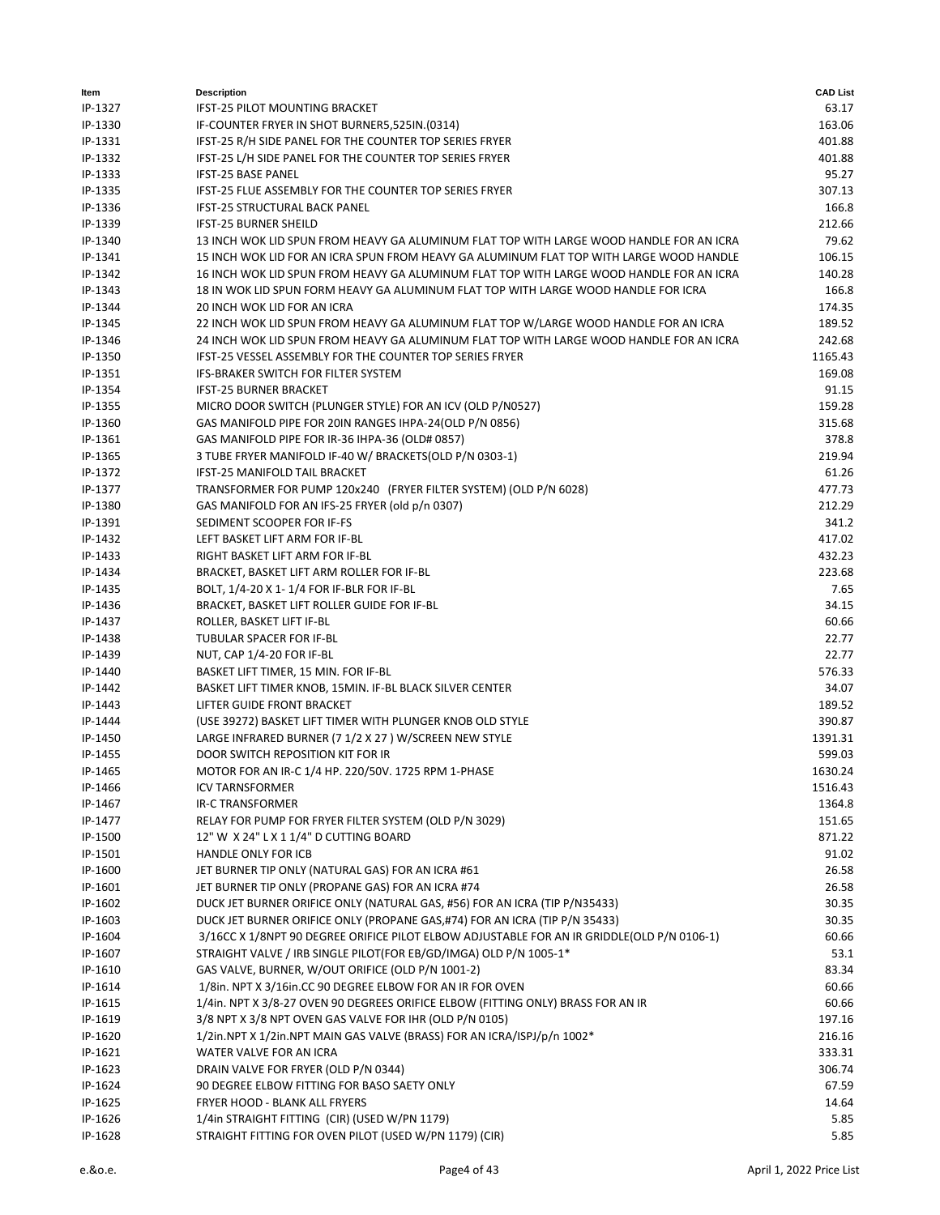| Item | Description | CAD List |
|---|---|---|
| IP-1327 | IFST-25 PILOT MOUNTING BRACKET | 63.17 |
| IP-1330 | IF-COUNTER FRYER IN SHOT BURNER5,525IN.(0314) | 163.06 |
| IP-1331 | IFST-25 R/H SIDE PANEL FOR THE COUNTER TOP SERIES FRYER | 401.88 |
| IP-1332 | IFST-25 L/H SIDE PANEL FOR THE COUNTER TOP SERIES FRYER | 401.88 |
| IP-1333 | IFST-25 BASE PANEL | 95.27 |
| IP-1335 | IFST-25 FLUE ASSEMBLY FOR THE COUNTER TOP SERIES FRYER | 307.13 |
| IP-1336 | IFST-25 STRUCTURAL BACK PANEL | 166.8 |
| IP-1339 | IFST-25 BURNER SHEILD | 212.66 |
| IP-1340 | 13 INCH WOK LID SPUN FROM HEAVY GA ALUMINUM FLAT TOP WITH LARGE WOOD HANDLE FOR AN ICRA | 79.62 |
| IP-1341 | 15 INCH WOK LID FOR AN ICRA SPUN FROM HEAVY GA ALUMINUM FLAT TOP WITH LARGE WOOD HANDLE | 106.15 |
| IP-1342 | 16 INCH WOK LID SPUN FROM HEAVY GA ALUMINUM FLAT TOP WITH LARGE WOOD HANDLE FOR AN ICRA | 140.28 |
| IP-1343 | 18 IN WOK LID SPUN FORM HEAVY GA ALUMINUM FLAT TOP WITH LARGE WOOD HANDLE FOR ICRA | 166.8 |
| IP-1344 | 20 INCH WOK LID FOR AN ICRA | 174.35 |
| IP-1345 | 22 INCH WOK LID SPUN FROM HEAVY GA ALUMINUM FLAT TOP W/LARGE WOOD HANDLE FOR AN ICRA | 189.52 |
| IP-1346 | 24 INCH WOK LID SPUN FROM HEAVY GA ALUMINUM FLAT TOP WITH LARGE WOOD HANDLE FOR AN ICRA | 242.68 |
| IP-1350 | IFST-25 VESSEL ASSEMBLY FOR THE COUNTER TOP SERIES FRYER | 1165.43 |
| IP-1351 | IFS-BRAKER SWITCH FOR FILTER SYSTEM | 169.08 |
| IP-1354 | IFST-25 BURNER BRACKET | 91.15 |
| IP-1355 | MICRO DOOR SWITCH (PLUNGER STYLE) FOR AN ICV (OLD P/N0527) | 159.28 |
| IP-1360 | GAS MANIFOLD PIPE FOR 20IN RANGES IHPA-24(OLD P/N 0856) | 315.68 |
| IP-1361 | GAS MANIFOLD PIPE FOR IR-36 IHPA-36 (OLD# 0857) | 378.8 |
| IP-1365 | 3 TUBE FRYER MANIFOLD IF-40 W/ BRACKETS(OLD P/N 0303-1) | 219.94 |
| IP-1372 | IFST-25 MANIFOLD TAIL BRACKET | 61.26 |
| IP-1377 | TRANSFORMER FOR PUMP 120x240 (FRYER FILTER SYSTEM) (OLD P/N 6028) | 477.73 |
| IP-1380 | GAS MANIFOLD FOR AN IFS-25 FRYER (old p/n 0307) | 212.29 |
| IP-1391 | SEDIMENT SCOOPER FOR IF-FS | 341.2 |
| IP-1432 | LEFT BASKET LIFT ARM FOR IF-BL | 417.02 |
| IP-1433 | RIGHT BASKET LIFT ARM FOR IF-BL | 432.23 |
| IP-1434 | BRACKET, BASKET LIFT ARM ROLLER FOR IF-BL | 223.68 |
| IP-1435 | BOLT, 1/4-20 X 1- 1/4 FOR IF-BLR FOR IF-BL | 7.65 |
| IP-1436 | BRACKET, BASKET LIFT ROLLER GUIDE FOR IF-BL | 34.15 |
| IP-1437 | ROLLER, BASKET LIFT IF-BL | 60.66 |
| IP-1438 | TUBULAR SPACER FOR IF-BL | 22.77 |
| IP-1439 | NUT, CAP 1/4-20 FOR IF-BL | 22.77 |
| IP-1440 | BASKET LIFT TIMER, 15 MIN. FOR IF-BL | 576.33 |
| IP-1442 | BASKET LIFT TIMER KNOB, 15MIN. IF-BL BLACK SILVER CENTER | 34.07 |
| IP-1443 | LIFTER GUIDE FRONT BRACKET | 189.52 |
| IP-1444 | (USE 39272) BASKET LIFT TIMER WITH PLUNGER KNOB OLD STYLE | 390.87 |
| IP-1450 | LARGE INFRARED BURNER (7 1/2 X 27 ) W/SCREEN NEW STYLE | 1391.31 |
| IP-1455 | DOOR SWITCH REPOSITION KIT FOR IR | 599.03 |
| IP-1465 | MOTOR FOR AN IR-C 1/4 HP. 220/50V. 1725 RPM 1-PHASE | 1630.24 |
| IP-1466 | ICV TARNSFORMER | 1516.43 |
| IP-1467 | IR-C TRANSFORMER | 1364.8 |
| IP-1477 | RELAY FOR PUMP FOR FRYER FILTER SYSTEM (OLD P/N 3029) | 151.65 |
| IP-1500 | 12" W X 24" L X 1 1/4" D CUTTING BOARD | 871.22 |
| IP-1501 | HANDLE ONLY FOR ICB | 91.02 |
| IP-1600 | JET BURNER TIP ONLY (NATURAL GAS) FOR AN ICRA #61 | 26.58 |
| IP-1601 | JET BURNER TIP ONLY (PROPANE GAS) FOR AN ICRA #74 | 26.58 |
| IP-1602 | DUCK JET BURNER ORIFICE ONLY (NATURAL GAS, #56) FOR AN ICRA (TIP P/N35433) | 30.35 |
| IP-1603 | DUCK JET BURNER ORIFICE ONLY (PROPANE GAS,#74) FOR AN ICRA (TIP P/N 35433) | 30.35 |
| IP-1604 | 3/16CC X 1/8NPT 90 DEGREE ORIFICE PILOT ELBOW ADJUSTABLE FOR AN IR GRIDDLE(OLD P/N 0106-1) | 60.66 |
| IP-1607 | STRAIGHT VALVE / IRB SINGLE PILOT(FOR EB/GD/IMGA) OLD P/N 1005-1* | 53.1 |
| IP-1610 | GAS VALVE, BURNER, W/OUT ORIFICE (OLD P/N 1001-2) | 83.34 |
| IP-1614 | 1/8in. NPT X 3/16in.CC 90 DEGREE ELBOW FOR AN IR FOR OVEN | 60.66 |
| IP-1615 | 1/4in. NPT X 3/8-27 OVEN 90 DEGREES ORIFICE ELBOW (FITTING ONLY) BRASS FOR AN IR | 60.66 |
| IP-1619 | 3/8 NPT X 3/8 NPT OVEN GAS VALVE FOR IHR (OLD P/N 0105) | 197.16 |
| IP-1620 | 1/2in.NPT X 1/2in.NPT MAIN GAS VALVE (BRASS) FOR AN ICRA/ISPJ/p/n 1002* | 216.16 |
| IP-1621 | WATER VALVE FOR AN ICRA | 333.31 |
| IP-1623 | DRAIN VALVE FOR FRYER (OLD P/N 0344) | 306.74 |
| IP-1624 | 90 DEGREE ELBOW FITTING FOR BASO SAETY ONLY | 67.59 |
| IP-1625 | FRYER HOOD - BLANK ALL FRYERS | 14.64 |
| IP-1626 | 1/4in STRAIGHT FITTING (CIR) (USED W/PN 1179) | 5.85 |
| IP-1628 | STRAIGHT FITTING FOR OVEN PILOT (USED W/PN 1179) (CIR) | 5.85 |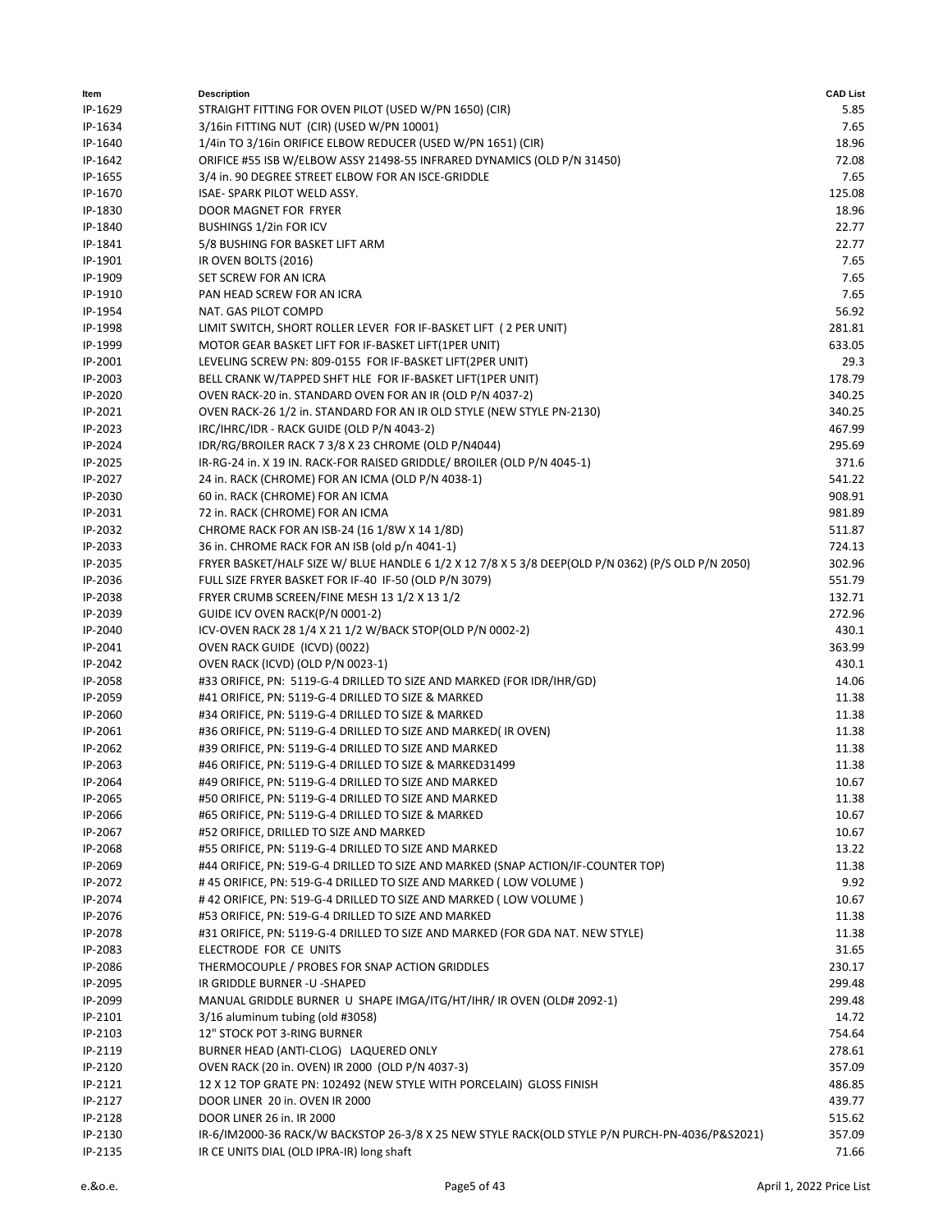| Item | Description | CAD List |
|---|---|---|
| IP-1629 | STRAIGHT FITTING FOR OVEN PILOT (USED W/PN 1650) (CIR) | 5.85 |
| IP-1634 | 3/16in FITTING NUT (CIR) (USED W/PN 10001) | 7.65 |
| IP-1640 | 1/4in TO 3/16in ORIFICE ELBOW REDUCER (USED W/PN 1651) (CIR) | 18.96 |
| IP-1642 | ORIFICE #55 ISB W/ELBOW ASSY 21498-55 INFRARED DYNAMICS (OLD P/N 31450) | 72.08 |
| IP-1655 | 3/4 in. 90 DEGREE STREET ELBOW FOR AN ISCE-GRIDDLE | 7.65 |
| IP-1670 | ISAE- SPARK PILOT WELD ASSY. | 125.08 |
| IP-1830 | DOOR MAGNET FOR FRYER | 18.96 |
| IP-1840 | BUSHINGS 1/2in FOR ICV | 22.77 |
| IP-1841 | 5/8 BUSHING FOR BASKET LIFT ARM | 22.77 |
| IP-1901 | IR OVEN BOLTS (2016) | 7.65 |
| IP-1909 | SET SCREW FOR AN ICRA | 7.65 |
| IP-1910 | PAN HEAD SCREW FOR AN ICRA | 7.65 |
| IP-1954 | NAT. GAS PILOT COMPD | 56.92 |
| IP-1998 | LIMIT SWITCH, SHORT ROLLER LEVER FOR IF-BASKET LIFT ( 2 PER UNIT) | 281.81 |
| IP-1999 | MOTOR GEAR BASKET LIFT FOR IF-BASKET LIFT(1PER UNIT) | 633.05 |
| IP-2001 | LEVELING SCREW PN: 809-0155 FOR IF-BASKET LIFT(2PER UNIT) | 29.3 |
| IP-2003 | BELL CRANK W/TAPPED SHFT HLE FOR IF-BASKET LIFT(1PER UNIT) | 178.79 |
| IP-2020 | OVEN RACK-20 in. STANDARD OVEN FOR AN IR (OLD P/N 4037-2) | 340.25 |
| IP-2021 | OVEN RACK-26 1/2 in. STANDARD FOR AN IR OLD STYLE (NEW STYLE PN-2130) | 340.25 |
| IP-2023 | IRC/IHRC/IDR - RACK GUIDE (OLD P/N 4043-2) | 467.99 |
| IP-2024 | IDR/RG/BROILER RACK 7 3/8 X 23 CHROME (OLD P/N4044) | 295.69 |
| IP-2025 | IR-RG-24 in. X 19 IN. RACK-FOR RAISED GRIDDLE/ BROILER (OLD P/N 4045-1) | 371.6 |
| IP-2027 | 24 in. RACK (CHROME) FOR AN ICMA (OLD P/N 4038-1) | 541.22 |
| IP-2030 | 60 in. RACK (CHROME) FOR AN ICMA | 908.91 |
| IP-2031 | 72 in. RACK (CHROME) FOR AN ICMA | 981.89 |
| IP-2032 | CHROME RACK FOR AN ISB-24 (16 1/8W X 14 1/8D) | 511.87 |
| IP-2033 | 36 in. CHROME RACK FOR AN ISB (old p/n 4041-1) | 724.13 |
| IP-2035 | FRYER BASKET/HALF SIZE W/ BLUE HANDLE 6 1/2 X 12 7/8 X 5 3/8 DEEP(OLD P/N 0362) (P/S OLD P/N 2050) | 302.96 |
| IP-2036 | FULL SIZE FRYER BASKET FOR IF-40 IF-50 (OLD P/N 3079) | 551.79 |
| IP-2038 | FRYER CRUMB SCREEN/FINE MESH 13 1/2 X 13 1/2 | 132.71 |
| IP-2039 | GUIDE ICV OVEN RACK(P/N 0001-2) | 272.96 |
| IP-2040 | ICV-OVEN RACK 28 1/4 X 21 1/2 W/BACK STOP(OLD P/N 0002-2) | 430.1 |
| IP-2041 | OVEN RACK GUIDE (ICVD) (0022) | 363.99 |
| IP-2042 | OVEN RACK (ICVD) (OLD P/N 0023-1) | 430.1 |
| IP-2058 | #33 ORIFICE, PN: 5119-G-4 DRILLED TO SIZE AND MARKED (FOR IDR/IHR/GD) | 14.06 |
| IP-2059 | #41 ORIFICE, PN: 5119-G-4 DRILLED TO SIZE & MARKED | 11.38 |
| IP-2060 | #34 ORIFICE, PN: 5119-G-4 DRILLED TO SIZE & MARKED | 11.38 |
| IP-2061 | #36 ORIFICE, PN: 5119-G-4 DRILLED TO SIZE AND MARKED( IR OVEN) | 11.38 |
| IP-2062 | #39 ORIFICE, PN: 5119-G-4 DRILLED TO SIZE AND MARKED | 11.38 |
| IP-2063 | #46 ORIFICE, PN: 5119-G-4 DRILLED TO SIZE & MARKED31499 | 11.38 |
| IP-2064 | #49 ORIFICE, PN: 5119-G-4 DRILLED TO SIZE AND MARKED | 10.67 |
| IP-2065 | #50 ORIFICE, PN: 5119-G-4 DRILLED TO SIZE AND MARKED | 11.38 |
| IP-2066 | #65 ORIFICE, PN: 5119-G-4 DRILLED TO SIZE & MARKED | 10.67 |
| IP-2067 | #52 ORIFICE, DRILLED TO SIZE AND MARKED | 10.67 |
| IP-2068 | #55 ORIFICE, PN: 5119-G-4 DRILLED TO SIZE AND MARKED | 13.22 |
| IP-2069 | #44 ORIFICE, PN: 519-G-4 DRILLED TO SIZE AND MARKED (SNAP ACTION/IF-COUNTER TOP) | 11.38 |
| IP-2072 | # 45 ORIFICE, PN: 519-G-4 DRILLED TO SIZE AND MARKED ( LOW VOLUME ) | 9.92 |
| IP-2074 | # 42 ORIFICE, PN: 519-G-4 DRILLED TO SIZE AND MARKED ( LOW VOLUME ) | 10.67 |
| IP-2076 | #53 ORIFICE, PN: 519-G-4 DRILLED TO SIZE AND MARKED | 11.38 |
| IP-2078 | #31 ORIFICE, PN: 5119-G-4 DRILLED TO SIZE AND MARKED (FOR GDA NAT. NEW STYLE) | 11.38 |
| IP-2083 | ELECTRODE FOR CE UNITS | 31.65 |
| IP-2086 | THERMOCOUPLE / PROBES FOR SNAP ACTION GRIDDLES | 230.17 |
| IP-2095 | IR GRIDDLE BURNER -U -SHAPED | 299.48 |
| IP-2099 | MANUAL GRIDDLE BURNER U SHAPE IMGA/ITG/HT/IHR/ IR OVEN (OLD# 2092-1) | 299.48 |
| IP-2101 | 3/16 aluminum tubing (old #3058) | 14.72 |
| IP-2103 | 12" STOCK POT 3-RING BURNER | 754.64 |
| IP-2119 | BURNER HEAD (ANTI-CLOG) LAQUERED ONLY | 278.61 |
| IP-2120 | OVEN RACK (20 in. OVEN) IR 2000 (OLD P/N 4037-3) | 357.09 |
| IP-2121 | 12 X 12 TOP GRATE PN: 102492 (NEW STYLE WITH PORCELAIN) GLOSS FINISH | 486.85 |
| IP-2127 | DOOR LINER 20 in. OVEN IR 2000 | 439.77 |
| IP-2128 | DOOR LINER 26 in. IR 2000 | 515.62 |
| IP-2130 | IR-6/IM2000-36 RACK/W BACKSTOP 26-3/8 X 25 NEW STYLE RACK(OLD STYLE P/N PURCH-PN-4036/P&S2021) | 357.09 |
| IP-2135 | IR CE UNITS DIAL (OLD IPRA-IR) long shaft | 71.66 |

e.&o.e. April 1, 2022 Price List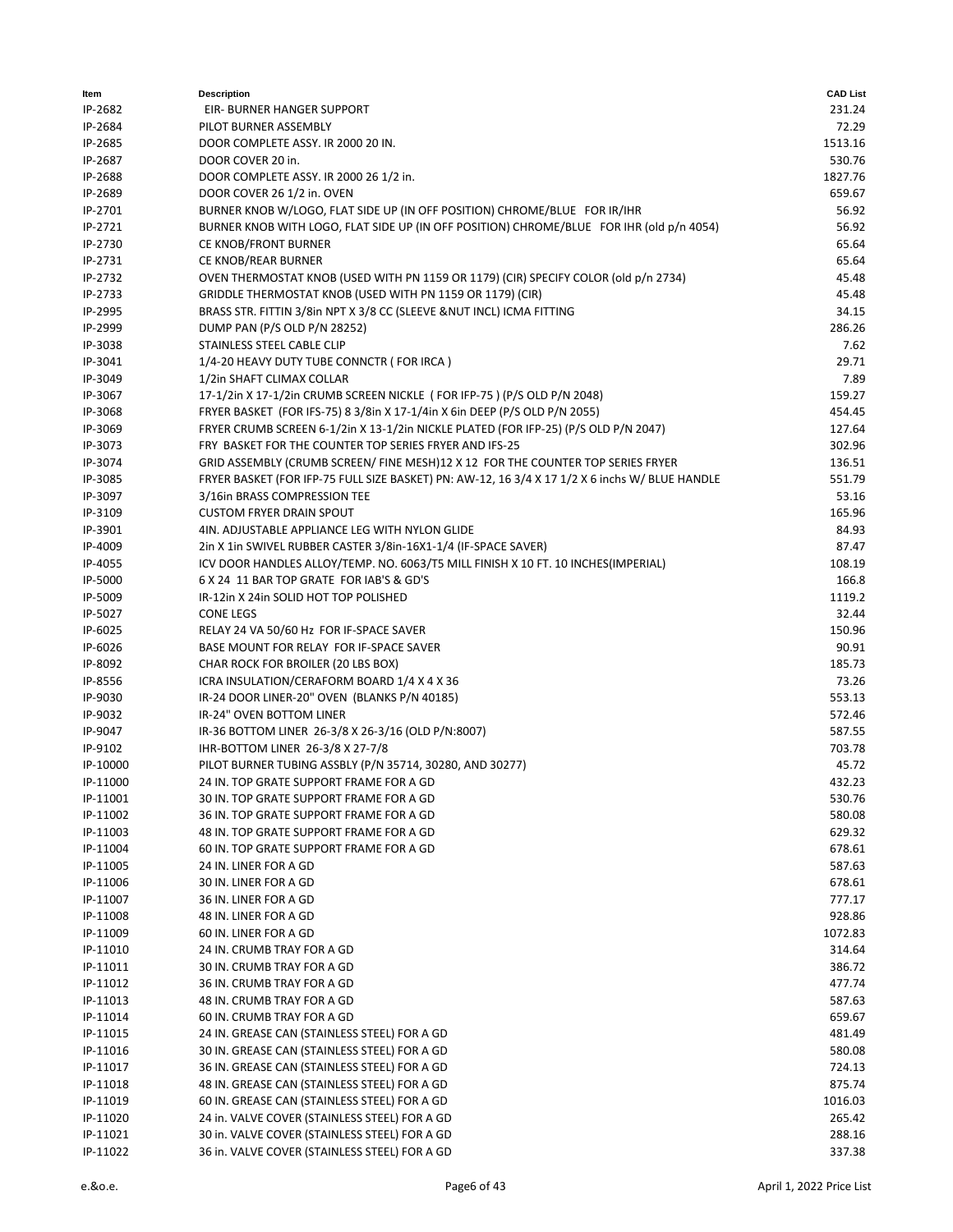| Item | Description | CAD List |
|---|---|---|
| IP-2682 | EIR- BURNER HANGER SUPPORT | 231.24 |
| IP-2684 | PILOT BURNER ASSEMBLY | 72.29 |
| IP-2685 | DOOR COMPLETE ASSY. IR 2000 20 IN. | 1513.16 |
| IP-2687 | DOOR COVER 20 in. | 530.76 |
| IP-2688 | DOOR COMPLETE ASSY. IR 2000 26 1/2 in. | 1827.76 |
| IP-2689 | DOOR COVER 26 1/2 in. OVEN | 659.67 |
| IP-2701 | BURNER KNOB W/LOGO, FLAT SIDE UP (IN OFF POSITION) CHROME/BLUE FOR IR/IHR | 56.92 |
| IP-2721 | BURNER KNOB WITH LOGO, FLAT SIDE UP (IN OFF POSITION) CHROME/BLUE FOR IHR (old p/n 4054) | 56.92 |
| IP-2730 | CE KNOB/FRONT BURNER | 65.64 |
| IP-2731 | CE KNOB/REAR BURNER | 65.64 |
| IP-2732 | OVEN THERMOSTAT KNOB (USED WITH PN 1159 OR 1179) (CIR) SPECIFY COLOR (old p/n 2734) | 45.48 |
| IP-2733 | GRIDDLE THERMOSTAT KNOB (USED WITH PN 1159 OR 1179) (CIR) | 45.48 |
| IP-2995 | BRASS STR. FITTIN 3/8in NPT X 3/8 CC (SLEEVE &NUT INCL) ICMA FITTING | 34.15 |
| IP-2999 | DUMP PAN (P/S OLD P/N 28252) | 286.26 |
| IP-3038 | STAINLESS STEEL CABLE CLIP | 7.62 |
| IP-3041 | 1/4-20 HEAVY DUTY TUBE CONNCTR ( FOR IRCA ) | 29.71 |
| IP-3049 | 1/2in SHAFT CLIMAX COLLAR | 7.89 |
| IP-3067 | 17-1/2in X 17-1/2in CRUMB SCREEN NICKLE ( FOR IFP-75 ) (P/S OLD P/N 2048) | 159.27 |
| IP-3068 | FRYER BASKET (FOR IFS-75) 8 3/8in X 17-1/4in X 6in DEEP (P/S OLD P/N 2055) | 454.45 |
| IP-3069 | FRYER CRUMB SCREEN 6-1/2in X 13-1/2in NICKLE PLATED (FOR IFP-25) (P/S OLD P/N 2047) | 127.64 |
| IP-3073 | FRY BASKET FOR THE COUNTER TOP SERIES FRYER AND IFS-25 | 302.96 |
| IP-3074 | GRID ASSEMBLY (CRUMB SCREEN/ FINE MESH)12 X 12 FOR THE COUNTER TOP SERIES FRYER | 136.51 |
| IP-3085 | FRYER BASKET (FOR IFP-75 FULL SIZE BASKET) PN: AW-12, 16 3/4 X 17 1/2 X 6 inchs W/ BLUE HANDLE | 551.79 |
| IP-3097 | 3/16in BRASS COMPRESSION TEE | 53.16 |
| IP-3109 | CUSTOM FRYER DRAIN SPOUT | 165.96 |
| IP-3901 | 4IN. ADJUSTABLE APPLIANCE LEG WITH NYLON GLIDE | 84.93 |
| IP-4009 | 2in X 1in SWIVEL RUBBER CASTER 3/8in-16X1-1/4 (IF-SPACE SAVER) | 87.47 |
| IP-4055 | ICV DOOR HANDLES ALLOY/TEMP. NO. 6063/T5 MILL FINISH X 10 FT. 10 INCHES(IMPERIAL) | 108.19 |
| IP-5000 | 6 X 24 11 BAR TOP GRATE FOR IAB'S & GD'S | 166.8 |
| IP-5009 | IR-12in X 24in SOLID HOT TOP POLISHED | 1119.2 |
| IP-5027 | CONE LEGS | 32.44 |
| IP-6025 | RELAY 24 VA 50/60 Hz FOR IF-SPACE SAVER | 150.96 |
| IP-6026 | BASE MOUNT FOR RELAY FOR IF-SPACE SAVER | 90.91 |
| IP-8092 | CHAR ROCK FOR BROILER (20 LBS BOX) | 185.73 |
| IP-8556 | ICRA INSULATION/CERAFORM BOARD 1/4 X 4 X 36 | 73.26 |
| IP-9030 | IR-24 DOOR LINER-20" OVEN (BLANKS P/N 40185) | 553.13 |
| IP-9032 | IR-24" OVEN BOTTOM LINER | 572.46 |
| IP-9047 | IR-36 BOTTOM LINER 26-3/8 X 26-3/16 (OLD P/N:8007) | 587.55 |
| IP-9102 | IHR-BOTTOM LINER 26-3/8 X 27-7/8 | 703.78 |
| IP-10000 | PILOT BURNER TUBING ASSBLY (P/N 35714, 30280, AND 30277) | 45.72 |
| IP-11000 | 24 IN. TOP GRATE SUPPORT FRAME FOR A GD | 432.23 |
| IP-11001 | 30 IN. TOP GRATE SUPPORT FRAME FOR A GD | 530.76 |
| IP-11002 | 36 IN. TOP GRATE SUPPORT FRAME FOR A GD | 580.08 |
| IP-11003 | 48 IN. TOP GRATE SUPPORT FRAME FOR A GD | 629.32 |
| IP-11004 | 60 IN. TOP GRATE SUPPORT FRAME FOR A GD | 678.61 |
| IP-11005 | 24 IN. LINER FOR A GD | 587.63 |
| IP-11006 | 30 IN. LINER FOR A GD | 678.61 |
| IP-11007 | 36 IN. LINER FOR A GD | 777.17 |
| IP-11008 | 48 IN. LINER FOR A GD | 928.86 |
| IP-11009 | 60 IN. LINER FOR A GD | 1072.83 |
| IP-11010 | 24 IN. CRUMB TRAY FOR A GD | 314.64 |
| IP-11011 | 30 IN. CRUMB TRAY FOR A GD | 386.72 |
| IP-11012 | 36 IN. CRUMB TRAY FOR A GD | 477.74 |
| IP-11013 | 48 IN. CRUMB TRAY FOR A GD | 587.63 |
| IP-11014 | 60 IN. CRUMB TRAY FOR A GD | 659.67 |
| IP-11015 | 24 IN. GREASE CAN (STAINLESS STEEL) FOR A GD | 481.49 |
| IP-11016 | 30 IN. GREASE CAN (STAINLESS STEEL) FOR A GD | 580.08 |
| IP-11017 | 36 IN. GREASE CAN (STAINLESS STEEL) FOR A GD | 724.13 |
| IP-11018 | 48 IN. GREASE CAN (STAINLESS STEEL) FOR A GD | 875.74 |
| IP-11019 | 60 IN. GREASE CAN (STAINLESS STEEL) FOR A GD | 1016.03 |
| IP-11020 | 24 in. VALVE COVER (STAINLESS STEEL) FOR A GD | 265.42 |
| IP-11021 | 30 in. VALVE COVER (STAINLESS STEEL) FOR A GD | 288.16 |
| IP-11022 | 36 in. VALVE COVER (STAINLESS STEEL) FOR A GD | 337.38 |

e.&o.e. April 1, 2022 Price List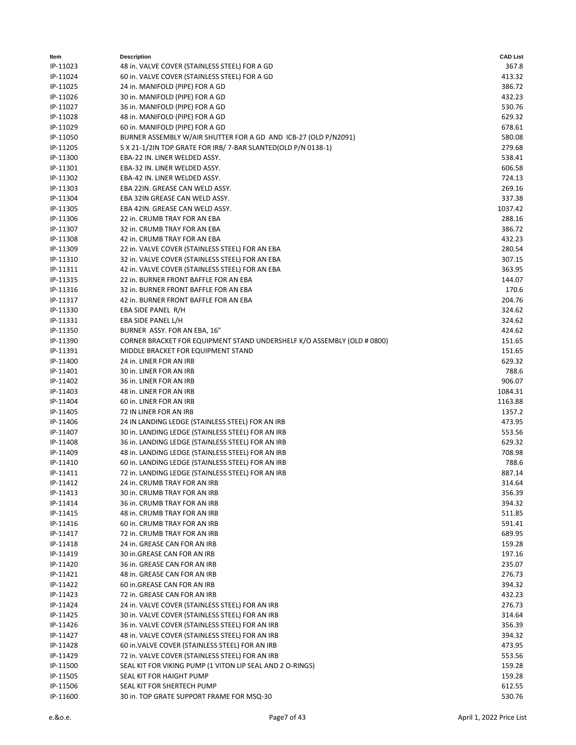| Item | Description | CAD List |
|---|---|---|
| IP-11023 | 48 in. VALVE COVER (STAINLESS STEEL) FOR A GD | 367.8 |
| IP-11024 | 60 in. VALVE COVER (STAINLESS STEEL) FOR A GD | 413.32 |
| IP-11025 | 24 in. MANIFOLD (PIPE) FOR A GD | 386.72 |
| IP-11026 | 30 in. MANIFOLD (PIPE) FOR A GD | 432.23 |
| IP-11027 | 36 in. MANIFOLD (PIPE) FOR A GD | 530.76 |
| IP-11028 | 48 in. MANIFOLD (PIPE) FOR A GD | 629.32 |
| IP-11029 | 60 in. MANIFOLD (PIPE) FOR A GD | 678.61 |
| IP-11050 | BURNER ASSEMBLY W/AIR SHUTTER FOR A GD AND ICB-27 (OLD P/N2091) | 580.08 |
| IP-11205 | 5 X 21-1/2IN TOP GRATE FOR IRB/ 7-BAR SLANTED(OLD P/N 0138-1) | 279.68 |
| IP-11300 | EBA-22 IN. LINER WELDED ASSY. | 538.41 |
| IP-11301 | EBA-32 IN. LINER WELDED ASSY. | 606.58 |
| IP-11302 | EBA-42 IN. LINER WELDED ASSY. | 724.13 |
| IP-11303 | EBA 22IN. GREASE CAN WELD ASSY. | 269.16 |
| IP-11304 | EBA 32IN GREASE CAN WELD ASSY. | 337.38 |
| IP-11305 | EBA 42IN. GREASE CAN WELD ASSY. | 1037.42 |
| IP-11306 | 22 in. CRUMB TRAY FOR AN EBA | 288.16 |
| IP-11307 | 32 in. CRUMB TRAY FOR AN EBA | 386.72 |
| IP-11308 | 42 in. CRUMB TRAY FOR AN EBA | 432.23 |
| IP-11309 | 22 in. VALVE COVER (STAINLESS STEEL) FOR AN EBA | 280.54 |
| IP-11310 | 32 in. VALVE COVER (STAINLESS STEEL) FOR AN EBA | 307.15 |
| IP-11311 | 42 in. VALVE COVER (STAINLESS STEEL) FOR AN EBA | 363.95 |
| IP-11315 | 22 in. BURNER FRONT BAFFLE FOR AN EBA | 144.07 |
| IP-11316 | 32 in. BURNER FRONT BAFFLE FOR AN EBA | 170.6 |
| IP-11317 | 42 in. BURNER FRONT BAFFLE FOR AN EBA | 204.76 |
| IP-11330 | EBA SIDE PANEL R/H | 324.62 |
| IP-11331 | EBA SIDE PANEL L/H | 324.62 |
| IP-11350 | BURNER ASSY. FOR AN EBA, 16" | 424.62 |
| IP-11390 | CORNER BRACKET FOR EQUIPMENT STAND UNDERSHELF K/O ASSEMBLY (OLD # 0800) | 151.65 |
| IP-11391 | MIDDLE BRACKET FOR EQUIPMENT STAND | 151.65 |
| IP-11400 | 24 in. LINER FOR AN IRB | 629.32 |
| IP-11401 | 30 in. LINER FOR AN IRB | 788.6 |
| IP-11402 | 36 in. LINER FOR AN IRB | 906.07 |
| IP-11403 | 48 in. LINER FOR AN IRB | 1084.31 |
| IP-11404 | 60 in. LINER FOR AN IRB | 1163.88 |
| IP-11405 | 72 IN LINER FOR AN IRB | 1357.2 |
| IP-11406 | 24 IN LANDING LEDGE (STAINLESS STEEL) FOR AN IRB | 473.95 |
| IP-11407 | 30 in. LANDING LEDGE (STAINLESS STEEL) FOR AN IRB | 553.56 |
| IP-11408 | 36 in. LANDING LEDGE (STAINLESS STEEL) FOR AN IRB | 629.32 |
| IP-11409 | 48 in. LANDING LEDGE (STAINLESS STEEL) FOR AN IRB | 708.98 |
| IP-11410 | 60 in. LANDING LEDGE (STAINLESS STEEL) FOR AN IRB | 788.6 |
| IP-11411 | 72 in. LANDING LEDGE (STAINLESS STEEL) FOR AN IRB | 887.14 |
| IP-11412 | 24 in. CRUMB TRAY FOR AN IRB | 314.64 |
| IP-11413 | 30 in. CRUMB TRAY FOR AN IRB | 356.39 |
| IP-11414 | 36 in. CRUMB TRAY FOR AN IRB | 394.32 |
| IP-11415 | 48 in. CRUMB TRAY FOR AN IRB | 511.85 |
| IP-11416 | 60 in. CRUMB TRAY FOR AN IRB | 591.41 |
| IP-11417 | 72 in. CRUMB TRAY FOR AN IRB | 689.95 |
| IP-11418 | 24 in. GREASE CAN FOR AN IRB | 159.28 |
| IP-11419 | 30 in.GREASE CAN FOR AN IRB | 197.16 |
| IP-11420 | 36 in. GREASE CAN FOR AN IRB | 235.07 |
| IP-11421 | 48 in. GREASE CAN FOR AN IRB | 276.73 |
| IP-11422 | 60 in.GREASE CAN FOR AN IRB | 394.32 |
| IP-11423 | 72 in. GREASE CAN FOR AN IRB | 432.23 |
| IP-11424 | 24 in. VALVE COVER (STAINLESS STEEL) FOR AN IRB | 276.73 |
| IP-11425 | 30 in. VALVE COVER (STAINLESS STEEL) FOR AN IRB | 314.64 |
| IP-11426 | 36 in. VALVE COVER (STAINLESS STEEL) FOR AN IRB | 356.39 |
| IP-11427 | 48 in. VALVE COVER (STAINLESS STEEL) FOR AN IRB | 394.32 |
| IP-11428 | 60 in.VALVE COVER (STAINLESS STEEL) FOR AN IRB | 473.95 |
| IP-11429 | 72 in. VALVE COVER (STAINLESS STEEL) FOR AN IRB | 553.56 |
| IP-11500 | SEAL KIT FOR VIKING PUMP (1 VITON LIP SEAL AND 2 O-RINGS) | 159.28 |
| IP-11505 | SEAL KIT FOR HAIGHT PUMP | 159.28 |
| IP-11506 | SEAL KIT FOR SHERTECH PUMP | 612.55 |
| IP-11600 | 30 in. TOP GRATE SUPPORT FRAME FOR MSQ-30 | 530.76 |

e.&o.e. April 1, 2022 Price List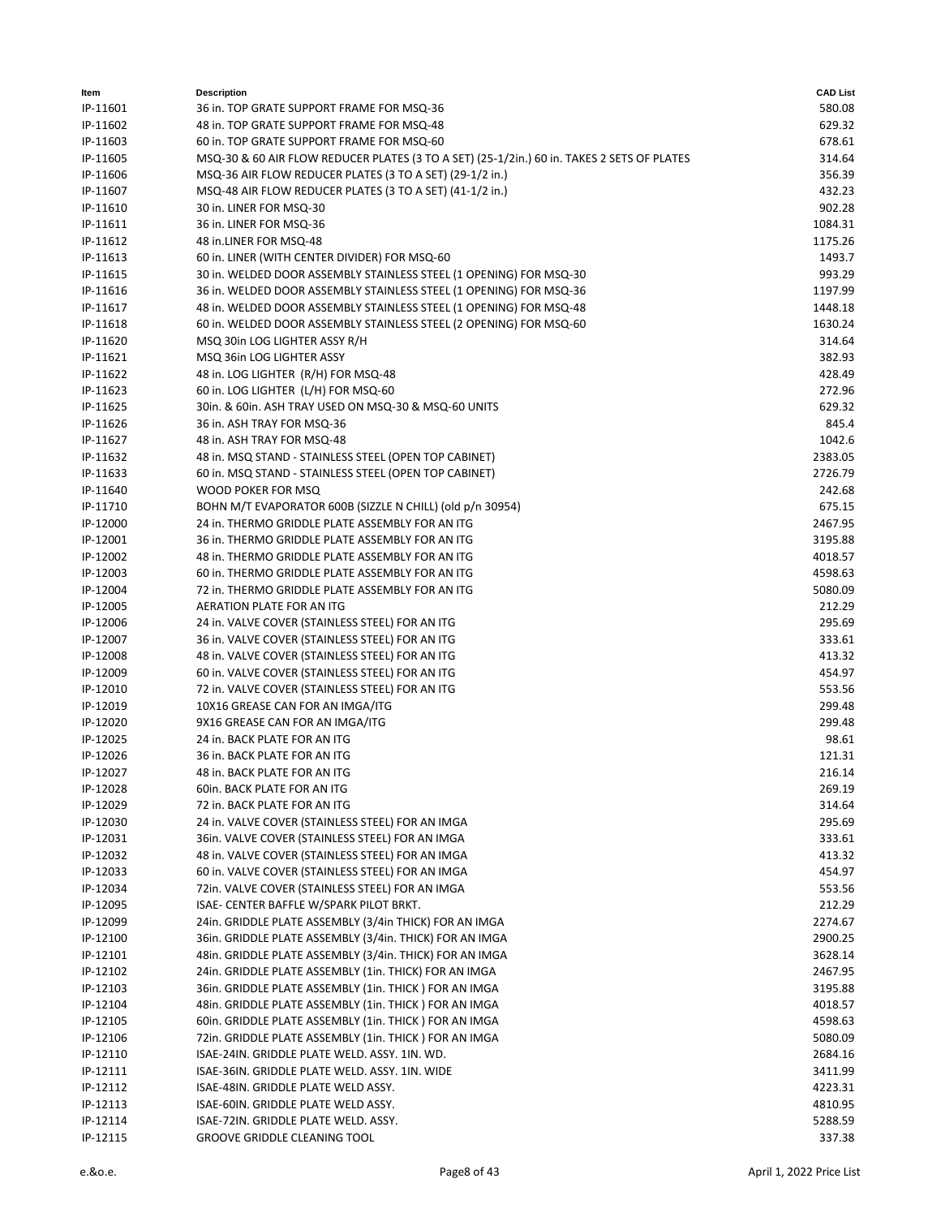| Item | Description | CAD List |
|---|---|---|
| IP-11601 | 36 in. TOP GRATE SUPPORT FRAME FOR MSQ-36 | 580.08 |
| IP-11602 | 48 in. TOP GRATE SUPPORT FRAME FOR MSQ-48 | 629.32 |
| IP-11603 | 60 in. TOP GRATE SUPPORT FRAME FOR MSQ-60 | 678.61 |
| IP-11605 | MSQ-30 & 60 AIR FLOW REDUCER PLATES (3 TO A SET) (25-1/2in.) 60 in. TAKES 2 SETS OF PLATES | 314.64 |
| IP-11606 | MSQ-36 AIR FLOW REDUCER PLATES (3 TO A SET) (29-1/2 in.) | 356.39 |
| IP-11607 | MSQ-48 AIR FLOW REDUCER PLATES (3 TO A SET) (41-1/2 in.) | 432.23 |
| IP-11610 | 30 in. LINER FOR MSQ-30 | 902.28 |
| IP-11611 | 36 in. LINER FOR MSQ-36 | 1084.31 |
| IP-11612 | 48 in.LINER FOR MSQ-48 | 1175.26 |
| IP-11613 | 60 in. LINER (WITH CENTER DIVIDER) FOR MSQ-60 | 1493.7 |
| IP-11615 | 30 in. WELDED DOOR ASSEMBLY STAINLESS STEEL (1 OPENING) FOR MSQ-30 | 993.29 |
| IP-11616 | 36 in. WELDED DOOR ASSEMBLY STAINLESS STEEL (1 OPENING) FOR MSQ-36 | 1197.99 |
| IP-11617 | 48 in. WELDED DOOR ASSEMBLY STAINLESS STEEL (1 OPENING) FOR MSQ-48 | 1448.18 |
| IP-11618 | 60 in. WELDED DOOR ASSEMBLY STAINLESS STEEL (2 OPENING) FOR MSQ-60 | 1630.24 |
| IP-11620 | MSQ 30in LOG LIGHTER ASSY R/H | 314.64 |
| IP-11621 | MSQ 36in LOG LIGHTER ASSY | 382.93 |
| IP-11622 | 48 in. LOG LIGHTER (R/H) FOR MSQ-48 | 428.49 |
| IP-11623 | 60 in. LOG LIGHTER (L/H) FOR MSQ-60 | 272.96 |
| IP-11625 | 30in. & 60in. ASH TRAY USED ON MSQ-30 & MSQ-60 UNITS | 629.32 |
| IP-11626 | 36 in. ASH TRAY FOR MSQ-36 | 845.4 |
| IP-11627 | 48 in. ASH TRAY FOR MSQ-48 | 1042.6 |
| IP-11632 | 48 in. MSQ STAND - STAINLESS STEEL (OPEN TOP CABINET) | 2383.05 |
| IP-11633 | 60 in. MSQ STAND - STAINLESS STEEL (OPEN TOP CABINET) | 2726.79 |
| IP-11640 | WOOD POKER FOR MSQ | 242.68 |
| IP-11710 | BOHN M/T EVAPORATOR 600B (SIZZLE N CHILL) (old p/n 30954) | 675.15 |
| IP-12000 | 24 in. THERMO GRIDDLE PLATE ASSEMBLY FOR AN ITG | 2467.95 |
| IP-12001 | 36 in. THERMO GRIDDLE PLATE ASSEMBLY FOR AN ITG | 3195.88 |
| IP-12002 | 48 in. THERMO GRIDDLE PLATE ASSEMBLY FOR AN ITG | 4018.57 |
| IP-12003 | 60 in. THERMO GRIDDLE PLATE ASSEMBLY FOR AN ITG | 4598.63 |
| IP-12004 | 72 in. THERMO GRIDDLE PLATE ASSEMBLY FOR AN ITG | 5080.09 |
| IP-12005 | AERATION PLATE FOR AN ITG | 212.29 |
| IP-12006 | 24 in. VALVE COVER (STAINLESS STEEL) FOR AN ITG | 295.69 |
| IP-12007 | 36 in. VALVE COVER (STAINLESS STEEL) FOR AN ITG | 333.61 |
| IP-12008 | 48 in. VALVE COVER (STAINLESS STEEL) FOR AN ITG | 413.32 |
| IP-12009 | 60 in. VALVE COVER (STAINLESS STEEL) FOR AN ITG | 454.97 |
| IP-12010 | 72 in. VALVE COVER (STAINLESS STEEL) FOR AN ITG | 553.56 |
| IP-12019 | 10X16 GREASE CAN FOR AN IMGA/ITG | 299.48 |
| IP-12020 | 9X16 GREASE CAN FOR AN IMGA/ITG | 299.48 |
| IP-12025 | 24 in. BACK PLATE FOR AN ITG | 98.61 |
| IP-12026 | 36 in. BACK PLATE FOR AN ITG | 121.31 |
| IP-12027 | 48 in. BACK PLATE FOR AN ITG | 216.14 |
| IP-12028 | 60in. BACK PLATE FOR AN ITG | 269.19 |
| IP-12029 | 72 in. BACK PLATE FOR AN ITG | 314.64 |
| IP-12030 | 24 in. VALVE COVER (STAINLESS STEEL) FOR AN IMGA | 295.69 |
| IP-12031 | 36in. VALVE COVER (STAINLESS STEEL) FOR AN IMGA | 333.61 |
| IP-12032 | 48 in. VALVE COVER (STAINLESS STEEL) FOR AN IMGA | 413.32 |
| IP-12033 | 60 in. VALVE COVER (STAINLESS STEEL) FOR AN IMGA | 454.97 |
| IP-12034 | 72in. VALVE COVER (STAINLESS STEEL) FOR AN IMGA | 553.56 |
| IP-12095 | ISAE- CENTER BAFFLE W/SPARK PILOT BRKT. | 212.29 |
| IP-12099 | 24in. GRIDDLE PLATE ASSEMBLY (3/4in THICK) FOR AN IMGA | 2274.67 |
| IP-12100 | 36in. GRIDDLE PLATE ASSEMBLY (3/4in. THICK) FOR AN IMGA | 2900.25 |
| IP-12101 | 48in. GRIDDLE PLATE ASSEMBLY (3/4in. THICK) FOR AN IMGA | 3628.14 |
| IP-12102 | 24in. GRIDDLE PLATE ASSEMBLY (1in. THICK) FOR AN IMGA | 2467.95 |
| IP-12103 | 36in. GRIDDLE PLATE ASSEMBLY (1in. THICK ) FOR AN IMGA | 3195.88 |
| IP-12104 | 48in. GRIDDLE PLATE ASSEMBLY (1in. THICK ) FOR AN IMGA | 4018.57 |
| IP-12105 | 60in. GRIDDLE PLATE ASSEMBLY (1in. THICK ) FOR AN IMGA | 4598.63 |
| IP-12106 | 72in. GRIDDLE PLATE ASSEMBLY (1in. THICK ) FOR AN IMGA | 5080.09 |
| IP-12110 | ISAE-24IN. GRIDDLE PLATE WELD. ASSY. 1IN. WD. | 2684.16 |
| IP-12111 | ISAE-36IN. GRIDDLE PLATE WELD. ASSY. 1IN. WIDE | 3411.99 |
| IP-12112 | ISAE-48IN. GRIDDLE PLATE WELD ASSY. | 4223.31 |
| IP-12113 | ISAE-60IN. GRIDDLE PLATE WELD ASSY. | 4810.95 |
| IP-12114 | ISAE-72IN. GRIDDLE PLATE WELD. ASSY. | 5288.59 |
| IP-12115 | GROOVE GRIDDLE CLEANING TOOL | 337.38 |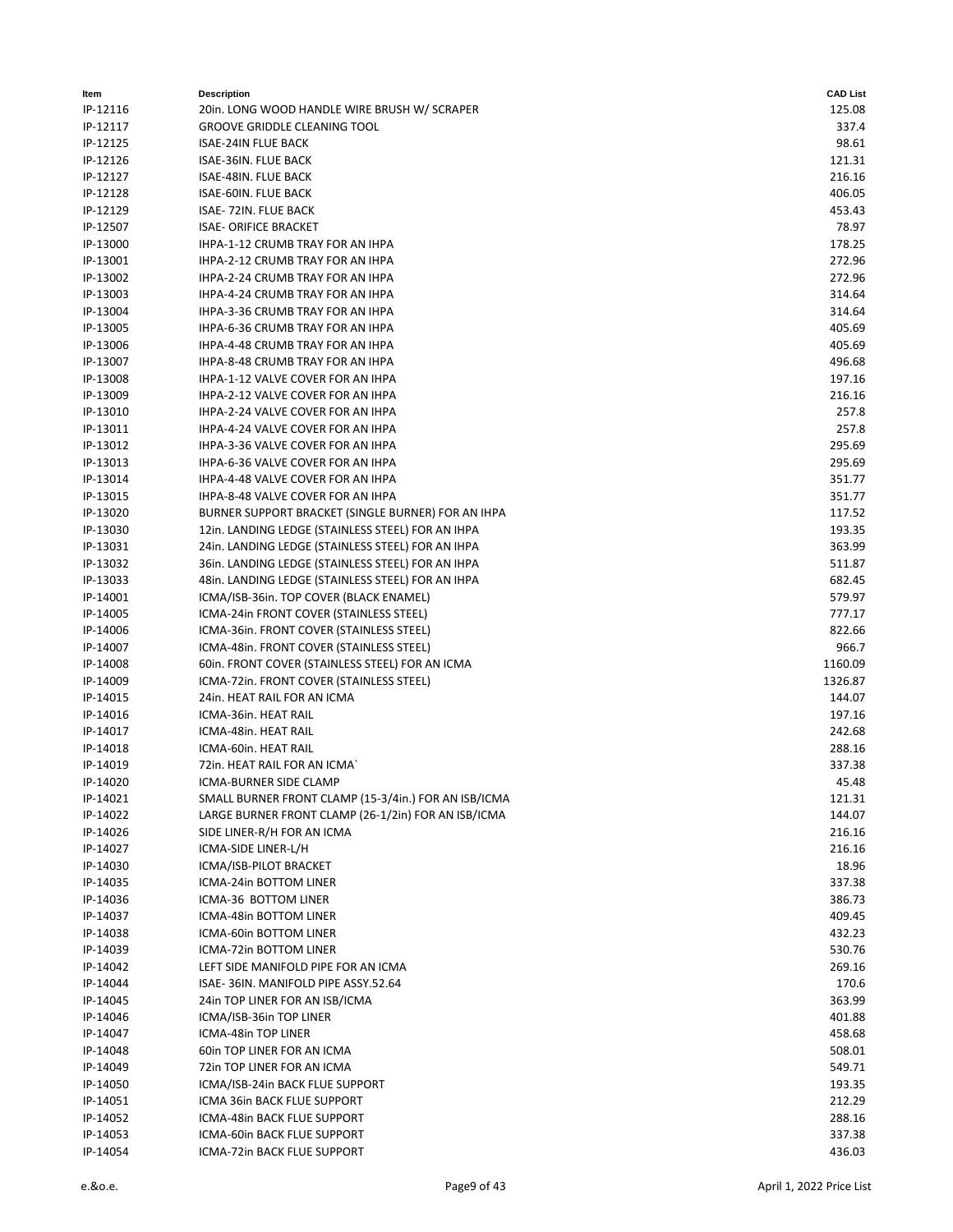| Item | Description | CAD List |
|---|---|---|
| IP-12116 | 20in. LONG WOOD HANDLE WIRE BRUSH W/ SCRAPER | 125.08 |
| IP-12117 | GROOVE GRIDDLE CLEANING TOOL | 337.4 |
| IP-12125 | ISAE-24IN FLUE BACK | 98.61 |
| IP-12126 | ISAE-36IN. FLUE BACK | 121.31 |
| IP-12127 | ISAE-48IN. FLUE BACK | 216.16 |
| IP-12128 | ISAE-60IN. FLUE BACK | 406.05 |
| IP-12129 | ISAE- 72IN. FLUE BACK | 453.43 |
| IP-12507 | ISAE- ORIFICE BRACKET | 78.97 |
| IP-13000 | IHPA-1-12 CRUMB TRAY FOR AN IHPA | 178.25 |
| IP-13001 | IHPA-2-12 CRUMB TRAY FOR AN IHPA | 272.96 |
| IP-13002 | IHPA-2-24 CRUMB TRAY FOR AN IHPA | 272.96 |
| IP-13003 | IHPA-4-24 CRUMB TRAY FOR AN IHPA | 314.64 |
| IP-13004 | IHPA-3-36 CRUMB TRAY FOR AN IHPA | 314.64 |
| IP-13005 | IHPA-6-36 CRUMB TRAY FOR AN IHPA | 405.69 |
| IP-13006 | IHPA-4-48 CRUMB TRAY FOR AN IHPA | 405.69 |
| IP-13007 | IHPA-8-48 CRUMB TRAY FOR AN IHPA | 496.68 |
| IP-13008 | IHPA-1-12 VALVE COVER FOR AN IHPA | 197.16 |
| IP-13009 | IHPA-2-12 VALVE COVER FOR AN IHPA | 216.16 |
| IP-13010 | IHPA-2-24 VALVE COVER FOR AN IHPA | 257.8 |
| IP-13011 | IHPA-4-24 VALVE COVER FOR AN IHPA | 257.8 |
| IP-13012 | IHPA-3-36 VALVE COVER FOR AN IHPA | 295.69 |
| IP-13013 | IHPA-6-36 VALVE COVER FOR AN IHPA | 295.69 |
| IP-13014 | IHPA-4-48 VALVE COVER FOR AN IHPA | 351.77 |
| IP-13015 | IHPA-8-48 VALVE COVER FOR AN IHPA | 351.77 |
| IP-13020 | BURNER SUPPORT BRACKET (SINGLE BURNER) FOR AN IHPA | 117.52 |
| IP-13030 | 12in. LANDING LEDGE (STAINLESS STEEL) FOR AN IHPA | 193.35 |
| IP-13031 | 24in. LANDING LEDGE (STAINLESS STEEL) FOR AN IHPA | 363.99 |
| IP-13032 | 36in. LANDING LEDGE (STAINLESS STEEL) FOR AN IHPA | 511.87 |
| IP-13033 | 48in. LANDING LEDGE (STAINLESS STEEL) FOR AN IHPA | 682.45 |
| IP-14001 | ICMA/ISB-36in. TOP COVER (BLACK ENAMEL) | 579.97 |
| IP-14005 | ICMA-24in FRONT COVER (STAINLESS STEEL) | 777.17 |
| IP-14006 | ICMA-36in. FRONT COVER (STAINLESS STEEL) | 822.66 |
| IP-14007 | ICMA-48in. FRONT COVER (STAINLESS STEEL) | 966.7 |
| IP-14008 | 60in. FRONT COVER (STAINLESS STEEL) FOR AN ICMA | 1160.09 |
| IP-14009 | ICMA-72in. FRONT COVER (STAINLESS STEEL) | 1326.87 |
| IP-14015 | 24in. HEAT RAIL FOR AN ICMA | 144.07 |
| IP-14016 | ICMA-36in. HEAT RAIL | 197.16 |
| IP-14017 | ICMA-48in. HEAT RAIL | 242.68 |
| IP-14018 | ICMA-60in. HEAT RAIL | 288.16 |
| IP-14019 | 72in. HEAT RAIL FOR AN ICMA` | 337.38 |
| IP-14020 | ICMA-BURNER SIDE CLAMP | 45.48 |
| IP-14021 | SMALL BURNER FRONT CLAMP (15-3/4in.) FOR AN ISB/ICMA | 121.31 |
| IP-14022 | LARGE BURNER FRONT CLAMP (26-1/2in) FOR AN ISB/ICMA | 144.07 |
| IP-14026 | SIDE LINER-R/H FOR AN ICMA | 216.16 |
| IP-14027 | ICMA-SIDE LINER-L/H | 216.16 |
| IP-14030 | ICMA/ISB-PILOT BRACKET | 18.96 |
| IP-14035 | ICMA-24in BOTTOM LINER | 337.38 |
| IP-14036 | ICMA-36 BOTTOM LINER | 386.73 |
| IP-14037 | ICMA-48in BOTTOM LINER | 409.45 |
| IP-14038 | ICMA-60in BOTTOM LINER | 432.23 |
| IP-14039 | ICMA-72in BOTTOM LINER | 530.76 |
| IP-14042 | LEFT SIDE MANIFOLD PIPE FOR AN ICMA | 269.16 |
| IP-14044 | ISAE- 36IN. MANIFOLD PIPE ASSY.52.64 | 170.6 |
| IP-14045 | 24in TOP LINER FOR AN ISB/ICMA | 363.99 |
| IP-14046 | ICMA/ISB-36in TOP LINER | 401.88 |
| IP-14047 | ICMA-48in TOP LINER | 458.68 |
| IP-14048 | 60in TOP LINER FOR AN ICMA | 508.01 |
| IP-14049 | 72in TOP LINER FOR AN ICMA | 549.71 |
| IP-14050 | ICMA/ISB-24in BACK FLUE SUPPORT | 193.35 |
| IP-14051 | ICMA 36in BACK FLUE SUPPORT | 212.29 |
| IP-14052 | ICMA-48in BACK FLUE SUPPORT | 288.16 |
| IP-14053 | ICMA-60in BACK FLUE SUPPORT | 337.38 |
| IP-14054 | ICMA-72in BACK FLUE SUPPORT | 436.03 |

e.&o.e. April 1, 2022 Price List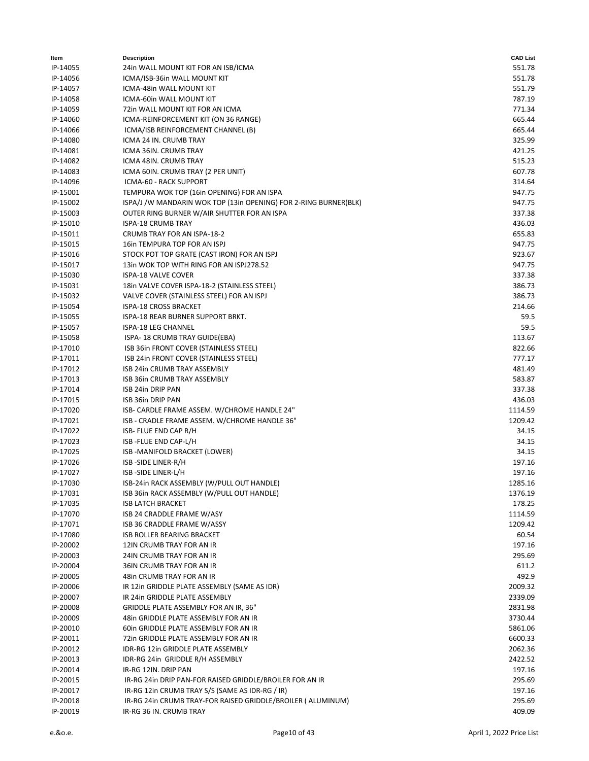| Item | Description | CAD List |
| --- | --- | --- |
| IP-14055 | 24in WALL MOUNT KIT FOR AN ISB/ICMA | 551.78 |
| IP-14056 | ICMA/ISB-36in WALL MOUNT KIT | 551.78 |
| IP-14057 | ICMA-48in WALL MOUNT KIT | 551.79 |
| IP-14058 | ICMA-60in WALL MOUNT KIT | 787.19 |
| IP-14059 | 72in WALL MOUNT KIT FOR AN ICMA | 771.34 |
| IP-14060 | ICMA-REINFORCEMENT KIT (ON 36 RANGE) | 665.44 |
| IP-14066 | ICMA/ISB REINFORCEMENT CHANNEL (B) | 665.44 |
| IP-14080 | ICMA 24 IN. CRUMB TRAY | 325.99 |
| IP-14081 | ICMA 36IN. CRUMB TRAY | 421.25 |
| IP-14082 | ICMA 48IN. CRUMB TRAY | 515.23 |
| IP-14083 | ICMA 60IN. CRUMB TRAY (2 PER UNIT) | 607.78 |
| IP-14096 | ICMA-60 - RACK SUPPORT | 314.64 |
| IP-15001 | TEMPURA WOK TOP (16in OPENING) FOR AN ISPA | 947.75 |
| IP-15002 | ISPA/J /W MANDARIN WOK TOP (13in OPENING) FOR 2-RING BURNER(BLK) | 947.75 |
| IP-15003 | OUTER RING BURNER W/AIR SHUTTER FOR AN ISPA | 337.38 |
| IP-15010 | ISPA-18 CRUMB TRAY | 436.03 |
| IP-15011 | CRUMB TRAY FOR AN ISPA-18-2 | 655.83 |
| IP-15015 | 16in TEMPURA TOP FOR AN ISPJ | 947.75 |
| IP-15016 | STOCK POT TOP GRATE (CAST IRON) FOR AN ISPJ | 923.67 |
| IP-15017 | 13in WOK TOP WITH RING FOR AN ISPJ278.52 | 947.75 |
| IP-15030 | ISPA-18 VALVE COVER | 337.38 |
| IP-15031 | 18in VALVE COVER ISPA-18-2 (STAINLESS STEEL) | 386.73 |
| IP-15032 | VALVE COVER (STAINLESS STEEL) FOR AN ISPJ | 386.73 |
| IP-15054 | ISPA-18 CROSS BRACKET | 214.66 |
| IP-15055 | ISPA-18 REAR BURNER SUPPORT BRKT. | 59.5 |
| IP-15057 | ISPA-18 LEG CHANNEL | 59.5 |
| IP-15058 | ISPA- 18 CRUMB TRAY GUIDE(EBA) | 113.67 |
| IP-17010 | ISB 36in FRONT COVER (STAINLESS STEEL) | 822.66 |
| IP-17011 | ISB 24in FRONT COVER (STAINLESS STEEL) | 777.17 |
| IP-17012 | ISB 24in CRUMB TRAY ASSEMBLY | 481.49 |
| IP-17013 | ISB 36in CRUMB TRAY ASSEMBLY | 583.87 |
| IP-17014 | ISB 24in DRIP PAN | 337.38 |
| IP-17015 | ISB 36in DRIP PAN | 436.03 |
| IP-17020 | ISB- CARDLE FRAME ASSEM. W/CHROME HANDLE 24" | 1114.59 |
| IP-17021 | ISB - CRADLE FRAME ASSEM. W/CHROME HANDLE 36" | 1209.42 |
| IP-17022 | ISB- FLUE END CAP R/H | 34.15 |
| IP-17023 | ISB -FLUE END CAP-L/H | 34.15 |
| IP-17025 | ISB -MANIFOLD BRACKET (LOWER) | 34.15 |
| IP-17026 | ISB -SIDE LINER-R/H | 197.16 |
| IP-17027 | ISB -SIDE LINER-L/H | 197.16 |
| IP-17030 | ISB-24in RACK ASSEMBLY (W/PULL OUT HANDLE) | 1285.16 |
| IP-17031 | ISB 36in RACK ASSEMBLY (W/PULL OUT HANDLE) | 1376.19 |
| IP-17035 | ISB LATCH BRACKET | 178.25 |
| IP-17070 | ISB 24 CRADDLE FRAME W/ASY | 1114.59 |
| IP-17071 | ISB 36 CRADDLE FRAME W/ASSY | 1209.42 |
| IP-17080 | ISB ROLLER BEARING BRACKET | 60.54 |
| IP-20002 | 12IN CRUMB TRAY FOR AN IR | 197.16 |
| IP-20003 | 24IN CRUMB TRAY FOR AN IR | 295.69 |
| IP-20004 | 36IN CRUMB TRAY FOR AN IR | 611.2 |
| IP-20005 | 48in CRUMB TRAY FOR AN IR | 492.9 |
| IP-20006 | IR 12in GRIDDLE PLATE ASSEMBLY (SAME AS IDR) | 2009.32 |
| IP-20007 | IR 24in GRIDDLE PLATE ASSEMBLY | 2339.09 |
| IP-20008 | GRIDDLE PLATE ASSEMBLY FOR AN IR, 36" | 2831.98 |
| IP-20009 | 48in GRIDDLE PLATE ASSEMBLY FOR AN IR | 3730.44 |
| IP-20010 | 60in GRIDDLE PLATE ASSEMBLY FOR AN IR | 5861.06 |
| IP-20011 | 72in GRIDDLE PLATE ASSEMBLY FOR AN IR | 6600.33 |
| IP-20012 | IDR-RG 12in GRIDDLE PLATE ASSEMBLY | 2062.36 |
| IP-20013 | IDR-RG 24in GRIDDLE R/H ASSEMBLY | 2422.52 |
| IP-20014 | IR-RG 12IN. DRIP PAN | 197.16 |
| IP-20015 | IR-RG 24in DRIP PAN-FOR RAISED GRIDDLE/BROILER FOR AN IR | 295.69 |
| IP-20017 | IR-RG 12in CRUMB TRAY S/S (SAME AS IDR-RG / IR) | 197.16 |
| IP-20018 | IR-RG 24in CRUMB TRAY-FOR RAISED GRIDDLE/BROILER ( ALUMINUM) | 295.69 |
| IP-20019 | IR-RG 36 IN. CRUMB TRAY | 409.09 |

e.&o.e. April 1, 2022 Price List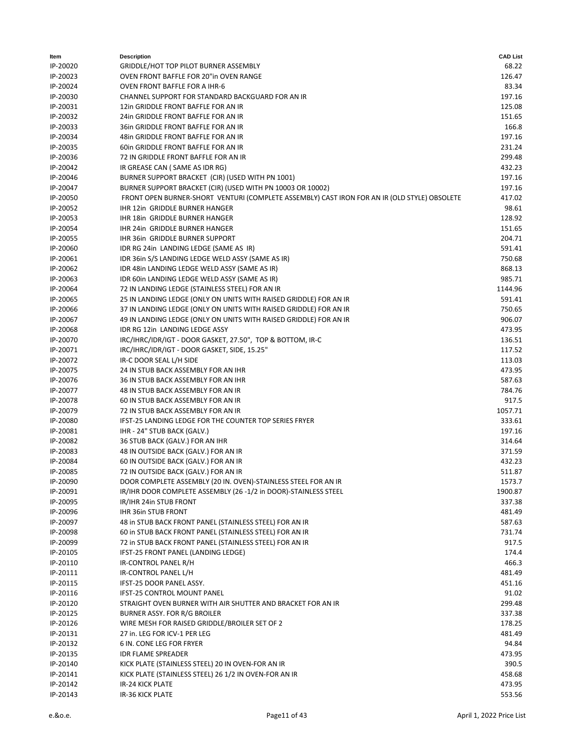| Item | Description | CAD List |
|---|---|---|
| IP-20020 | GRIDDLE/HOT TOP PILOT BURNER ASSEMBLY | 68.22 |
| IP-20023 | OVEN FRONT BAFFLE FOR 20"in OVEN RANGE | 126.47 |
| IP-20024 | OVEN FRONT BAFFLE FOR A IHR-6 | 83.34 |
| IP-20030 | CHANNEL SUPPORT FOR STANDARD BACKGUARD FOR AN IR | 197.16 |
| IP-20031 | 12in GRIDDLE FRONT BAFFLE FOR AN IR | 125.08 |
| IP-20032 | 24in GRIDDLE FRONT BAFFLE FOR AN IR | 151.65 |
| IP-20033 | 36in GRIDDLE FRONT BAFFLE FOR AN IR | 166.8 |
| IP-20034 | 48in GRIDDLE FRONT BAFFLE FOR AN IR | 197.16 |
| IP-20035 | 60in GRIDDLE FRONT BAFFLE FOR AN IR | 231.24 |
| IP-20036 | 72 IN GRIDDLE FRONT BAFFLE FOR AN IR | 299.48 |
| IP-20042 | IR GREASE CAN ( SAME AS IDR RG) | 432.23 |
| IP-20046 | BURNER SUPPORT BRACKET (CIR) (USED WITH PN 1001) | 197.16 |
| IP-20047 | BURNER SUPPORT BRACKET (CIR) (USED WITH PN 10003 OR 10002) | 197.16 |
| IP-20050 | FRONT OPEN BURNER-SHORT VENTURI (COMPLETE ASSEMBLY) CAST IRON FOR AN IR (OLD STYLE) OBSOLETE | 417.02 |
| IP-20052 | IHR 12in GRIDDLE BURNER HANGER | 98.61 |
| IP-20053 | IHR 18in GRIDDLE BURNER HANGER | 128.92 |
| IP-20054 | IHR 24in GRIDDLE BURNER HANGER | 151.65 |
| IP-20055 | IHR 36in GRIDDLE BURNER SUPPORT | 204.71 |
| IP-20060 | IDR RG 24in LANDING LEDGE (SAME AS IR) | 591.41 |
| IP-20061 | IDR 36in S/S LANDING LEDGE WELD ASSY (SAME AS IR) | 750.68 |
| IP-20062 | IDR 48in LANDING LEDGE WELD ASSY (SAME AS IR) | 868.13 |
| IP-20063 | IDR 60in LANDING LEDGE WELD ASSY (SAME AS IR) | 985.71 |
| IP-20064 | 72 IN LANDING LEDGE (STAINLESS STEEL) FOR AN IR | 1144.96 |
| IP-20065 | 25 IN LANDING LEDGE (ONLY ON UNITS WITH RAISED GRIDDLE) FOR AN IR | 591.41 |
| IP-20066 | 37 IN LANDING LEDGE (ONLY ON UNITS WITH RAISED GRIDDLE) FOR AN IR | 750.65 |
| IP-20067 | 49 IN LANDING LEDGE (ONLY ON UNITS WITH RAISED GRIDDLE) FOR AN IR | 906.07 |
| IP-20068 | IDR RG 12in LANDING LEDGE ASSY | 473.95 |
| IP-20070 | IRC/IHRC/IDR/IGT - DOOR GASKET, 27.50", TOP & BOTTOM, IR-C | 136.51 |
| IP-20071 | IRC/IHRC/IDR/IGT - DOOR GASKET, SIDE, 15.25" | 117.52 |
| IP-20072 | IR-C DOOR SEAL L/H SIDE | 113.03 |
| IP-20075 | 24 IN STUB BACK ASSEMBLY FOR AN IHR | 473.95 |
| IP-20076 | 36 IN STUB BACK ASSEMBLY FOR AN IHR | 587.63 |
| IP-20077 | 48 IN STUB BACK ASSEMBLY FOR AN IR | 784.76 |
| IP-20078 | 60 IN STUB BACK ASSEMBLY FOR AN IR | 917.5 |
| IP-20079 | 72 IN STUB BACK ASSEMBLY FOR AN IR | 1057.71 |
| IP-20080 | IFST-25 LANDING LEDGE FOR THE COUNTER TOP SERIES FRYER | 333.61 |
| IP-20081 | IHR - 24" STUB BACK (GALV.) | 197.16 |
| IP-20082 | 36 STUB BACK (GALV.) FOR AN IHR | 314.64 |
| IP-20083 | 48 IN OUTSIDE BACK (GALV.) FOR AN IR | 371.59 |
| IP-20084 | 60 IN OUTSIDE BACK (GALV.) FOR AN IR | 432.23 |
| IP-20085 | 72 IN OUTSIDE BACK (GALV.) FOR AN IR | 511.87 |
| IP-20090 | DOOR COMPLETE ASSEMBLY (20 IN. OVEN)-STAINLESS STEEL FOR AN IR | 1573.7 |
| IP-20091 | IR/IHR DOOR COMPLETE ASSEMBLY (26 -1/2 in DOOR)-STAINLESS STEEL | 1900.87 |
| IP-20095 | IR/IHR 24in STUB FRONT | 337.38 |
| IP-20096 | IHR 36in STUB FRONT | 481.49 |
| IP-20097 | 48 in STUB BACK FRONT PANEL (STAINLESS STEEL) FOR AN IR | 587.63 |
| IP-20098 | 60 in STUB BACK FRONT PANEL (STAINLESS STEEL) FOR AN IR | 731.74 |
| IP-20099 | 72 in STUB BACK FRONT PANEL (STAINLESS STEEL) FOR AN IR | 917.5 |
| IP-20105 | IFST-25 FRONT PANEL (LANDING LEDGE) | 174.4 |
| IP-20110 | IR-CONTROL PANEL R/H | 466.3 |
| IP-20111 | IR-CONTROL PANEL L/H | 481.49 |
| IP-20115 | IFST-25 DOOR PANEL ASSY. | 451.16 |
| IP-20116 | IFST-25 CONTROL MOUNT PANEL | 91.02 |
| IP-20120 | STRAIGHT OVEN BURNER WITH AIR SHUTTER AND BRACKET FOR AN IR | 299.48 |
| IP-20125 | BURNER ASSY. FOR R/G BROILER | 337.38 |
| IP-20126 | WIRE MESH FOR RAISED GRIDDLE/BROILER SET OF 2 | 178.25 |
| IP-20131 | 27 in. LEG FOR ICV-1 PER LEG | 481.49 |
| IP-20132 | 6 IN. CONE LEG FOR FRYER | 94.84 |
| IP-20135 | IDR FLAME SPREADER | 473.95 |
| IP-20140 | KICK PLATE (STAINLESS STEEL) 20 IN OVEN-FOR AN IR | 390.5 |
| IP-20141 | KICK PLATE (STAINLESS STEEL) 26 1/2 IN OVEN-FOR AN IR | 458.68 |
| IP-20142 | IR-24 KICK PLATE | 473.95 |
| IP-20143 | IR-36 KICK PLATE | 553.56 |

e.&o.e.

April 1, 2022 Price List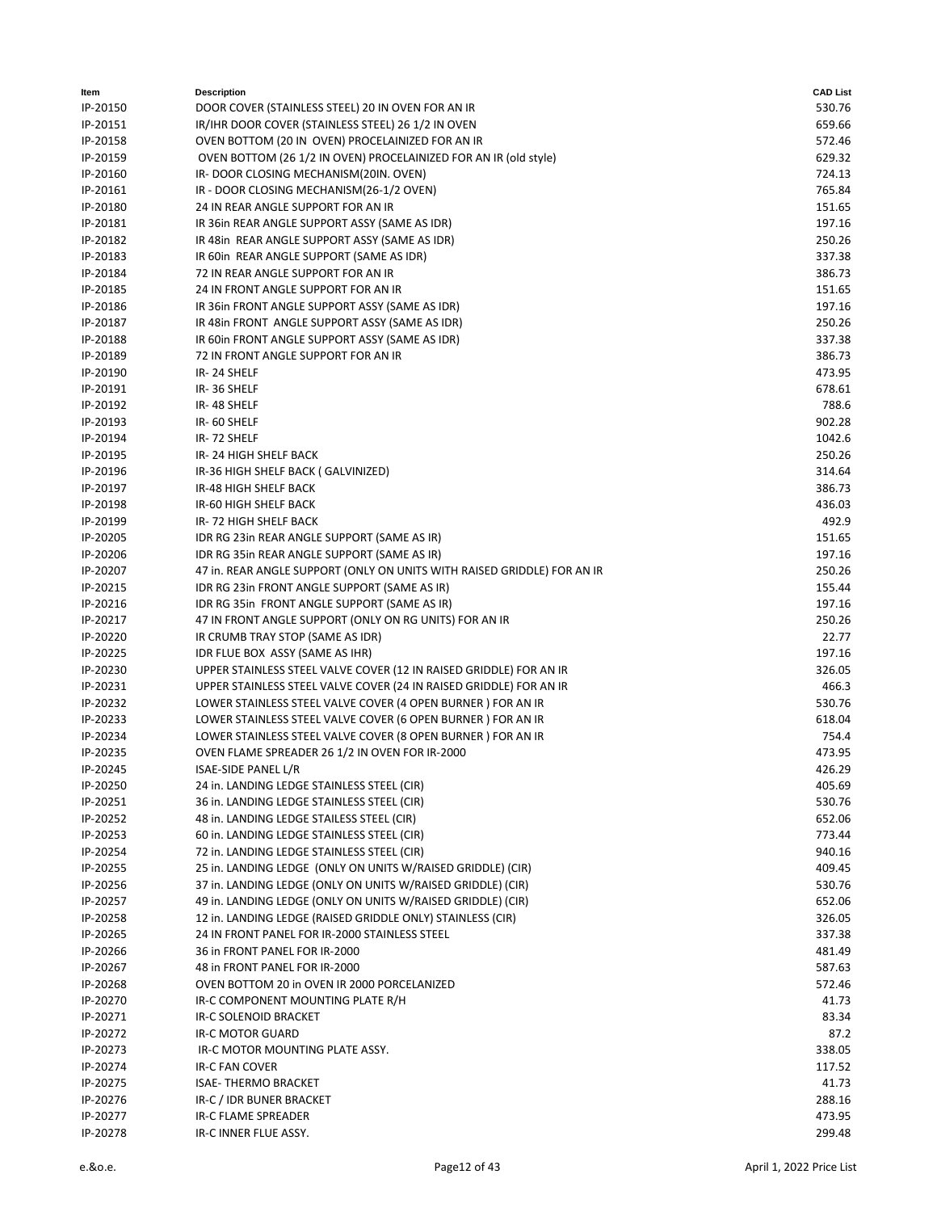| Item | Description | CAD List |
|---|---|---|
| IP-20150 | DOOR COVER (STAINLESS STEEL) 20 IN OVEN FOR AN IR | 530.76 |
| IP-20151 | IR/IHR DOOR COVER (STAINLESS STEEL) 26 1/2 IN OVEN | 659.66 |
| IP-20158 | OVEN BOTTOM (20 IN OVEN) PROCELAINIZED FOR AN IR | 572.46 |
| IP-20159 | OVEN BOTTOM (26 1/2 IN OVEN) PROCELAINIZED FOR AN IR (old style) | 629.32 |
| IP-20160 | IR- DOOR CLOSING MECHANISM(20IN. OVEN) | 724.13 |
| IP-20161 | IR - DOOR CLOSING MECHANISM(26-1/2 OVEN) | 765.84 |
| IP-20180 | 24 IN REAR ANGLE SUPPORT FOR AN IR | 151.65 |
| IP-20181 | IR 36in REAR ANGLE SUPPORT ASSY (SAME AS IDR) | 197.16 |
| IP-20182 | IR 48in REAR ANGLE SUPPORT ASSY (SAME AS IDR) | 250.26 |
| IP-20183 | IR 60in REAR ANGLE SUPPORT (SAME AS IDR) | 337.38 |
| IP-20184 | 72 IN REAR ANGLE SUPPORT FOR AN IR | 386.73 |
| IP-20185 | 24 IN FRONT ANGLE SUPPORT FOR AN IR | 151.65 |
| IP-20186 | IR 36in FRONT ANGLE SUPPORT ASSY (SAME AS IDR) | 197.16 |
| IP-20187 | IR 48in FRONT ANGLE SUPPORT ASSY (SAME AS IDR) | 250.26 |
| IP-20188 | IR 60in FRONT ANGLE SUPPORT ASSY (SAME AS IDR) | 337.38 |
| IP-20189 | 72 IN FRONT ANGLE SUPPORT FOR AN IR | 386.73 |
| IP-20190 | IR- 24 SHELF | 473.95 |
| IP-20191 | IR- 36 SHELF | 678.61 |
| IP-20192 | IR- 48 SHELF | 788.6 |
| IP-20193 | IR- 60 SHELF | 902.28 |
| IP-20194 | IR- 72 SHELF | 1042.6 |
| IP-20195 | IR- 24 HIGH SHELF BACK | 250.26 |
| IP-20196 | IR-36 HIGH SHELF BACK ( GALVINIZED) | 314.64 |
| IP-20197 | IR-48 HIGH SHELF BACK | 386.73 |
| IP-20198 | IR-60 HIGH SHELF BACK | 436.03 |
| IP-20199 | IR- 72 HIGH SHELF BACK | 492.9 |
| IP-20205 | IDR RG 23in REAR ANGLE SUPPORT (SAME AS IR) | 151.65 |
| IP-20206 | IDR RG 35in REAR ANGLE SUPPORT (SAME AS IR) | 197.16 |
| IP-20207 | 47 in. REAR ANGLE SUPPORT (ONLY ON UNITS WITH RAISED GRIDDLE) FOR AN IR | 250.26 |
| IP-20215 | IDR RG 23in FRONT ANGLE SUPPORT (SAME AS IR) | 155.44 |
| IP-20216 | IDR RG 35in FRONT ANGLE SUPPORT (SAME AS IR) | 197.16 |
| IP-20217 | 47 IN FRONT ANGLE SUPPORT (ONLY ON RG UNITS) FOR AN IR | 250.26 |
| IP-20220 | IR CRUMB TRAY STOP (SAME AS IDR) | 22.77 |
| IP-20225 | IDR FLUE BOX ASSY (SAME AS IHR) | 197.16 |
| IP-20230 | UPPER STAINLESS STEEL VALVE COVER (12 IN RAISED GRIDDLE) FOR AN IR | 326.05 |
| IP-20231 | UPPER STAINLESS STEEL VALVE COVER (24 IN RAISED GRIDDLE) FOR AN IR | 466.3 |
| IP-20232 | LOWER STAINLESS STEEL VALVE COVER (4 OPEN BURNER ) FOR AN IR | 530.76 |
| IP-20233 | LOWER STAINLESS STEEL VALVE COVER (6 OPEN BURNER ) FOR AN IR | 618.04 |
| IP-20234 | LOWER STAINLESS STEEL VALVE COVER (8 OPEN BURNER ) FOR AN IR | 754.4 |
| IP-20235 | OVEN FLAME SPREADER 26 1/2 IN OVEN FOR IR-2000 | 473.95 |
| IP-20245 | ISAE-SIDE PANEL L/R | 426.29 |
| IP-20250 | 24 in. LANDING LEDGE STAINLESS STEEL (CIR) | 405.69 |
| IP-20251 | 36 in. LANDING LEDGE STAINLESS STEEL (CIR) | 530.76 |
| IP-20252 | 48 in. LANDING LEDGE STAILESS STEEL (CIR) | 652.06 |
| IP-20253 | 60 in. LANDING LEDGE STAINLESS STEEL (CIR) | 773.44 |
| IP-20254 | 72 in. LANDING LEDGE STAINLESS STEEL (CIR) | 940.16 |
| IP-20255 | 25 in. LANDING LEDGE (ONLY ON UNITS W/RAISED GRIDDLE) (CIR) | 409.45 |
| IP-20256 | 37 in. LANDING LEDGE (ONLY ON UNITS W/RAISED GRIDDLE) (CIR) | 530.76 |
| IP-20257 | 49 in. LANDING LEDGE (ONLY ON UNITS W/RAISED GRIDDLE) (CIR) | 652.06 |
| IP-20258 | 12 in. LANDING LEDGE (RAISED GRIDDLE ONLY) STAINLESS (CIR) | 326.05 |
| IP-20265 | 24 IN FRONT PANEL FOR IR-2000 STAINLESS STEEL | 337.38 |
| IP-20266 | 36 in FRONT PANEL FOR IR-2000 | 481.49 |
| IP-20267 | 48 in FRONT PANEL FOR IR-2000 | 587.63 |
| IP-20268 | OVEN BOTTOM 20 in OVEN IR 2000 PORCELANIZED | 572.46 |
| IP-20270 | IR-C COMPONENT MOUNTING PLATE R/H | 41.73 |
| IP-20271 | IR-C SOLENOID BRACKET | 83.34 |
| IP-20272 | IR-C MOTOR GUARD | 87.2 |
| IP-20273 | IR-C MOTOR MOUNTING PLATE ASSY. | 338.05 |
| IP-20274 | IR-C FAN COVER | 117.52 |
| IP-20275 | ISAE- THERMO BRACKET | 41.73 |
| IP-20276 | IR-C / IDR BUNER BRACKET | 288.16 |
| IP-20277 | IR-C FLAME SPREADER | 473.95 |
| IP-20278 | IR-C INNER FLUE ASSY. | 299.48 |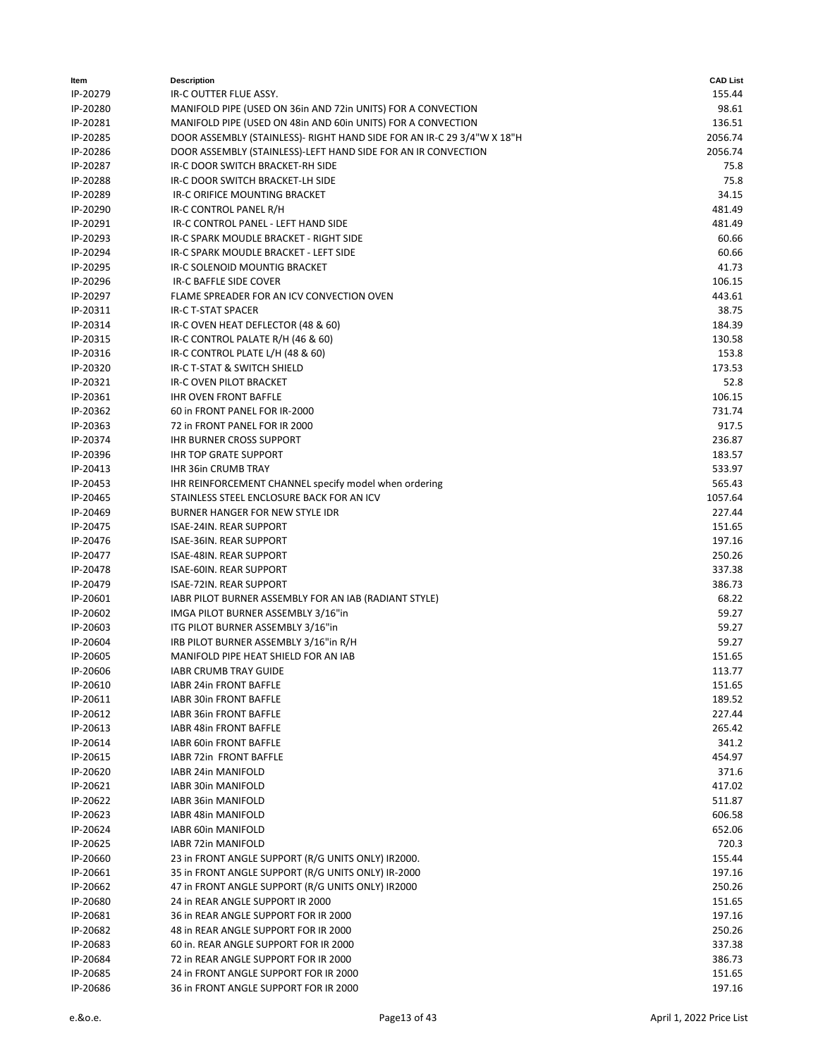| Item | Description | CAD List |
|---|---|---|
| IP-20279 | IR-C OUTTER FLUE ASSY. | 155.44 |
| IP-20280 | MANIFOLD PIPE (USED ON 36in AND 72in UNITS) FOR A CONVECTION | 98.61 |
| IP-20281 | MANIFOLD PIPE (USED ON 48in AND 60in UNITS) FOR A CONVECTION | 136.51 |
| IP-20285 | DOOR ASSEMBLY (STAINLESS)- RIGHT HAND SIDE FOR AN IR-C 29 3/4"W X 18"H | 2056.74 |
| IP-20286 | DOOR ASSEMBLY (STAINLESS)-LEFT HAND SIDE FOR AN IR CONVECTION | 2056.74 |
| IP-20287 | IR-C DOOR SWITCH BRACKET-RH SIDE | 75.8 |
| IP-20288 | IR-C DOOR SWITCH BRACKET-LH SIDE | 75.8 |
| IP-20289 | IR-C ORIFICE MOUNTING BRACKET | 34.15 |
| IP-20290 | IR-C CONTROL PANEL R/H | 481.49 |
| IP-20291 | IR-C CONTROL PANEL - LEFT HAND SIDE | 481.49 |
| IP-20293 | IR-C SPARK MOUDLE BRACKET - RIGHT SIDE | 60.66 |
| IP-20294 | IR-C SPARK MOUDLE BRACKET - LEFT SIDE | 60.66 |
| IP-20295 | IR-C SOLENOID MOUNTIG BRACKET | 41.73 |
| IP-20296 | IR-C BAFFLE SIDE COVER | 106.15 |
| IP-20297 | FLAME SPREADER FOR AN ICV CONVECTION OVEN | 443.61 |
| IP-20311 | IR-C T-STAT SPACER | 38.75 |
| IP-20314 | IR-C OVEN HEAT DEFLECTOR (48 & 60) | 184.39 |
| IP-20315 | IR-C CONTROL PALATE R/H (46 & 60) | 130.58 |
| IP-20316 | IR-C CONTROL PLATE L/H (48 & 60) | 153.8 |
| IP-20320 | IR-C T-STAT & SWITCH SHIELD | 173.53 |
| IP-20321 | IR-C OVEN PILOT BRACKET | 52.8 |
| IP-20361 | IHR OVEN FRONT BAFFLE | 106.15 |
| IP-20362 | 60 in FRONT PANEL FOR IR-2000 | 731.74 |
| IP-20363 | 72 in FRONT PANEL FOR IR 2000 | 917.5 |
| IP-20374 | IHR BURNER CROSS SUPPORT | 236.87 |
| IP-20396 | IHR TOP GRATE SUPPORT | 183.57 |
| IP-20413 | IHR 36in CRUMB TRAY | 533.97 |
| IP-20453 | IHR REINFORCEMENT CHANNEL specify model when ordering | 565.43 |
| IP-20465 | STAINLESS STEEL ENCLOSURE BACK FOR AN ICV | 1057.64 |
| IP-20469 | BURNER HANGER FOR NEW STYLE IDR | 227.44 |
| IP-20475 | ISAE-24IN. REAR SUPPORT | 151.65 |
| IP-20476 | ISAE-36IN. REAR SUPPORT | 197.16 |
| IP-20477 | ISAE-48IN. REAR SUPPORT | 250.26 |
| IP-20478 | ISAE-60IN. REAR SUPPORT | 337.38 |
| IP-20479 | ISAE-72IN. REAR SUPPORT | 386.73 |
| IP-20601 | IABR PILOT BURNER ASSEMBLY FOR AN IAB (RADIANT STYLE) | 68.22 |
| IP-20602 | IMGA PILOT BURNER ASSEMBLY 3/16"in | 59.27 |
| IP-20603 | ITG PILOT BURNER ASSEMBLY 3/16"in | 59.27 |
| IP-20604 | IRB PILOT BURNER ASSEMBLY 3/16"in R/H | 59.27 |
| IP-20605 | MANIFOLD PIPE HEAT SHIELD FOR AN IAB | 151.65 |
| IP-20606 | IABR CRUMB TRAY GUIDE | 113.77 |
| IP-20610 | IABR 24in FRONT BAFFLE | 151.65 |
| IP-20611 | IABR 30in FRONT BAFFLE | 189.52 |
| IP-20612 | IABR 36in FRONT BAFFLE | 227.44 |
| IP-20613 | IABR 48in FRONT BAFFLE | 265.42 |
| IP-20614 | IABR 60in FRONT BAFFLE | 341.2 |
| IP-20615 | IABR 72in FRONT BAFFLE | 454.97 |
| IP-20620 | IABR 24in MANIFOLD | 371.6 |
| IP-20621 | IABR 30in MANIFOLD | 417.02 |
| IP-20622 | IABR 36in MANIFOLD | 511.87 |
| IP-20623 | IABR 48in MANIFOLD | 606.58 |
| IP-20624 | IABR 60in MANIFOLD | 652.06 |
| IP-20625 | IABR 72in MANIFOLD | 720.3 |
| IP-20660 | 23 in FRONT ANGLE SUPPORT (R/G UNITS ONLY) IR2000. | 155.44 |
| IP-20661 | 35 in FRONT ANGLE SUPPORT (R/G UNITS ONLY) IR-2000 | 197.16 |
| IP-20662 | 47 in FRONT ANGLE SUPPORT (R/G UNITS ONLY) IR2000 | 250.26 |
| IP-20680 | 24 in REAR ANGLE SUPPORT IR 2000 | 151.65 |
| IP-20681 | 36 in REAR ANGLE SUPPORT FOR IR 2000 | 197.16 |
| IP-20682 | 48 in REAR ANGLE SUPPORT FOR IR 2000 | 250.26 |
| IP-20683 | 60 in. REAR ANGLE SUPPORT FOR IR 2000 | 337.38 |
| IP-20684 | 72 in REAR ANGLE SUPPORT FOR IR 2000 | 386.73 |
| IP-20685 | 24 in FRONT ANGLE SUPPORT FOR IR 2000 | 151.65 |
| IP-20686 | 36 in FRONT ANGLE SUPPORT FOR IR 2000 | 197.16 |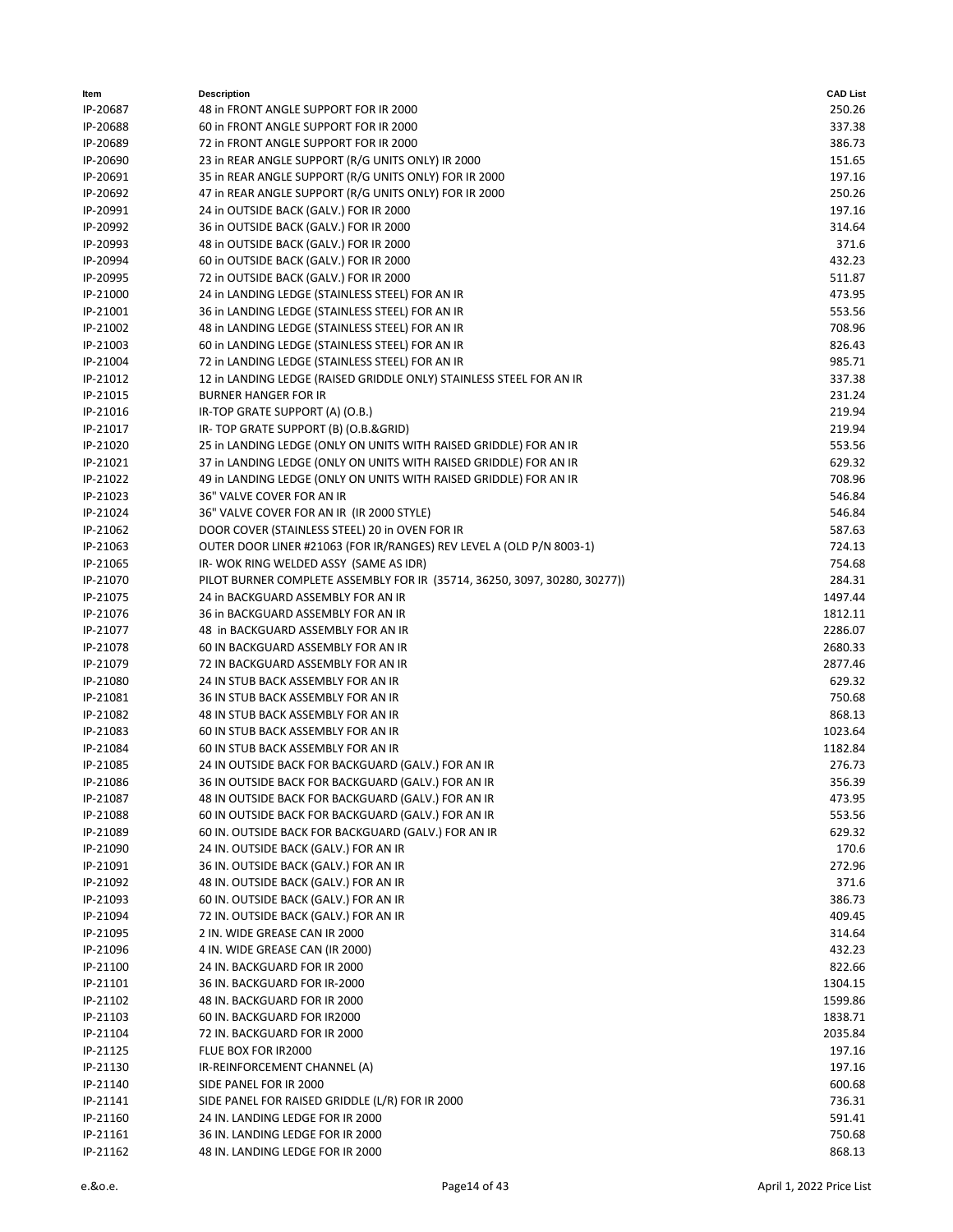| Item | Description | CAD List |
|---|---|---|
| IP-20687 | 48 in FRONT ANGLE SUPPORT FOR IR 2000 | 250.26 |
| IP-20688 | 60 in FRONT ANGLE SUPPORT FOR IR 2000 | 337.38 |
| IP-20689 | 72 in FRONT ANGLE SUPPORT FOR IR 2000 | 386.73 |
| IP-20690 | 23 in REAR ANGLE SUPPORT (R/G UNITS ONLY) IR 2000 | 151.65 |
| IP-20691 | 35 in REAR ANGLE SUPPORT (R/G UNITS ONLY) FOR IR 2000 | 197.16 |
| IP-20692 | 47 in REAR ANGLE SUPPORT (R/G UNITS ONLY) FOR IR 2000 | 250.26 |
| IP-20991 | 24 in OUTSIDE BACK (GALV.) FOR IR 2000 | 197.16 |
| IP-20992 | 36 in OUTSIDE BACK (GALV.) FOR IR 2000 | 314.64 |
| IP-20993 | 48 in OUTSIDE BACK (GALV.) FOR IR 2000 | 371.6 |
| IP-20994 | 60 in OUTSIDE BACK (GALV.) FOR IR 2000 | 432.23 |
| IP-20995 | 72 in OUTSIDE BACK (GALV.) FOR IR 2000 | 511.87 |
| IP-21000 | 24 in LANDING LEDGE (STAINLESS STEEL) FOR AN IR | 473.95 |
| IP-21001 | 36 in LANDING LEDGE (STAINLESS STEEL) FOR AN IR | 553.56 |
| IP-21002 | 48 in LANDING LEDGE (STAINLESS STEEL) FOR AN IR | 708.96 |
| IP-21003 | 60 in LANDING LEDGE (STAINLESS STEEL) FOR AN IR | 826.43 |
| IP-21004 | 72 in LANDING LEDGE (STAINLESS STEEL) FOR AN IR | 985.71 |
| IP-21012 | 12 in LANDING LEDGE (RAISED GRIDDLE ONLY) STAINLESS STEEL FOR AN IR | 337.38 |
| IP-21015 | BURNER HANGER FOR IR | 231.24 |
| IP-21016 | IR-TOP GRATE SUPPORT (A) (O.B.) | 219.94 |
| IP-21017 | IR- TOP GRATE SUPPORT (B) (O.B.&GRID) | 219.94 |
| IP-21020 | 25 in LANDING LEDGE (ONLY ON UNITS WITH RAISED GRIDDLE) FOR AN IR | 553.56 |
| IP-21021 | 37 in LANDING LEDGE (ONLY ON UNITS WITH RAISED GRIDDLE) FOR AN IR | 629.32 |
| IP-21022 | 49 in LANDING LEDGE (ONLY ON UNITS WITH RAISED GRIDDLE) FOR AN IR | 708.96 |
| IP-21023 | 36" VALVE COVER FOR AN IR | 546.84 |
| IP-21024 | 36" VALVE COVER FOR AN IR (IR 2000 STYLE) | 546.84 |
| IP-21062 | DOOR COVER (STAINLESS STEEL) 20 in OVEN FOR IR | 587.63 |
| IP-21063 | OUTER DOOR LINER #21063 (FOR IR/RANGES) REV LEVEL A (OLD P/N 8003-1) | 724.13 |
| IP-21065 | IR- WOK RING WELDED ASSY (SAME AS IDR) | 754.68 |
| IP-21070 | PILOT BURNER COMPLETE ASSEMBLY FOR IR (35714, 36250, 3097, 30280, 30277)) | 284.31 |
| IP-21075 | 24 in BACKGUARD ASSEMBLY FOR AN IR | 1497.44 |
| IP-21076 | 36 in BACKGUARD ASSEMBLY FOR AN IR | 1812.11 |
| IP-21077 | 48 in BACKGUARD ASSEMBLY FOR AN IR | 2286.07 |
| IP-21078 | 60 IN BACKGUARD ASSEMBLY FOR AN IR | 2680.33 |
| IP-21079 | 72 IN BACKGUARD ASSEMBLY FOR AN IR | 2877.46 |
| IP-21080 | 24 IN STUB BACK ASSEMBLY FOR AN IR | 629.32 |
| IP-21081 | 36 IN STUB BACK ASSEMBLY FOR AN IR | 750.68 |
| IP-21082 | 48 IN STUB BACK ASSEMBLY FOR AN IR | 868.13 |
| IP-21083 | 60 IN STUB BACK ASSEMBLY FOR AN IR | 1023.64 |
| IP-21084 | 60 IN STUB BACK ASSEMBLY FOR AN IR | 1182.84 |
| IP-21085 | 24 IN OUTSIDE BACK FOR BACKGUARD (GALV.) FOR AN IR | 276.73 |
| IP-21086 | 36 IN OUTSIDE BACK FOR BACKGUARD (GALV.) FOR AN IR | 356.39 |
| IP-21087 | 48 IN OUTSIDE BACK FOR BACKGUARD (GALV.) FOR AN IR | 473.95 |
| IP-21088 | 60 IN OUTSIDE BACK FOR BACKGUARD (GALV.) FOR AN IR | 553.56 |
| IP-21089 | 60 IN. OUTSIDE BACK FOR BACKGUARD (GALV.) FOR AN IR | 629.32 |
| IP-21090 | 24 IN. OUTSIDE BACK (GALV.) FOR AN IR | 170.6 |
| IP-21091 | 36 IN. OUTSIDE BACK (GALV.) FOR AN IR | 272.96 |
| IP-21092 | 48 IN. OUTSIDE BACK (GALV.) FOR AN IR | 371.6 |
| IP-21093 | 60 IN. OUTSIDE BACK (GALV.) FOR AN IR | 386.73 |
| IP-21094 | 72 IN. OUTSIDE BACK (GALV.) FOR AN IR | 409.45 |
| IP-21095 | 2 IN. WIDE GREASE CAN IR 2000 | 314.64 |
| IP-21096 | 4 IN. WIDE GREASE CAN (IR 2000) | 432.23 |
| IP-21100 | 24 IN. BACKGUARD FOR IR 2000 | 822.66 |
| IP-21101 | 36 IN. BACKGUARD FOR IR-2000 | 1304.15 |
| IP-21102 | 48 IN. BACKGUARD FOR IR 2000 | 1599.86 |
| IP-21103 | 60 IN. BACKGUARD FOR IR2000 | 1838.71 |
| IP-21104 | 72 IN. BACKGUARD FOR IR 2000 | 2035.84 |
| IP-21125 | FLUE BOX FOR IR2000 | 197.16 |
| IP-21130 | IR-REINFORCEMENT CHANNEL (A) | 197.16 |
| IP-21140 | SIDE PANEL FOR IR 2000 | 600.68 |
| IP-21141 | SIDE PANEL FOR RAISED GRIDDLE (L/R) FOR IR 2000 | 736.31 |
| IP-21160 | 24 IN. LANDING LEDGE FOR IR 2000 | 591.41 |
| IP-21161 | 36 IN. LANDING LEDGE FOR IR 2000 | 750.68 |
| IP-21162 | 48 IN. LANDING LEDGE FOR IR 2000 | 868.13 |

e.&o.e.

April 1, 2022 Price List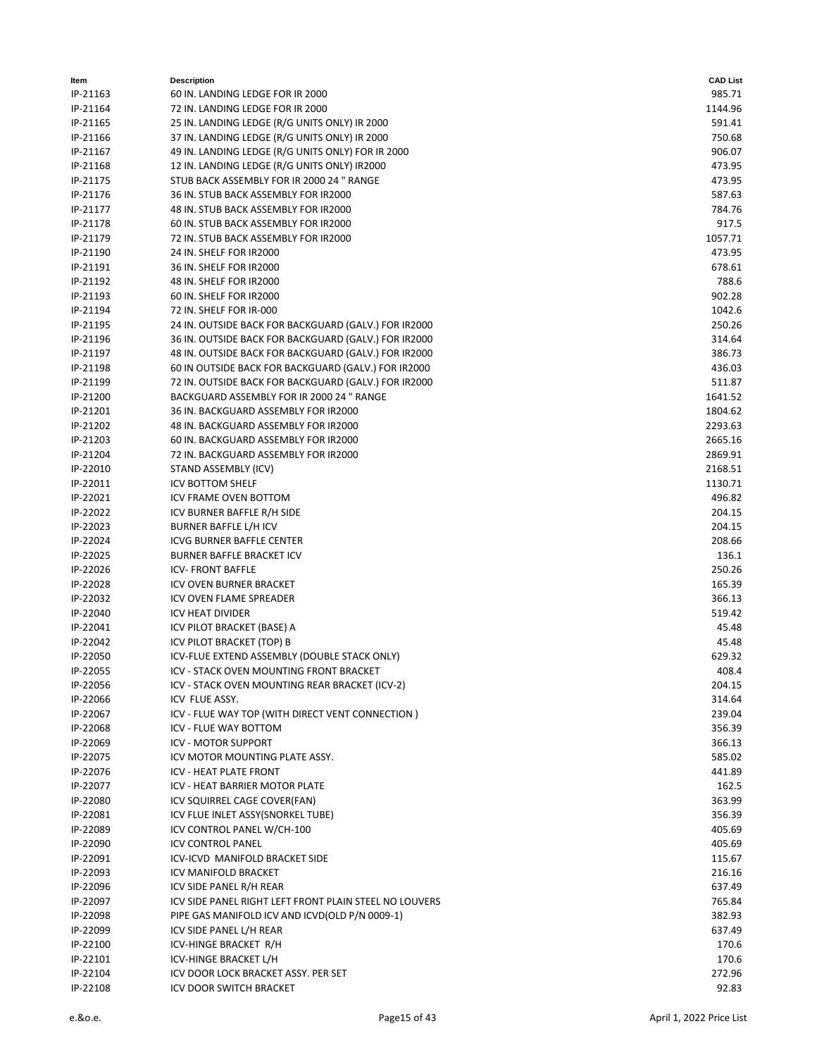| Item | Description | CAD List |
|---|---|---|
| IP-21163 | 60 IN. LANDING LEDGE FOR IR 2000 | 985.71 |
| IP-21164 | 72 IN. LANDING LEDGE FOR IR 2000 | 1144.96 |
| IP-21165 | 25 IN. LANDING LEDGE (R/G UNITS ONLY) IR 2000 | 591.41 |
| IP-21166 | 37 IN. LANDING LEDGE (R/G UNITS ONLY) IR 2000 | 750.68 |
| IP-21167 | 49 IN. LANDING LEDGE (R/G UNITS ONLY) FOR IR 2000 | 906.07 |
| IP-21168 | 12 IN. LANDING LEDGE (R/G UNITS ONLY) IR2000 | 473.95 |
| IP-21175 | STUB BACK ASSEMBLY FOR IR 2000 24 " RANGE | 473.95 |
| IP-21176 | 36 IN. STUB BACK ASSEMBLY FOR IR2000 | 587.63 |
| IP-21177 | 48 IN. STUB BACK ASSEMBLY FOR IR2000 | 784.76 |
| IP-21178 | 60 IN. STUB BACK ASSEMBLY FOR IR2000 | 917.5 |
| IP-21179 | 72 IN. STUB BACK ASSEMBLY FOR IR2000 | 1057.71 |
| IP-21190 | 24 IN. SHELF FOR IR2000 | 473.95 |
| IP-21191 | 36 IN. SHELF FOR IR2000 | 678.61 |
| IP-21192 | 48 IN. SHELF FOR IR2000 | 788.6 |
| IP-21193 | 60 IN. SHELF FOR IR2000 | 902.28 |
| IP-21194 | 72 IN. SHELF FOR IR-000 | 1042.6 |
| IP-21195 | 24 IN. OUTSIDE BACK FOR BACKGUARD (GALV.) FOR IR2000 | 250.26 |
| IP-21196 | 36 IN. OUTSIDE BACK FOR BACKGUARD (GALV.) FOR IR2000 | 314.64 |
| IP-21197 | 48 IN. OUTSIDE BACK FOR BACKGUARD (GALV.) FOR IR2000 | 386.73 |
| IP-21198 | 60 IN OUTSIDE BACK FOR BACKGUARD (GALV.) FOR IR2000 | 436.03 |
| IP-21199 | 72 IN. OUTSIDE BACK FOR BACKGUARD (GALV.) FOR IR2000 | 511.87 |
| IP-21200 | BACKGUARD ASSEMBLY FOR IR 2000 24 " RANGE | 1641.52 |
| IP-21201 | 36 IN. BACKGUARD ASSEMBLY FOR IR2000 | 1804.62 |
| IP-21202 | 48 IN. BACKGUARD ASSEMBLY FOR IR2000 | 2293.63 |
| IP-21203 | 60 IN. BACKGUARD ASSEMBLY FOR IR2000 | 2665.16 |
| IP-21204 | 72 IN. BACKGUARD ASSEMBLY FOR IR2000 | 2869.91 |
| IP-22010 | STAND ASSEMBLY (ICV) | 2168.51 |
| IP-22011 | ICV BOTTOM SHELF | 1130.71 |
| IP-22021 | ICV FRAME OVEN BOTTOM | 496.82 |
| IP-22022 | ICV BURNER BAFFLE R/H SIDE | 204.15 |
| IP-22023 | BURNER BAFFLE L/H ICV | 204.15 |
| IP-22024 | ICVG BURNER BAFFLE CENTER | 208.66 |
| IP-22025 | BURNER BAFFLE BRACKET ICV | 136.1 |
| IP-22026 | ICV- FRONT BAFFLE | 250.26 |
| IP-22028 | ICV OVEN BURNER BRACKET | 165.39 |
| IP-22032 | ICV OVEN FLAME SPREADER | 366.13 |
| IP-22040 | ICV HEAT DIVIDER | 519.42 |
| IP-22041 | ICV PILOT BRACKET (BASE) A | 45.48 |
| IP-22042 | ICV PILOT BRACKET (TOP) B | 45.48 |
| IP-22050 | ICV-FLUE EXTEND ASSEMBLY (DOUBLE STACK ONLY) | 629.32 |
| IP-22055 | ICV - STACK OVEN MOUNTING FRONT BRACKET | 408.4 |
| IP-22056 | ICV - STACK OVEN MOUNTING REAR BRACKET (ICV-2) | 204.15 |
| IP-22066 | ICV FLUE ASSY. | 314.64 |
| IP-22067 | ICV - FLUE WAY TOP (WITH DIRECT VENT CONNECTION ) | 239.04 |
| IP-22068 | ICV - FLUE WAY BOTTOM | 356.39 |
| IP-22069 | ICV - MOTOR SUPPORT | 366.13 |
| IP-22075 | ICV MOTOR MOUNTING PLATE ASSY. | 585.02 |
| IP-22076 | ICV - HEAT PLATE FRONT | 441.89 |
| IP-22077 | ICV - HEAT BARRIER MOTOR PLATE | 162.5 |
| IP-22080 | ICV SQUIRREL CAGE COVER(FAN) | 363.99 |
| IP-22081 | ICV FLUE INLET ASSY(SNORKEL TUBE) | 356.39 |
| IP-22089 | ICV CONTROL PANEL W/CH-100 | 405.69 |
| IP-22090 | ICV CONTROL PANEL | 405.69 |
| IP-22091 | ICV-ICVD MANIFOLD BRACKET SIDE | 115.67 |
| IP-22093 | ICV MANIFOLD BRACKET | 216.16 |
| IP-22096 | ICV SIDE PANEL R/H REAR | 637.49 |
| IP-22097 | ICV SIDE PANEL RIGHT LEFT FRONT PLAIN STEEL NO LOUVERS | 765.84 |
| IP-22098 | PIPE GAS MANIFOLD ICV AND ICVD(OLD P/N 0009-1) | 382.93 |
| IP-22099 | ICV SIDE PANEL L/H REAR | 637.49 |
| IP-22100 | ICV-HINGE BRACKET R/H | 170.6 |
| IP-22101 | ICV-HINGE BRACKET L/H | 170.6 |
| IP-22104 | ICV DOOR LOCK BRACKET ASSY. PER SET | 272.96 |
| IP-22108 | ICV DOOR SWITCH BRACKET | 92.83 |

e.&o.e. April 1, 2022 Price List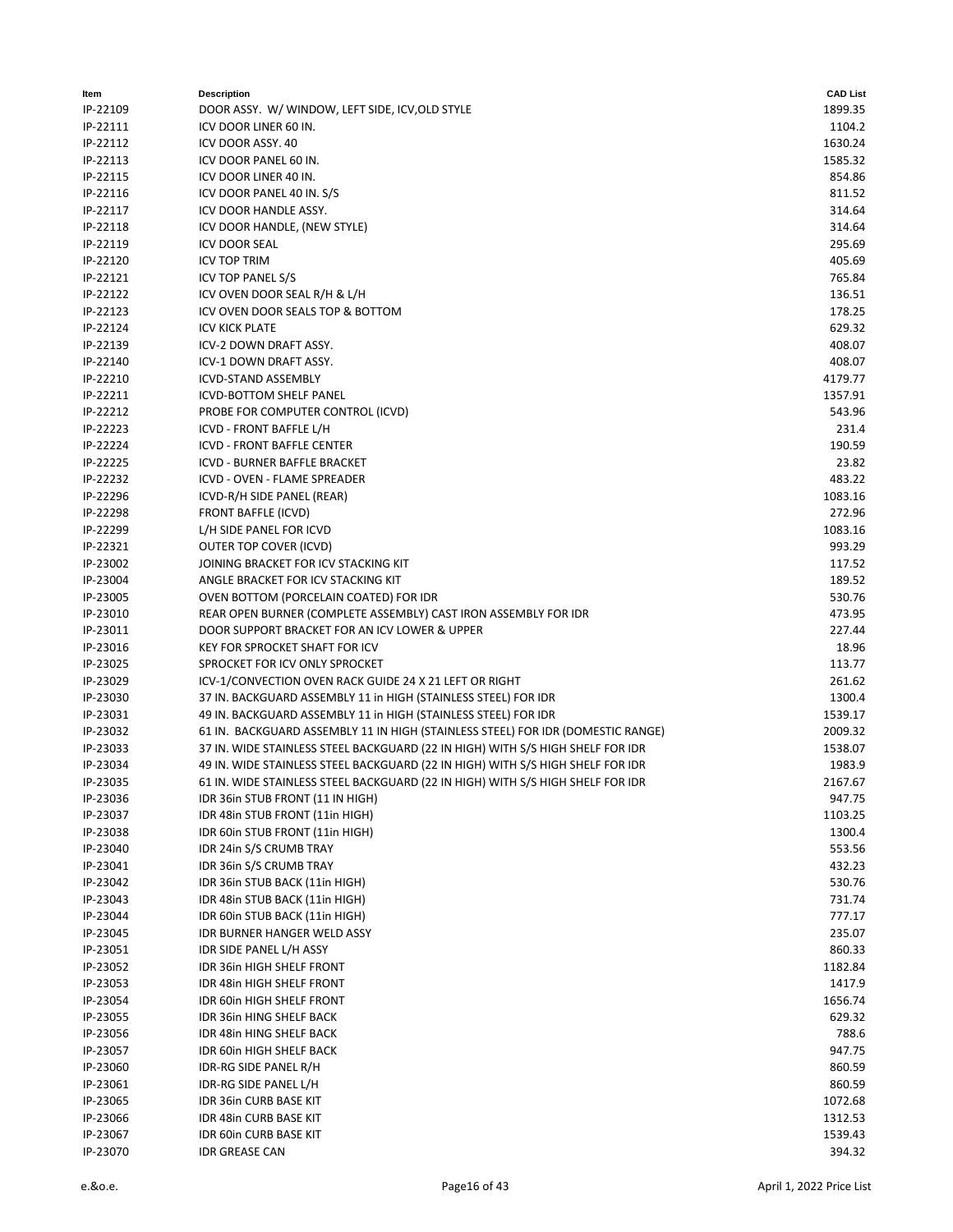| Item | Description | CAD List |
| --- | --- | --- |
| IP-22109 | DOOR ASSY. W/ WINDOW, LEFT SIDE, ICV,OLD STYLE | 1899.35 |
| IP-22111 | ICV DOOR LINER 60 IN. | 1104.2 |
| IP-22112 | ICV DOOR ASSY. 40 | 1630.24 |
| IP-22113 | ICV DOOR PANEL 60 IN. | 1585.32 |
| IP-22115 | ICV DOOR LINER 40 IN. | 854.86 |
| IP-22116 | ICV DOOR PANEL 40 IN. S/S | 811.52 |
| IP-22117 | ICV DOOR HANDLE ASSY. | 314.64 |
| IP-22118 | ICV DOOR HANDLE, (NEW STYLE) | 314.64 |
| IP-22119 | ICV DOOR SEAL | 295.69 |
| IP-22120 | ICV TOP TRIM | 405.69 |
| IP-22121 | ICV TOP PANEL S/S | 765.84 |
| IP-22122 | ICV OVEN DOOR SEAL R/H & L/H | 136.51 |
| IP-22123 | ICV OVEN DOOR SEALS TOP & BOTTOM | 178.25 |
| IP-22124 | ICV KICK PLATE | 629.32 |
| IP-22139 | ICV-2 DOWN DRAFT ASSY. | 408.07 |
| IP-22140 | ICV-1 DOWN DRAFT ASSY. | 408.07 |
| IP-22210 | ICVD-STAND ASSEMBLY | 4179.77 |
| IP-22211 | ICVD-BOTTOM SHELF PANEL | 1357.91 |
| IP-22212 | PROBE FOR COMPUTER CONTROL (ICVD) | 543.96 |
| IP-22223 | ICVD - FRONT BAFFLE L/H | 231.4 |
| IP-22224 | ICVD - FRONT BAFFLE CENTER | 190.59 |
| IP-22225 | ICVD - BURNER BAFFLE BRACKET | 23.82 |
| IP-22232 | ICVD - OVEN - FLAME SPREADER | 483.22 |
| IP-22296 | ICVD-R/H SIDE PANEL (REAR) | 1083.16 |
| IP-22298 | FRONT BAFFLE (ICVD) | 272.96 |
| IP-22299 | L/H SIDE PANEL FOR ICVD | 1083.16 |
| IP-22321 | OUTER TOP COVER (ICVD) | 993.29 |
| IP-23002 | JOINING BRACKET FOR ICV STACKING KIT | 117.52 |
| IP-23004 | ANGLE BRACKET FOR ICV STACKING KIT | 189.52 |
| IP-23005 | OVEN BOTTOM (PORCELAIN COATED) FOR IDR | 530.76 |
| IP-23010 | REAR OPEN BURNER (COMPLETE ASSEMBLY) CAST IRON ASSEMBLY FOR IDR | 473.95 |
| IP-23011 | DOOR SUPPORT BRACKET FOR AN ICV LOWER & UPPER | 227.44 |
| IP-23016 | KEY FOR SPROCKET SHAFT FOR ICV | 18.96 |
| IP-23025 | SPROCKET FOR ICV ONLY SPROCKET | 113.77 |
| IP-23029 | ICV-1/CONVECTION OVEN RACK GUIDE 24 X 21 LEFT OR RIGHT | 261.62 |
| IP-23030 | 37 IN. BACKGUARD ASSEMBLY 11 in HIGH (STAINLESS STEEL) FOR IDR | 1300.4 |
| IP-23031 | 49 IN. BACKGUARD ASSEMBLY 11 in HIGH (STAINLESS STEEL) FOR IDR | 1539.17 |
| IP-23032 | 61 IN. BACKGUARD ASSEMBLY 11 IN HIGH (STAINLESS STEEL) FOR IDR (DOMESTIC RANGE) | 2009.32 |
| IP-23033 | 37 IN. WIDE STAINLESS STEEL BACKGUARD (22 IN HIGH) WITH S/S HIGH SHELF FOR IDR | 1538.07 |
| IP-23034 | 49 IN. WIDE STAINLESS STEEL BACKGUARD (22 IN HIGH) WITH S/S HIGH SHELF FOR IDR | 1983.9 |
| IP-23035 | 61 IN. WIDE STAINLESS STEEL BACKGUARD (22 IN HIGH) WITH S/S HIGH SHELF FOR IDR | 2167.67 |
| IP-23036 | IDR 36in STUB FRONT (11 IN HIGH) | 947.75 |
| IP-23037 | IDR 48in STUB FRONT (11in HIGH) | 1103.25 |
| IP-23038 | IDR 60in STUB FRONT (11in HIGH) | 1300.4 |
| IP-23040 | IDR 24in S/S CRUMB TRAY | 553.56 |
| IP-23041 | IDR 36in S/S CRUMB TRAY | 432.23 |
| IP-23042 | IDR 36in STUB BACK (11in HIGH) | 530.76 |
| IP-23043 | IDR 48in STUB BACK (11in HIGH) | 731.74 |
| IP-23044 | IDR 60in STUB BACK (11in HIGH) | 777.17 |
| IP-23045 | IDR BURNER HANGER WELD ASSY | 235.07 |
| IP-23051 | IDR SIDE PANEL L/H ASSY | 860.33 |
| IP-23052 | IDR 36in HIGH SHELF FRONT | 1182.84 |
| IP-23053 | IDR 48in HIGH SHELF FRONT | 1417.9 |
| IP-23054 | IDR 60in HIGH SHELF FRONT | 1656.74 |
| IP-23055 | IDR 36in HING SHELF BACK | 629.32 |
| IP-23056 | IDR 48in HING SHELF BACK | 788.6 |
| IP-23057 | IDR 60in HIGH SHELF BACK | 947.75 |
| IP-23060 | IDR-RG SIDE PANEL R/H | 860.59 |
| IP-23061 | IDR-RG SIDE PANEL L/H | 860.59 |
| IP-23065 | IDR 36in CURB BASE KIT | 1072.68 |
| IP-23066 | IDR 48in CURB BASE KIT | 1312.53 |
| IP-23067 | IDR 60in CURB BASE KIT | 1539.43 |
| IP-23070 | IDR GREASE CAN | 394.32 |

e.&o.e. April 1, 2022 Price List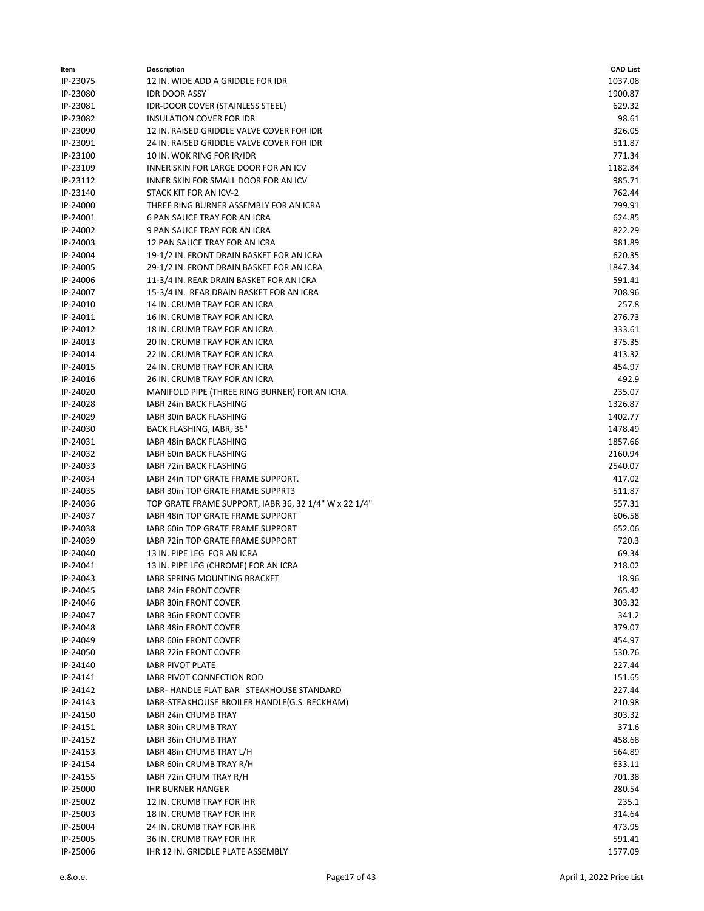| Item | Description | CAD List |
|---|---|---|
| IP-23075 | 12 IN. WIDE ADD A GRIDDLE FOR IDR | 1037.08 |
| IP-23080 | IDR DOOR ASSY | 1900.87 |
| IP-23081 | IDR-DOOR COVER (STAINLESS STEEL) | 629.32 |
| IP-23082 | INSULATION COVER FOR IDR | 98.61 |
| IP-23090 | 12 IN. RAISED GRIDDLE VALVE COVER FOR IDR | 326.05 |
| IP-23091 | 24 IN. RAISED GRIDDLE VALVE COVER FOR IDR | 511.87 |
| IP-23100 | 10 IN. WOK RING FOR IR/IDR | 771.34 |
| IP-23109 | INNER SKIN FOR LARGE DOOR FOR AN ICV | 1182.84 |
| IP-23112 | INNER SKIN FOR SMALL DOOR FOR AN ICV | 985.71 |
| IP-23140 | STACK KIT FOR AN ICV-2 | 762.44 |
| IP-24000 | THREE RING BURNER ASSEMBLY FOR AN ICRA | 799.91 |
| IP-24001 | 6 PAN SAUCE TRAY FOR AN ICRA | 624.85 |
| IP-24002 | 9 PAN SAUCE TRAY FOR AN ICRA | 822.29 |
| IP-24003 | 12 PAN SAUCE TRAY FOR AN ICRA | 981.89 |
| IP-24004 | 19-1/2 IN. FRONT DRAIN BASKET FOR AN ICRA | 620.35 |
| IP-24005 | 29-1/2 IN. FRONT DRAIN BASKET FOR AN ICRA | 1847.34 |
| IP-24006 | 11-3/4 IN. REAR DRAIN BASKET FOR AN ICRA | 591.41 |
| IP-24007 | 15-3/4 IN. REAR DRAIN BASKET FOR AN ICRA | 708.96 |
| IP-24010 | 14 IN. CRUMB TRAY FOR AN ICRA | 257.8 |
| IP-24011 | 16 IN. CRUMB TRAY FOR AN ICRA | 276.73 |
| IP-24012 | 18 IN. CRUMB TRAY FOR AN ICRA | 333.61 |
| IP-24013 | 20 IN. CRUMB TRAY FOR AN ICRA | 375.35 |
| IP-24014 | 22 IN. CRUMB TRAY FOR AN ICRA | 413.32 |
| IP-24015 | 24 IN. CRUMB TRAY FOR AN ICRA | 454.97 |
| IP-24016 | 26 IN. CRUMB TRAY FOR AN ICRA | 492.9 |
| IP-24020 | MANIFOLD PIPE (THREE RING BURNER) FOR AN ICRA | 235.07 |
| IP-24028 | IABR 24in BACK FLASHING | 1326.87 |
| IP-24029 | IABR 30in BACK FLASHING | 1402.77 |
| IP-24030 | BACK FLASHING, IABR, 36" | 1478.49 |
| IP-24031 | IABR 48in BACK FLASHING | 1857.66 |
| IP-24032 | IABR 60in BACK FLASHING | 2160.94 |
| IP-24033 | IABR 72in BACK FLASHING | 2540.07 |
| IP-24034 | IABR 24in TOP GRATE FRAME SUPPORT. | 417.02 |
| IP-24035 | IABR 30in TOP GRATE FRAME SUPPRT3 | 511.87 |
| IP-24036 | TOP GRATE FRAME SUPPORT, IABR 36, 32 1/4" W x 22 1/4" | 557.31 |
| IP-24037 | IABR 48in TOP GRATE FRAME SUPPORT | 606.58 |
| IP-24038 | IABR 60in TOP GRATE FRAME SUPPORT | 652.06 |
| IP-24039 | IABR 72in TOP GRATE FRAME SUPPORT | 720.3 |
| IP-24040 | 13 IN. PIPE LEG FOR AN ICRA | 69.34 |
| IP-24041 | 13 IN. PIPE LEG (CHROME) FOR AN ICRA | 218.02 |
| IP-24043 | IABR SPRING MOUNTING BRACKET | 18.96 |
| IP-24045 | IABR 24in FRONT COVER | 265.42 |
| IP-24046 | IABR 30in FRONT COVER | 303.32 |
| IP-24047 | IABR 36in FRONT COVER | 341.2 |
| IP-24048 | IABR 48in FRONT COVER | 379.07 |
| IP-24049 | IABR 60in FRONT COVER | 454.97 |
| IP-24050 | IABR 72in FRONT COVER | 530.76 |
| IP-24140 | IABR PIVOT PLATE | 227.44 |
| IP-24141 | IABR PIVOT CONNECTION ROD | 151.65 |
| IP-24142 | IABR- HANDLE FLAT BAR STEAKHOUSE STANDARD | 227.44 |
| IP-24143 | IABR-STEAKHOUSE BROILER HANDLE(G.S. BECKHAM) | 210.98 |
| IP-24150 | IABR 24in CRUMB TRAY | 303.32 |
| IP-24151 | IABR 30in CRUMB TRAY | 371.6 |
| IP-24152 | IABR 36in CRUMB TRAY | 458.68 |
| IP-24153 | IABR 48in CRUMB TRAY L/H | 564.89 |
| IP-24154 | IABR 60in CRUMB TRAY R/H | 633.11 |
| IP-24155 | IABR 72in CRUM TRAY R/H | 701.38 |
| IP-25000 | IHR BURNER HANGER | 280.54 |
| IP-25002 | 12 IN. CRUMB TRAY FOR IHR | 235.1 |
| IP-25003 | 18 IN. CRUMB TRAY FOR IHR | 314.64 |
| IP-25004 | 24 IN. CRUMB TRAY FOR IHR | 473.95 |
| IP-25005 | 36 IN. CRUMB TRAY FOR IHR | 591.41 |
| IP-25006 | IHR 12 IN. GRIDDLE PLATE ASSEMBLY | 1577.09 |

e.&o.e.

April 1, 2022 Price List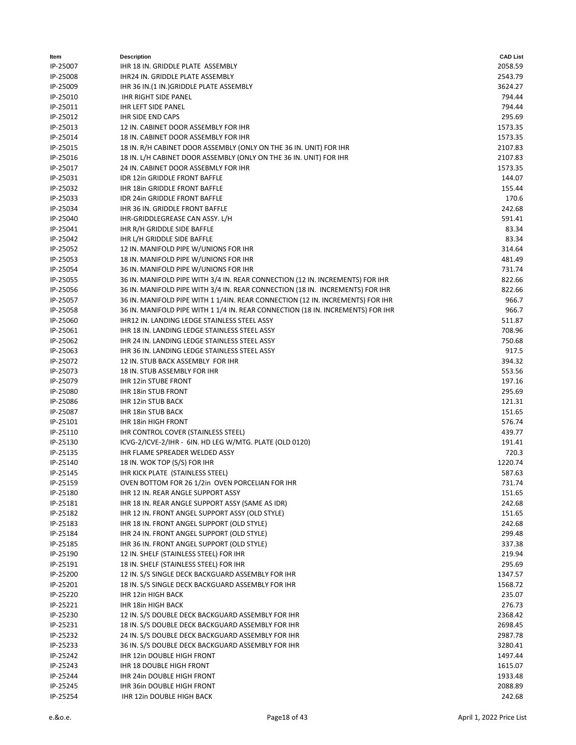| Item | Description | CAD List |
|---|---|---|
| IP-25007 | IHR 18 IN. GRIDDLE PLATE ASSEMBLY | 2058.59 |
| IP-25008 | IHR24 IN. GRIDDLE PLATE ASSEMBLY | 2543.79 |
| IP-25009 | IHR 36 IN.(1 IN.)GRIDDLE PLATE ASSEMBLY | 3624.27 |
| IP-25010 | IHR RIGHT SIDE PANEL | 794.44 |
| IP-25011 | IHR LEFT SIDE PANEL | 794.44 |
| IP-25012 | IHR SIDE END CAPS | 295.69 |
| IP-25013 | 12 IN. CABINET DOOR ASSEMBLY FOR IHR | 1573.35 |
| IP-25014 | 18 IN. CABINET DOOR ASSEMBLY FOR IHR | 1573.35 |
| IP-25015 | 18 IN. R/H CABINET DOOR ASSEMBLY (ONLY ON THE 36 IN. UNIT) FOR IHR | 2107.83 |
| IP-25016 | 18 IN. L/H CABINET DOOR ASSEMBLY (ONLY ON THE 36 IN. UNIT) FOR IHR | 2107.83 |
| IP-25017 | 24 IN. CABINET DOOR ASSEBMLY FOR IHR | 1573.35 |
| IP-25031 | IDR 12in GRIDDLE FRONT BAFFLE | 144.07 |
| IP-25032 | IHR 18in GRIDDLE FRONT BAFFLE | 155.44 |
| IP-25033 | IDR 24in GRIDDLE FRONT BAFFLE | 170.6 |
| IP-25034 | IHR 36 IN. GRIDDLE FRONT BAFFLE | 242.68 |
| IP-25040 | IHR-GRIDDLEGREASE CAN ASSY. L/H | 591.41 |
| IP-25041 | IHR R/H GRIDDLE SIDE BAFFLE | 83.34 |
| IP-25042 | IHR L/H GRIDDLE SIDE BAFFLE | 83.34 |
| IP-25052 | 12 IN. MANIFOLD PIPE W/UNIONS FOR IHR | 314.64 |
| IP-25053 | 18 IN. MANIFOLD PIPE W/UNIONS FOR IHR | 481.49 |
| IP-25054 | 36 IN. MANIFOLD PIPE W/UNIONS FOR IHR | 731.74 |
| IP-25055 | 36 IN. MANIFOLD PIPE WITH 3/4 IN. REAR CONNECTION (12 IN. INCREMENTS) FOR IHR | 822.66 |
| IP-25056 | 36 IN. MANIFOLD PIPE WITH 3/4 IN. REAR CONNECTION (18 IN. INCREMENTS) FOR IHR | 822.66 |
| IP-25057 | 36 IN. MANIFOLD PIPE WITH 1 1/4IN. REAR CONNECTION (12 IN. INCREMENTS) FOR IHR | 966.7 |
| IP-25058 | 36 IN. MANIFOLD PIPE WITH 1 1/4 IN. REAR CONNECTION (18 IN. INCREMENTS) FOR IHR | 966.7 |
| IP-25060 | IHR12 IN. LANDING LEDGE STAINLESS STEEL ASSY | 511.87 |
| IP-25061 | IHR 18 IN. LANDING LEDGE STAINLESS STEEL ASSY | 708.96 |
| IP-25062 | IHR 24 IN. LANDING LEDGE STAINLESS STEEL ASSY | 750.68 |
| IP-25063 | IHR 36 IN. LANDING LEDGE STAINLESS STEEL ASSY | 917.5 |
| IP-25072 | 12 IN. STUB BACK ASSEMBLY FOR IHR | 394.32 |
| IP-25073 | 18 IN. STUB ASSEMBLY FOR IHR | 553.56 |
| IP-25079 | IHR 12in STUBE FRONT | 197.16 |
| IP-25080 | IHR 18in STUB FRONT | 295.69 |
| IP-25086 | IHR 12in STUB BACK | 121.31 |
| IP-25087 | IHR 18in STUB BACK | 151.65 |
| IP-25101 | IHR 18in HIGH FRONT | 576.74 |
| IP-25110 | IHR CONTROL COVER (STAINLESS STEEL) | 439.77 |
| IP-25130 | ICVG-2/ICVE-2/IHR - 6IN. HD LEG W/MTG. PLATE (OLD 0120) | 191.41 |
| IP-25135 | IHR FLAME SPREADER WELDED ASSY | 720.3 |
| IP-25140 | 18 IN. WOK TOP (S/S) FOR IHR | 1220.74 |
| IP-25145 | IHR KICK PLATE (STAINLESS STEEL) | 587.63 |
| IP-25159 | OVEN BOTTOM FOR 26 1/2in OVEN PORCELIAN FOR IHR | 731.74 |
| IP-25180 | IHR 12 IN. REAR ANGLE SUPPORT ASSY | 151.65 |
| IP-25181 | IHR 18 IN. REAR ANGLE SUPPORT ASSY (SAME AS IDR) | 242.68 |
| IP-25182 | IHR 12 IN. FRONT ANGEL SUPPORT ASSY (OLD STYLE) | 151.65 |
| IP-25183 | IHR 18 IN. FRONT ANGEL SUPPORT (OLD STYLE) | 242.68 |
| IP-25184 | IHR 24 IN. FRONT ANGEL SUPPORT (OLD STYLE) | 299.48 |
| IP-25185 | IHR 36 IN. FRONT ANGEL SUPPORT (OLD STYLE) | 337.38 |
| IP-25190 | 12 IN. SHELF (STAINLESS STEEL) FOR IHR | 219.94 |
| IP-25191 | 18 IN. SHELF (STAINLESS STEEL) FOR IHR | 295.69 |
| IP-25200 | 12 IN. S/S SINGLE DECK BACKGUARD ASSEMBLY FOR IHR | 1347.57 |
| IP-25201 | 18 IN. S/S SINGLE DECK BACKGUARD ASSEMBLY FOR IHR | 1568.72 |
| IP-25220 | IHR 12in HIGH BACK | 235.07 |
| IP-25221 | IHR 18in HIGH BACK | 276.73 |
| IP-25230 | 12 IN. S/S DOUBLE DECK BACKGUARD ASSEMBLY FOR IHR | 2368.42 |
| IP-25231 | 18 IN. S/S DOUBLE DECK BACKGUARD ASSEMBLY FOR IHR | 2698.45 |
| IP-25232 | 24 IN. S/S DOUBLE DECK BACKGUARD ASSEMBLY FOR IHR | 2987.78 |
| IP-25233 | 36 IN. S/S DOUBLE DECK BACKGUARD ASSEMBLY FOR IHR | 3280.41 |
| IP-25242 | IHR 12in DOUBLE HIGH FRONT | 1497.44 |
| IP-25243 | IHR 18 DOUBLE HIGH FRONT | 1615.07 |
| IP-25244 | IHR 24in DOUBLE HIGH FRONT | 1933.48 |
| IP-25245 | IHR 36in DOUBLE HIGH FRONT | 2088.89 |
| IP-25254 | IHR 12in DOUBLE HIGH BACK | 242.68 |

e.&o.e. April 1, 2022 Price List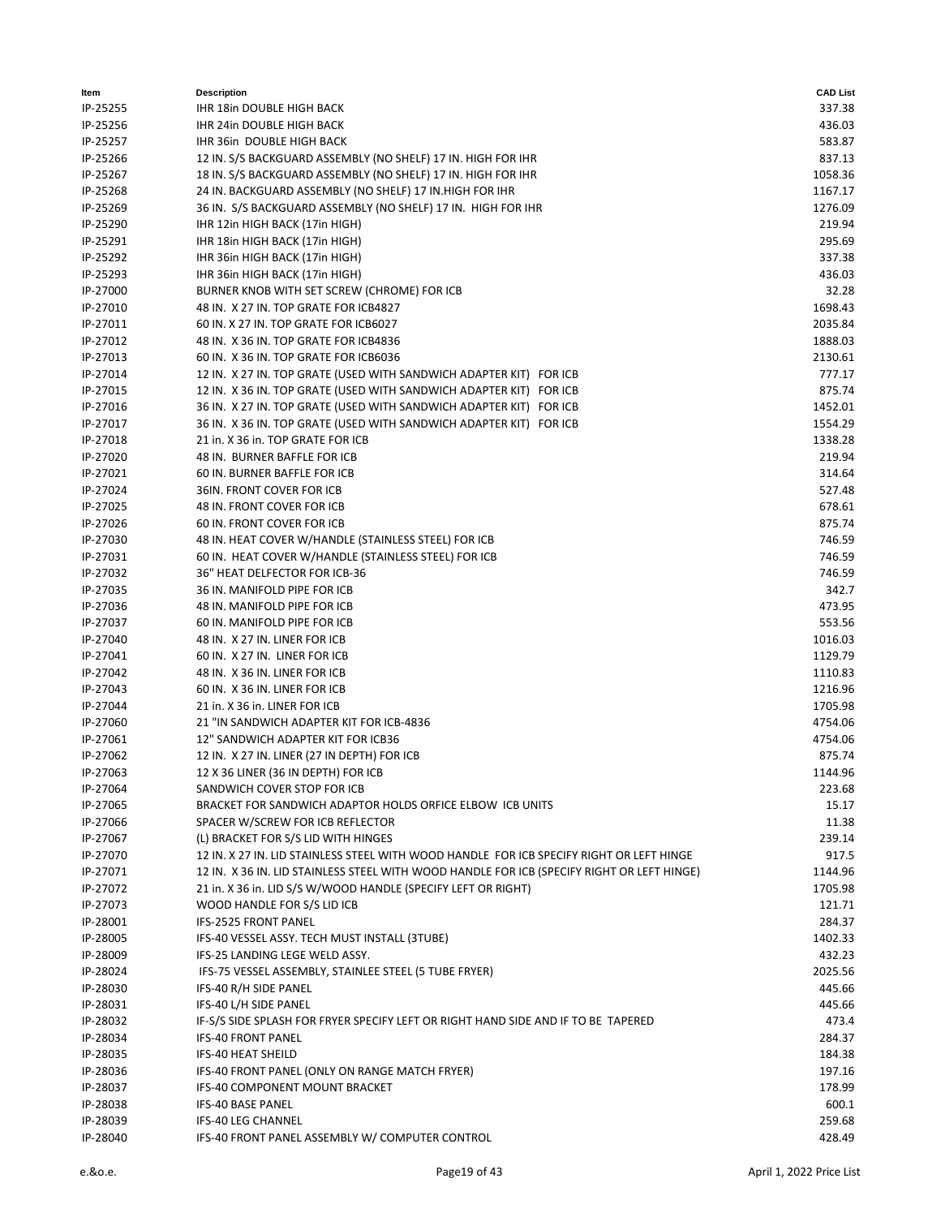| Item | Description | CAD List |
| --- | --- | --- |
| IP-25255 | IHR 18in DOUBLE HIGH BACK | 337.38 |
| IP-25256 | IHR 24in DOUBLE HIGH BACK | 436.03 |
| IP-25257 | IHR 36in DOUBLE HIGH BACK | 583.87 |
| IP-25266 | 12 IN. S/S BACKGUARD ASSEMBLY (NO SHELF) 17 IN. HIGH FOR IHR | 837.13 |
| IP-25267 | 18 IN. S/S BACKGUARD ASSEMBLY (NO SHELF) 17 IN. HIGH FOR IHR | 1058.36 |
| IP-25268 | 24 IN. BACKGUARD ASSEMBLY (NO SHELF) 17 IN.HIGH FOR IHR | 1167.17 |
| IP-25269 | 36 IN. S/S BACKGUARD ASSEMBLY (NO SHELF) 17 IN. HIGH FOR IHR | 1276.09 |
| IP-25290 | IHR 12in HIGH BACK (17in HIGH) | 219.94 |
| IP-25291 | IHR 18in HIGH BACK (17in HIGH) | 295.69 |
| IP-25292 | IHR 36in HIGH BACK (17in HIGH) | 337.38 |
| IP-25293 | IHR 36in HIGH BACK (17in HIGH) | 436.03 |
| IP-27000 | BURNER KNOB WITH SET SCREW (CHROME) FOR ICB | 32.28 |
| IP-27010 | 48 IN. X 27 IN. TOP GRATE FOR ICB4827 | 1698.43 |
| IP-27011 | 60 IN. X 27 IN. TOP GRATE FOR ICB6027 | 2035.84 |
| IP-27012 | 48 IN. X 36 IN. TOP GRATE FOR ICB4836 | 1888.03 |
| IP-27013 | 60 IN. X 36 IN. TOP GRATE FOR ICB6036 | 2130.61 |
| IP-27014 | 12 IN. X 27 IN. TOP GRATE (USED WITH SANDWICH ADAPTER KIT) FOR ICB | 777.17 |
| IP-27015 | 12 IN. X 36 IN. TOP GRATE (USED WITH SANDWICH ADAPTER KIT) FOR ICB | 875.74 |
| IP-27016 | 36 IN. X 27 IN. TOP GRATE (USED WITH SANDWICH ADAPTER KIT) FOR ICB | 1452.01 |
| IP-27017 | 36 IN. X 36 IN. TOP GRATE (USED WITH SANDWICH ADAPTER KIT) FOR ICB | 1554.29 |
| IP-27018 | 21 in. X 36 in. TOP GRATE FOR ICB | 1338.28 |
| IP-27020 | 48 IN. BURNER BAFFLE FOR ICB | 219.94 |
| IP-27021 | 60 IN. BURNER BAFFLE FOR ICB | 314.64 |
| IP-27024 | 36IN. FRONT COVER FOR ICB | 527.48 |
| IP-27025 | 48 IN. FRONT COVER FOR ICB | 678.61 |
| IP-27026 | 60 IN. FRONT COVER FOR ICB | 875.74 |
| IP-27030 | 48 IN. HEAT COVER W/HANDLE (STAINLESS STEEL) FOR ICB | 746.59 |
| IP-27031 | 60 IN. HEAT COVER W/HANDLE (STAINLESS STEEL) FOR ICB | 746.59 |
| IP-27032 | 36" HEAT DELFECTOR FOR ICB-36 | 746.59 |
| IP-27035 | 36 IN. MANIFOLD PIPE FOR ICB | 342.7 |
| IP-27036 | 48 IN. MANIFOLD PIPE FOR ICB | 473.95 |
| IP-27037 | 60 IN. MANIFOLD PIPE FOR ICB | 553.56 |
| IP-27040 | 48 IN. X 27 IN. LINER FOR ICB | 1016.03 |
| IP-27041 | 60 IN. X 27 IN. LINER FOR ICB | 1129.79 |
| IP-27042 | 48 IN. X 36 IN. LINER FOR ICB | 1110.83 |
| IP-27043 | 60 IN. X 36 IN. LINER FOR ICB | 1216.96 |
| IP-27044 | 21 in. X 36 in. LINER FOR ICB | 1705.98 |
| IP-27060 | 21 "IN SANDWICH ADAPTER KIT FOR ICB-4836 | 4754.06 |
| IP-27061 | 12" SANDWICH ADAPTER KIT FOR ICB36 | 4754.06 |
| IP-27062 | 12 IN. X 27 IN. LINER (27 IN DEPTH) FOR ICB | 875.74 |
| IP-27063 | 12 X 36 LINER (36 IN DEPTH) FOR ICB | 1144.96 |
| IP-27064 | SANDWICH COVER STOP FOR ICB | 223.68 |
| IP-27065 | BRACKET FOR SANDWICH ADAPTOR HOLDS ORFICE ELBOW ICB UNITS | 15.17 |
| IP-27066 | SPACER W/SCREW FOR ICB REFLECTOR | 11.38 |
| IP-27067 | (L) BRACKET FOR S/S LID WITH HINGES | 239.14 |
| IP-27070 | 12 IN. X 27 IN. LID STAINLESS STEEL WITH WOOD HANDLE FOR ICB SPECIFY RIGHT OR LEFT HINGE | 917.5 |
| IP-27071 | 12 IN. X 36 IN. LID STAINLESS STEEL WITH WOOD HANDLE FOR ICB (SPECIFY RIGHT OR LEFT HINGE) | 1144.96 |
| IP-27072 | 21 in. X 36 in. LID S/S W/WOOD HANDLE (SPECIFY LEFT OR RIGHT) | 1705.98 |
| IP-27073 | WOOD HANDLE FOR S/S LID ICB | 121.71 |
| IP-28001 | IFS-2525 FRONT PANEL | 284.37 |
| IP-28005 | IFS-40 VESSEL ASSY. TECH MUST INSTALL (3TUBE) | 1402.33 |
| IP-28009 | IFS-25 LANDING LEGE WELD ASSY. | 432.23 |
| IP-28024 | IFS-75 VESSEL ASSEMBLY, STAINLEE STEEL (5 TUBE FRYER) | 2025.56 |
| IP-28030 | IFS-40 R/H SIDE PANEL | 445.66 |
| IP-28031 | IFS-40 L/H SIDE PANEL | 445.66 |
| IP-28032 | IF-S/S SIDE SPLASH FOR FRYER SPECIFY LEFT OR RIGHT HAND SIDE AND IF TO BE TAPERED | 473.4 |
| IP-28034 | IFS-40 FRONT PANEL | 284.37 |
| IP-28035 | IFS-40 HEAT SHEILD | 184.38 |
| IP-28036 | IFS-40 FRONT PANEL (ONLY ON RANGE MATCH FRYER) | 197.16 |
| IP-28037 | IFS-40 COMPONENT MOUNT BRACKET | 178.99 |
| IP-28038 | IFS-40 BASE PANEL | 600.1 |
| IP-28039 | IFS-40 LEG CHANNEL | 259.68 |
| IP-28040 | IFS-40 FRONT PANEL ASSEMBLY W/ COMPUTER CONTROL | 428.49 |

e.&o.e.

April 1, 2022 Price List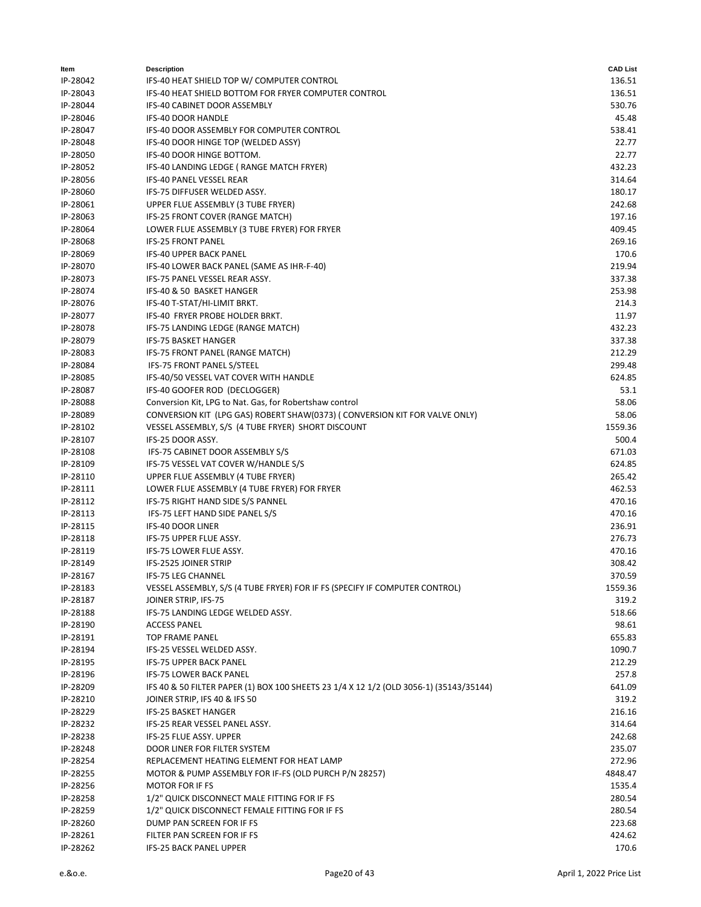| Item | Description | CAD List |
|---|---|---|
| IP-28042 | IFS-40 HEAT SHIELD TOP W/ COMPUTER CONTROL | 136.51 |
| IP-28043 | IFS-40 HEAT SHIELD BOTTOM FOR FRYER COMPUTER CONTROL | 136.51 |
| IP-28044 | IFS-40 CABINET DOOR ASSEMBLY | 530.76 |
| IP-28046 | IFS-40 DOOR HANDLE | 45.48 |
| IP-28047 | IFS-40 DOOR ASSEMBLY FOR COMPUTER CONTROL | 538.41 |
| IP-28048 | IFS-40 DOOR HINGE TOP (WELDED ASSY) | 22.77 |
| IP-28050 | IFS-40 DOOR HINGE BOTTOM. | 22.77 |
| IP-28052 | IFS-40 LANDING LEDGE ( RANGE MATCH FRYER) | 432.23 |
| IP-28056 | IFS-40 PANEL VESSEL REAR | 314.64 |
| IP-28060 | IFS-75 DIFFUSER WELDED ASSY. | 180.17 |
| IP-28061 | UPPER FLUE ASSEMBLY (3 TUBE FRYER) | 242.68 |
| IP-28063 | IFS-25 FRONT COVER (RANGE MATCH) | 197.16 |
| IP-28064 | LOWER FLUE ASSEMBLY (3 TUBE FRYER) FOR FRYER | 409.45 |
| IP-28068 | IFS-25 FRONT PANEL | 269.16 |
| IP-28069 | IFS-40 UPPER BACK PANEL | 170.6 |
| IP-28070 | IFS-40 LOWER BACK PANEL (SAME AS IHR-F-40) | 219.94 |
| IP-28073 | IFS-75 PANEL VESSEL REAR ASSY. | 337.38 |
| IP-28074 | IFS-40 & 50 BASKET HANGER | 253.98 |
| IP-28076 | IFS-40 T-STAT/HI-LIMIT BRKT. | 214.3 |
| IP-28077 | IFS-40 FRYER PROBE HOLDER BRKT. | 11.97 |
| IP-28078 | IFS-75 LANDING LEDGE (RANGE MATCH) | 432.23 |
| IP-28079 | IFS-75 BASKET HANGER | 337.38 |
| IP-28083 | IFS-75 FRONT PANEL (RANGE MATCH) | 212.29 |
| IP-28084 | IFS-75 FRONT PANEL S/STEEL | 299.48 |
| IP-28085 | IFS-40/50 VESSEL VAT COVER WITH HANDLE | 624.85 |
| IP-28087 | IFS-40 GOOFER ROD (DECLOGGER) | 53.1 |
| IP-28088 | Conversion Kit, LPG to Nat. Gas, for Robertshaw control | 58.06 |
| IP-28089 | CONVERSION KIT (LPG GAS) ROBERT SHAW(0373) ( CONVERSION KIT FOR VALVE ONLY) | 58.06 |
| IP-28102 | VESSEL ASSEMBLY, S/S (4 TUBE FRYER) SHORT DISCOUNT | 1559.36 |
| IP-28107 | IFS-25 DOOR ASSY. | 500.4 |
| IP-28108 | IFS-75 CABINET DOOR ASSEMBLY S/S | 671.03 |
| IP-28109 | IFS-75 VESSEL VAT COVER W/HANDLE S/S | 624.85 |
| IP-28110 | UPPER FLUE ASSEMBLY (4 TUBE FRYER) | 265.42 |
| IP-28111 | LOWER FLUE ASSEMBLY (4 TUBE FRYER) FOR FRYER | 462.53 |
| IP-28112 | IFS-75 RIGHT HAND SIDE S/S PANNEL | 470.16 |
| IP-28113 | IFS-75 LEFT HAND SIDE PANEL S/S | 470.16 |
| IP-28115 | IFS-40 DOOR LINER | 236.91 |
| IP-28118 | IFS-75 UPPER FLUE ASSY. | 276.73 |
| IP-28119 | IFS-75 LOWER FLUE ASSY. | 470.16 |
| IP-28149 | IFS-2525 JOINER STRIP | 308.42 |
| IP-28167 | IFS-75 LEG CHANNEL | 370.59 |
| IP-28183 | VESSEL ASSEMBLY, S/S (4 TUBE FRYER) FOR IF FS (SPECIFY IF COMPUTER CONTROL) | 1559.36 |
| IP-28187 | JOINER STRIP, IFS-75 | 319.2 |
| IP-28188 | IFS-75 LANDING LEDGE WELDED ASSY. | 518.66 |
| IP-28190 | ACCESS PANEL | 98.61 |
| IP-28191 | TOP FRAME PANEL | 655.83 |
| IP-28194 | IFS-25 VESSEL WELDED ASSY. | 1090.7 |
| IP-28195 | IFS-75 UPPER BACK PANEL | 212.29 |
| IP-28196 | IFS-75 LOWER BACK PANEL | 257.8 |
| IP-28209 | IFS 40 & 50 FILTER PAPER (1) BOX 100 SHEETS 23 1/4 X 12 1/2 (OLD 3056-1) (35143/35144) | 641.09 |
| IP-28210 | JOINER STRIP, IFS 40 & IFS 50 | 319.2 |
| IP-28229 | IFS-25 BASKET HANGER | 216.16 |
| IP-28232 | IFS-25 REAR VESSEL PANEL ASSY. | 314.64 |
| IP-28238 | IFS-25 FLUE ASSY. UPPER | 242.68 |
| IP-28248 | DOOR LINER FOR FILTER SYSTEM | 235.07 |
| IP-28254 | REPLACEMENT HEATING ELEMENT FOR HEAT LAMP | 272.96 |
| IP-28255 | MOTOR & PUMP ASSEMBLY FOR IF-FS (OLD PURCH P/N 28257) | 4848.47 |
| IP-28256 | MOTOR FOR IF FS | 1535.4 |
| IP-28258 | 1/2" QUICK DISCONNECT MALE FITTING FOR IF FS | 280.54 |
| IP-28259 | 1/2" QUICK DISCONNECT FEMALE FITTING FOR IF FS | 280.54 |
| IP-28260 | DUMP PAN SCREEN FOR IF FS | 223.68 |
| IP-28261 | FILTER PAN SCREEN FOR IF FS | 424.62 |
| IP-28262 | IFS-25 BACK PANEL UPPER | 170.6 |

e.&o.e.

April 1, 2022 Price List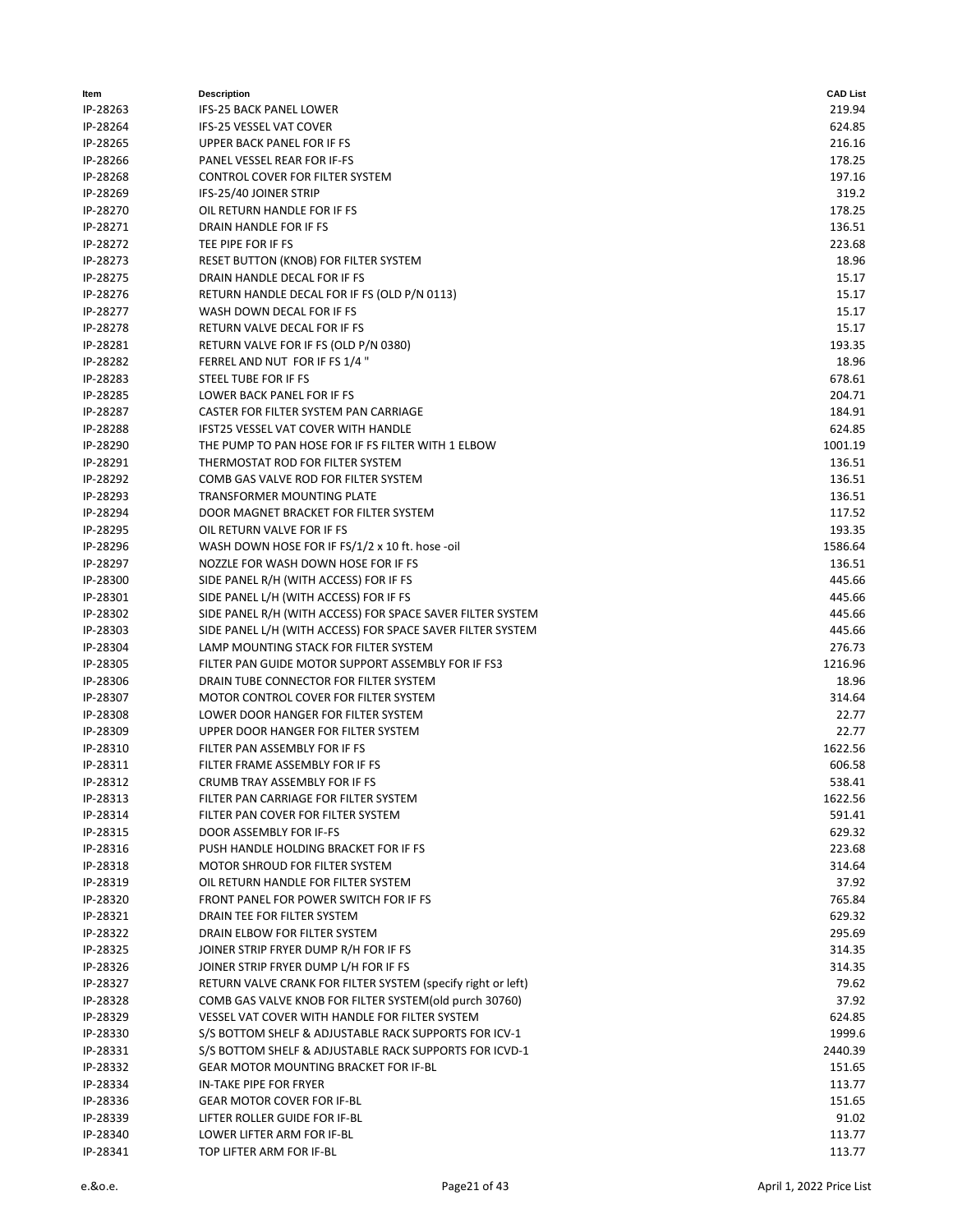| Item | Description | CAD List |
|---|---|---|
| IP-28263 | IFS-25 BACK PANEL LOWER | 219.94 |
| IP-28264 | IFS-25 VESSEL VAT COVER | 624.85 |
| IP-28265 | UPPER BACK PANEL FOR IF FS | 216.16 |
| IP-28266 | PANEL VESSEL REAR FOR IF-FS | 178.25 |
| IP-28268 | CONTROL COVER FOR FILTER SYSTEM | 197.16 |
| IP-28269 | IFS-25/40 JOINER STRIP | 319.2 |
| IP-28270 | OIL RETURN HANDLE FOR IF FS | 178.25 |
| IP-28271 | DRAIN HANDLE FOR IF FS | 136.51 |
| IP-28272 | TEE PIPE FOR IF FS | 223.68 |
| IP-28273 | RESET BUTTON (KNOB) FOR FILTER SYSTEM | 18.96 |
| IP-28275 | DRAIN HANDLE DECAL FOR IF FS | 15.17 |
| IP-28276 | RETURN HANDLE DECAL FOR IF FS (OLD P/N 0113) | 15.17 |
| IP-28277 | WASH DOWN DECAL FOR IF FS | 15.17 |
| IP-28278 | RETURN VALVE DECAL FOR IF FS | 15.17 |
| IP-28281 | RETURN VALVE FOR IF FS (OLD P/N 0380) | 193.35 |
| IP-28282 | FERREL AND NUT FOR IF FS 1/4 " | 18.96 |
| IP-28283 | STEEL TUBE FOR IF FS | 678.61 |
| IP-28285 | LOWER BACK PANEL FOR IF FS | 204.71 |
| IP-28287 | CASTER FOR FILTER SYSTEM PAN CARRIAGE | 184.91 |
| IP-28288 | IFST25 VESSEL VAT COVER WITH HANDLE | 624.85 |
| IP-28290 | THE PUMP TO PAN HOSE FOR IF FS FILTER WITH 1 ELBOW | 1001.19 |
| IP-28291 | THERMOSTAT ROD FOR FILTER SYSTEM | 136.51 |
| IP-28292 | COMB GAS VALVE ROD FOR FILTER SYSTEM | 136.51 |
| IP-28293 | TRANSFORMER MOUNTING PLATE | 136.51 |
| IP-28294 | DOOR MAGNET BRACKET FOR FILTER SYSTEM | 117.52 |
| IP-28295 | OIL RETURN VALVE FOR IF FS | 193.35 |
| IP-28296 | WASH DOWN HOSE FOR IF FS/1/2 x 10 ft. hose -oil | 1586.64 |
| IP-28297 | NOZZLE FOR WASH DOWN HOSE FOR IF FS | 136.51 |
| IP-28300 | SIDE PANEL R/H (WITH ACCESS) FOR IF FS | 445.66 |
| IP-28301 | SIDE PANEL L/H (WITH ACCESS) FOR IF FS | 445.66 |
| IP-28302 | SIDE PANEL R/H (WITH ACCESS) FOR SPACE SAVER FILTER SYSTEM | 445.66 |
| IP-28303 | SIDE PANEL L/H (WITH ACCESS) FOR SPACE SAVER FILTER SYSTEM | 445.66 |
| IP-28304 | LAMP MOUNTING STACK FOR FILTER SYSTEM | 276.73 |
| IP-28305 | FILTER PAN GUIDE MOTOR SUPPORT ASSEMBLY FOR IF FS3 | 1216.96 |
| IP-28306 | DRAIN TUBE CONNECTOR FOR FILTER SYSTEM | 18.96 |
| IP-28307 | MOTOR CONTROL COVER FOR FILTER SYSTEM | 314.64 |
| IP-28308 | LOWER DOOR HANGER FOR FILTER SYSTEM | 22.77 |
| IP-28309 | UPPER DOOR HANGER FOR FILTER SYSTEM | 22.77 |
| IP-28310 | FILTER PAN ASSEMBLY FOR IF FS | 1622.56 |
| IP-28311 | FILTER FRAME ASSEMBLY FOR IF FS | 606.58 |
| IP-28312 | CRUMB TRAY ASSEMBLY FOR IF FS | 538.41 |
| IP-28313 | FILTER PAN CARRIAGE FOR FILTER SYSTEM | 1622.56 |
| IP-28314 | FILTER PAN COVER FOR FILTER SYSTEM | 591.41 |
| IP-28315 | DOOR ASSEMBLY FOR IF-FS | 629.32 |
| IP-28316 | PUSH HANDLE HOLDING BRACKET FOR IF FS | 223.68 |
| IP-28318 | MOTOR SHROUD FOR FILTER SYSTEM | 314.64 |
| IP-28319 | OIL RETURN HANDLE FOR FILTER SYSTEM | 37.92 |
| IP-28320 | FRONT PANEL FOR POWER SWITCH FOR IF FS | 765.84 |
| IP-28321 | DRAIN TEE FOR FILTER SYSTEM | 629.32 |
| IP-28322 | DRAIN ELBOW FOR FILTER SYSTEM | 295.69 |
| IP-28325 | JOINER STRIP FRYER DUMP R/H FOR IF FS | 314.35 |
| IP-28326 | JOINER STRIP FRYER DUMP L/H FOR IF FS | 314.35 |
| IP-28327 | RETURN VALVE CRANK FOR FILTER SYSTEM (specify right or left) | 79.62 |
| IP-28328 | COMB GAS VALVE KNOB FOR FILTER SYSTEM(old purch 30760) | 37.92 |
| IP-28329 | VESSEL VAT COVER WITH HANDLE FOR FILTER SYSTEM | 624.85 |
| IP-28330 | S/S BOTTOM SHELF & ADJUSTABLE RACK SUPPORTS FOR ICV-1 | 1999.6 |
| IP-28331 | S/S BOTTOM SHELF & ADJUSTABLE RACK SUPPORTS FOR ICVD-1 | 2440.39 |
| IP-28332 | GEAR MOTOR MOUNTING BRACKET FOR IF-BL | 151.65 |
| IP-28334 | IN-TAKE PIPE FOR FRYER | 113.77 |
| IP-28336 | GEAR MOTOR COVER FOR IF-BL | 151.65 |
| IP-28339 | LIFTER ROLLER GUIDE FOR IF-BL | 91.02 |
| IP-28340 | LOWER LIFTER ARM FOR IF-BL | 113.77 |
| IP-28341 | TOP LIFTER ARM FOR IF-BL | 113.77 |

e.&o.e. April 1, 2022 Price List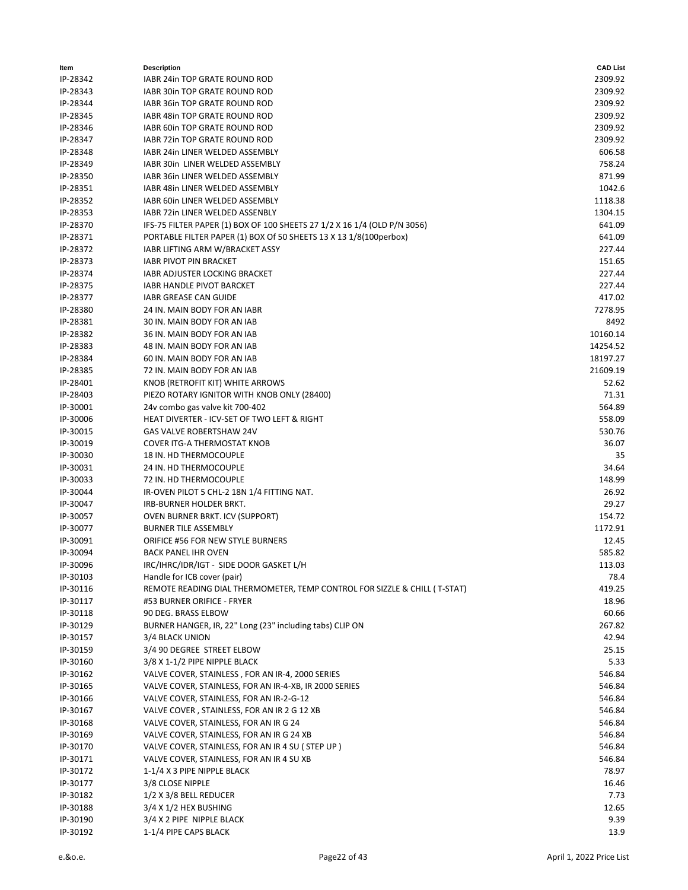| Item | Description | CAD List |
|---|---|---|
| IP-28342 | IABR 24in TOP GRATE ROUND ROD | 2309.92 |
| IP-28343 | IABR 30in TOP GRATE ROUND ROD | 2309.92 |
| IP-28344 | IABR 36in TOP GRATE ROUND ROD | 2309.92 |
| IP-28345 | IABR 48in TOP GRATE ROUND ROD | 2309.92 |
| IP-28346 | IABR 60in TOP GRATE ROUND ROD | 2309.92 |
| IP-28347 | IABR 72in TOP GRATE ROUND ROD | 2309.92 |
| IP-28348 | IABR 24in LINER WELDED ASSEMBLY | 606.58 |
| IP-28349 | IABR 30in  LINER WELDED ASSEMBLY | 758.24 |
| IP-28350 | IABR 36in LINER WELDED ASSEMBLY | 871.99 |
| IP-28351 | IABR 48in LINER WELDED ASSEMBLY | 1042.6 |
| IP-28352 | IABR 60in LINER WELDED ASSEMBLY | 1118.38 |
| IP-28353 | IABR 72in LINER WELDED ASSENBLY | 1304.15 |
| IP-28370 | IFS-75 FILTER PAPER (1) BOX OF 100 SHEETS 27 1/2 X 16 1/4 (OLD P/N 3056) | 641.09 |
| IP-28371 | PORTABLE FILTER PAPER (1) BOX Of 50 SHEETS 13 X 13 1/8(100perbox) | 641.09 |
| IP-28372 | IABR LIFTING ARM W/BRACKET ASSY | 227.44 |
| IP-28373 | IABR PIVOT PIN BRACKET | 151.65 |
| IP-28374 | IABR ADJUSTER LOCKING BRACKET | 227.44 |
| IP-28375 | IABR HANDLE PIVOT BARCKET | 227.44 |
| IP-28377 | IABR GREASE CAN GUIDE | 417.02 |
| IP-28380 | 24 IN. MAIN BODY FOR AN IABR | 7278.95 |
| IP-28381 | 30 IN. MAIN BODY FOR AN IAB | 8492 |
| IP-28382 | 36 IN. MAIN BODY FOR AN IAB | 10160.14 |
| IP-28383 | 48 IN. MAIN BODY FOR AN IAB | 14254.52 |
| IP-28384 | 60 IN. MAIN BODY FOR AN IAB | 18197.27 |
| IP-28385 | 72 IN. MAIN BODY FOR AN IAB | 21609.19 |
| IP-28401 | KNOB (RETROFIT KIT) WHITE ARROWS | 52.62 |
| IP-28403 | PIEZO ROTARY IGNITOR WITH KNOB ONLY (28400) | 71.31 |
| IP-30001 | 24v combo gas valve kit 700-402 | 564.89 |
| IP-30006 | HEAT DIVERTER - ICV-SET OF TWO LEFT & RIGHT | 558.09 |
| IP-30015 | GAS VALVE ROBERTSHAW 24V | 530.76 |
| IP-30019 | COVER ITG-A THERMOSTAT KNOB | 36.07 |
| IP-30030 | 18 IN. HD THERMOCOUPLE | 35 |
| IP-30031 | 24 IN. HD THERMOCOUPLE | 34.64 |
| IP-30033 | 72 IN. HD THERMOCOUPLE | 148.99 |
| IP-30044 | IR-OVEN PILOT 5 CHL-2 18N 1/4 FITTING NAT. | 26.92 |
| IP-30047 | IRB-BURNER HOLDER BRKT. | 29.27 |
| IP-30057 | OVEN BURNER BRKT. ICV (SUPPORT) | 154.72 |
| IP-30077 | BURNER TILE ASSEMBLY | 1172.91 |
| IP-30091 | ORIFICE #56 FOR NEW STYLE BURNERS | 12.45 |
| IP-30094 | BACK PANEL IHR OVEN | 585.82 |
| IP-30096 | IRC/IHRC/IDR/IGT -  SIDE DOOR GASKET L/H | 113.03 |
| IP-30103 | Handle for ICB cover (pair) | 78.4 |
| IP-30116 | REMOTE READING DIAL THERMOMETER, TEMP CONTROL FOR SIZZLE & CHILL ( T-STAT) | 419.25 |
| IP-30117 | #53 BURNER ORIFICE - FRYER | 18.96 |
| IP-30118 | 90 DEG. BRASS ELBOW | 60.66 |
| IP-30129 | BURNER HANGER, IR, 22" Long (23" including tabs) CLIP ON | 267.82 |
| IP-30157 | 3/4 BLACK UNION | 42.94 |
| IP-30159 | 3/4 90 DEGREE  STREET ELBOW | 25.15 |
| IP-30160 | 3/8 X 1-1/2 PIPE NIPPLE BLACK | 5.33 |
| IP-30162 | VALVE COVER, STAINLESS , FOR AN IR-4, 2000 SERIES | 546.84 |
| IP-30165 | VALVE COVER, STAINLESS, FOR AN IR-4-XB, IR 2000 SERIES | 546.84 |
| IP-30166 | VALVE COVER, STAINLESS, FOR AN IR-2-G-12 | 546.84 |
| IP-30167 | VALVE COVER , STAINLESS, FOR AN IR 2 G 12 XB | 546.84 |
| IP-30168 | VALVE COVER, STAINLESS, FOR AN IR G 24 | 546.84 |
| IP-30169 | VALVE COVER, STAINLESS, FOR AN IR G 24 XB | 546.84 |
| IP-30170 | VALVE COVER, STAINLESS, FOR AN IR 4 SU ( STEP UP ) | 546.84 |
| IP-30171 | VALVE COVER, STAINLESS, FOR AN IR 4 SU XB | 546.84 |
| IP-30172 | 1-1/4 X 3 PIPE NIPPLE BLACK | 78.97 |
| IP-30177 | 3/8 CLOSE NIPPLE | 16.46 |
| IP-30182 | 1/2 X 3/8 BELL REDUCER | 7.73 |
| IP-30188 | 3/4 X 1/2 HEX BUSHING | 12.65 |
| IP-30190 | 3/4 X 2 PIPE  NIPPLE BLACK | 9.39 |
| IP-30192 | 1-1/4 PIPE CAPS BLACK | 13.9 |

e.&o.e.

April 1, 2022 Price List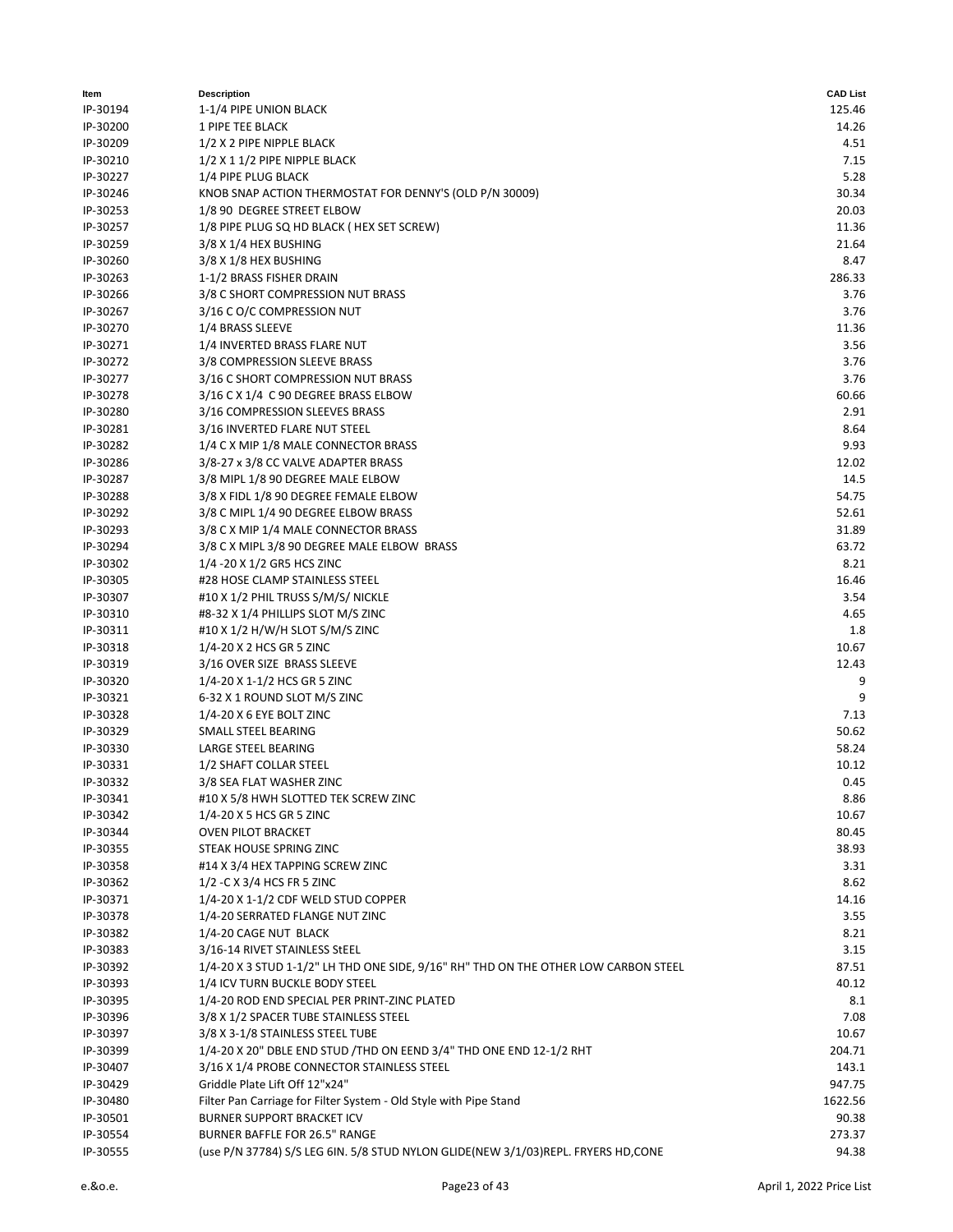| Item | Description | CAD List |
|---|---|---|
| IP-30194 | 1-1/4 PIPE UNION BLACK | 125.46 |
| IP-30200 | 1 PIPE TEE BLACK | 14.26 |
| IP-30209 | 1/2 X 2 PIPE NIPPLE BLACK | 4.51 |
| IP-30210 | 1/2 X 1 1/2 PIPE NIPPLE BLACK | 7.15 |
| IP-30227 | 1/4 PIPE PLUG BLACK | 5.28 |
| IP-30246 | KNOB SNAP ACTION THERMOSTAT FOR DENNY'S (OLD P/N 30009) | 30.34 |
| IP-30253 | 1/8 90 DEGREE STREET ELBOW | 20.03 |
| IP-30257 | 1/8 PIPE PLUG SQ HD BLACK ( HEX SET SCREW) | 11.36 |
| IP-30259 | 3/8 X 1/4 HEX BUSHING | 21.64 |
| IP-30260 | 3/8 X 1/8 HEX BUSHING | 8.47 |
| IP-30263 | 1-1/2 BRASS FISHER DRAIN | 286.33 |
| IP-30266 | 3/8 C SHORT COMPRESSION NUT BRASS | 3.76 |
| IP-30267 | 3/16 C O/C COMPRESSION NUT | 3.76 |
| IP-30270 | 1/4 BRASS SLEEVE | 11.36 |
| IP-30271 | 1/4 INVERTED BRASS FLARE NUT | 3.56 |
| IP-30272 | 3/8 COMPRESSION SLEEVE BRASS | 3.76 |
| IP-30277 | 3/16 C SHORT COMPRESSION NUT BRASS | 3.76 |
| IP-30278 | 3/16 C X 1/4 C 90 DEGREE BRASS ELBOW | 60.66 |
| IP-30280 | 3/16 COMPRESSION SLEEVES BRASS | 2.91 |
| IP-30281 | 3/16 INVERTED FLARE NUT STEEL | 8.64 |
| IP-30282 | 1/4 C X MIP 1/8 MALE CONNECTOR BRASS | 9.93 |
| IP-30286 | 3/8-27 x 3/8 CC VALVE ADAPTER BRASS | 12.02 |
| IP-30287 | 3/8 MIPL 1/8 90 DEGREE MALE ELBOW | 14.5 |
| IP-30288 | 3/8 X FIDL 1/8 90 DEGREE FEMALE ELBOW | 54.75 |
| IP-30292 | 3/8 C MIPL 1/4 90 DEGREE ELBOW BRASS | 52.61 |
| IP-30293 | 3/8 C X MIP 1/4 MALE CONNECTOR BRASS | 31.89 |
| IP-30294 | 3/8 C X MIPL 3/8 90 DEGREE MALE ELBOW BRASS | 63.72 |
| IP-30302 | 1/4 -20 X 1/2 GR5 HCS ZINC | 8.21 |
| IP-30305 | #28 HOSE CLAMP STAINLESS STEEL | 16.46 |
| IP-30307 | #10 X 1/2 PHIL TRUSS S/M/S/ NICKLE | 3.54 |
| IP-30310 | #8-32 X 1/4 PHILLIPS SLOT M/S ZINC | 4.65 |
| IP-30311 | #10 X 1/2 H/W/H SLOT S/M/S ZINC | 1.8 |
| IP-30318 | 1/4-20 X 2 HCS GR 5 ZINC | 10.67 |
| IP-30319 | 3/16 OVER SIZE BRASS SLEEVE | 12.43 |
| IP-30320 | 1/4-20 X 1-1/2 HCS GR 5 ZINC | 9 |
| IP-30321 | 6-32 X 1 ROUND SLOT M/S ZINC | 9 |
| IP-30328 | 1/4-20 X 6 EYE BOLT ZINC | 7.13 |
| IP-30329 | SMALL STEEL BEARING | 50.62 |
| IP-30330 | LARGE STEEL BEARING | 58.24 |
| IP-30331 | 1/2 SHAFT COLLAR STEEL | 10.12 |
| IP-30332 | 3/8 SEA FLAT WASHER ZINC | 0.45 |
| IP-30341 | #10 X 5/8 HWH SLOTTED TEK SCREW ZINC | 8.86 |
| IP-30342 | 1/4-20 X 5 HCS GR 5 ZINC | 10.67 |
| IP-30344 | OVEN PILOT BRACKET | 80.45 |
| IP-30355 | STEAK HOUSE SPRING ZINC | 38.93 |
| IP-30358 | #14 X 3/4 HEX TAPPING SCREW ZINC | 3.31 |
| IP-30362 | 1/2 -C X 3/4 HCS FR 5 ZINC | 8.62 |
| IP-30371 | 1/4-20 X 1-1/2 CDF WELD STUD COPPER | 14.16 |
| IP-30378 | 1/4-20 SERRATED FLANGE NUT ZINC | 3.55 |
| IP-30382 | 1/4-20 CAGE NUT BLACK | 8.21 |
| IP-30383 | 3/16-14 RIVET STAINLESS StEEL | 3.15 |
| IP-30392 | 1/4-20 X 3 STUD 1-1/2" LH THD ONE SIDE, 9/16" RH" THD ON THE OTHER LOW CARBON STEEL | 87.51 |
| IP-30393 | 1/4 ICV TURN BUCKLE BODY STEEL | 40.12 |
| IP-30395 | 1/4-20 ROD END SPECIAL PER PRINT-ZINC PLATED | 8.1 |
| IP-30396 | 3/8 X 1/2 SPACER TUBE STAINLESS STEEL | 7.08 |
| IP-30397 | 3/8 X 3-1/8 STAINLESS STEEL TUBE | 10.67 |
| IP-30399 | 1/4-20 X 20" DBLE END STUD /THD ON EEND 3/4" THD ONE END 12-1/2 RHT | 204.71 |
| IP-30407 | 3/16 X 1/4 PROBE CONNECTOR STAINLESS STEEL | 143.1 |
| IP-30429 | Griddle Plate Lift Off 12"x24" | 947.75 |
| IP-30480 | Filter Pan Carriage for Filter System - Old Style with Pipe Stand | 1622.56 |
| IP-30501 | BURNER SUPPORT BRACKET ICV | 90.38 |
| IP-30554 | BURNER BAFFLE FOR 26.5" RANGE | 273.37 |
| IP-30555 | (use P/N 37784) S/S LEG 6IN. 5/8 STUD NYLON GLIDE(NEW 3/1/03)REPL. FRYERS HD,CONE | 94.38 |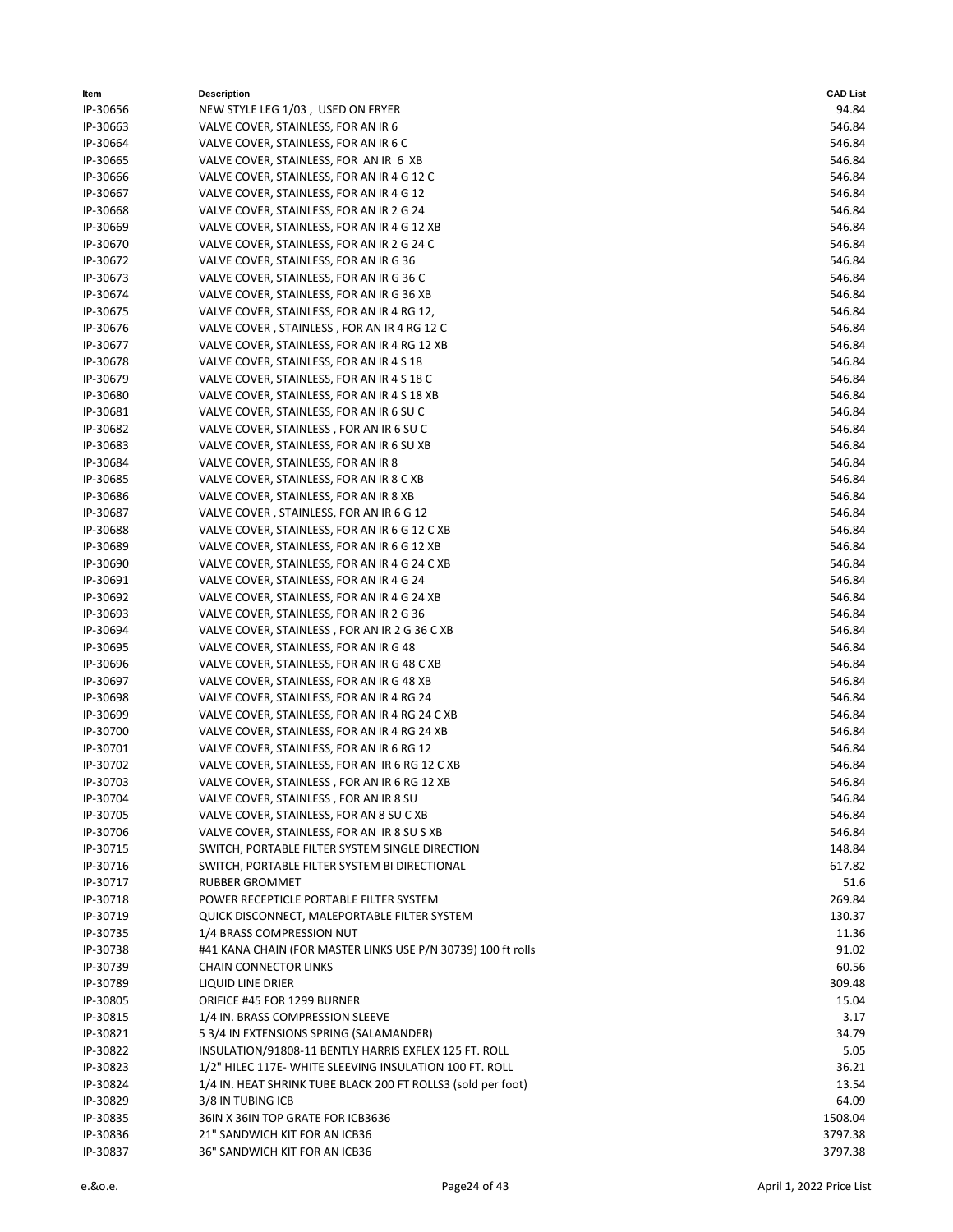| Item | Description | CAD List |
|---|---|---|
| IP-30656 | NEW STYLE LEG 1/03 , USED ON FRYER | 94.84 |
| IP-30663 | VALVE COVER, STAINLESS, FOR AN IR 6 | 546.84 |
| IP-30664 | VALVE COVER, STAINLESS, FOR AN IR 6 C | 546.84 |
| IP-30665 | VALVE COVER, STAINLESS, FOR AN IR 6 XB | 546.84 |
| IP-30666 | VALVE COVER, STAINLESS, FOR AN IR 4 G 12 C | 546.84 |
| IP-30667 | VALVE COVER, STAINLESS, FOR AN IR 4 G 12 | 546.84 |
| IP-30668 | VALVE COVER, STAINLESS, FOR AN IR 2 G 24 | 546.84 |
| IP-30669 | VALVE COVER, STAINLESS, FOR AN IR 4 G 12 XB | 546.84 |
| IP-30670 | VALVE COVER, STAINLESS, FOR AN IR 2 G 24 C | 546.84 |
| IP-30672 | VALVE COVER, STAINLESS, FOR AN IR G 36 | 546.84 |
| IP-30673 | VALVE COVER, STAINLESS, FOR AN IR G 36 C | 546.84 |
| IP-30674 | VALVE COVER, STAINLESS, FOR AN IR G 36 XB | 546.84 |
| IP-30675 | VALVE COVER, STAINLESS, FOR AN IR 4 RG 12, | 546.84 |
| IP-30676 | VALVE COVER , STAINLESS , FOR AN IR 4 RG 12 C | 546.84 |
| IP-30677 | VALVE COVER, STAINLESS, FOR AN IR 4 RG 12 XB | 546.84 |
| IP-30678 | VALVE COVER, STAINLESS, FOR AN IR 4 S 18 | 546.84 |
| IP-30679 | VALVE COVER, STAINLESS, FOR AN IR 4 S 18 C | 546.84 |
| IP-30680 | VALVE COVER, STAINLESS, FOR AN IR 4 S 18 XB | 546.84 |
| IP-30681 | VALVE COVER, STAINLESS, FOR AN IR 6 SU C | 546.84 |
| IP-30682 | VALVE COVER, STAINLESS , FOR AN IR 6 SU C | 546.84 |
| IP-30683 | VALVE COVER, STAINLESS, FOR AN IR 6 SU XB | 546.84 |
| IP-30684 | VALVE COVER, STAINLESS, FOR AN IR 8 | 546.84 |
| IP-30685 | VALVE COVER, STAINLESS, FOR AN IR 8 C XB | 546.84 |
| IP-30686 | VALVE COVER, STAINLESS, FOR AN IR 8 XB | 546.84 |
| IP-30687 | VALVE COVER , STAINLESS, FOR AN IR 6 G 12 | 546.84 |
| IP-30688 | VALVE COVER, STAINLESS, FOR AN IR 6 G 12 C XB | 546.84 |
| IP-30689 | VALVE COVER, STAINLESS, FOR AN IR 6 G 12 XB | 546.84 |
| IP-30690 | VALVE COVER, STAINLESS, FOR AN IR 4 G 24 C XB | 546.84 |
| IP-30691 | VALVE COVER, STAINLESS, FOR AN IR 4 G 24 | 546.84 |
| IP-30692 | VALVE COVER, STAINLESS, FOR AN IR 4 G 24 XB | 546.84 |
| IP-30693 | VALVE COVER, STAINLESS, FOR AN IR 2 G 36 | 546.84 |
| IP-30694 | VALVE COVER, STAINLESS , FOR AN IR 2 G 36 C XB | 546.84 |
| IP-30695 | VALVE COVER, STAINLESS, FOR AN IR G 48 | 546.84 |
| IP-30696 | VALVE COVER, STAINLESS, FOR AN IR G 48 C XB | 546.84 |
| IP-30697 | VALVE COVER, STAINLESS, FOR AN IR G 48 XB | 546.84 |
| IP-30698 | VALVE COVER, STAINLESS, FOR AN IR 4 RG 24 | 546.84 |
| IP-30699 | VALVE COVER, STAINLESS, FOR AN IR 4 RG 24 C XB | 546.84 |
| IP-30700 | VALVE COVER, STAINLESS, FOR AN IR 4 RG 24 XB | 546.84 |
| IP-30701 | VALVE COVER, STAINLESS, FOR AN IR 6 RG 12 | 546.84 |
| IP-30702 | VALVE COVER, STAINLESS, FOR AN IR 6 RG 12 C XB | 546.84 |
| IP-30703 | VALVE COVER, STAINLESS , FOR AN IR 6 RG 12 XB | 546.84 |
| IP-30704 | VALVE COVER, STAINLESS , FOR AN IR 8 SU | 546.84 |
| IP-30705 | VALVE COVER, STAINLESS, FOR AN 8 SU C XB | 546.84 |
| IP-30706 | VALVE COVER, STAINLESS, FOR AN IR 8 SU S XB | 546.84 |
| IP-30715 | SWITCH, PORTABLE FILTER SYSTEM SINGLE DIRECTION | 148.84 |
| IP-30716 | SWITCH, PORTABLE FILTER SYSTEM BI DIRECTIONAL | 617.82 |
| IP-30717 | RUBBER GROMMET | 51.6 |
| IP-30718 | POWER RECEPTICLE PORTABLE FILTER SYSTEM | 269.84 |
| IP-30719 | QUICK DISCONNECT, MALEPORTABLE FILTER SYSTEM | 130.37 |
| IP-30735 | 1/4 BRASS COMPRESSION NUT | 11.36 |
| IP-30738 | #41 KANA CHAIN (FOR MASTER LINKS USE P/N 30739) 100 ft rolls | 91.02 |
| IP-30739 | CHAIN CONNECTOR LINKS | 60.56 |
| IP-30789 | LIQUID LINE DRIER | 309.48 |
| IP-30805 | ORIFICE #45 FOR 1299 BURNER | 15.04 |
| IP-30815 | 1/4 IN. BRASS COMPRESSION SLEEVE | 3.17 |
| IP-30821 | 5 3/4 IN EXTENSIONS SPRING (SALAMANDER) | 34.79 |
| IP-30822 | INSULATION/91808-11 BENTLY HARRIS EXFLEX 125 FT. ROLL | 5.05 |
| IP-30823 | 1/2" HILEC 117E- WHITE SLEEVING INSULATION 100 FT. ROLL | 36.21 |
| IP-30824 | 1/4 IN. HEAT SHRINK TUBE BLACK 200 FT ROLLS3 (sold per foot) | 13.54 |
| IP-30829 | 3/8 IN TUBING ICB | 64.09 |
| IP-30835 | 36IN X 36IN TOP GRATE FOR ICB3636 | 1508.04 |
| IP-30836 | 21" SANDWICH KIT FOR AN ICB36 | 3797.38 |
| IP-30837 | 36" SANDWICH KIT FOR AN ICB36 | 3797.38 |

e.&o.e.

April 1, 2022 Price List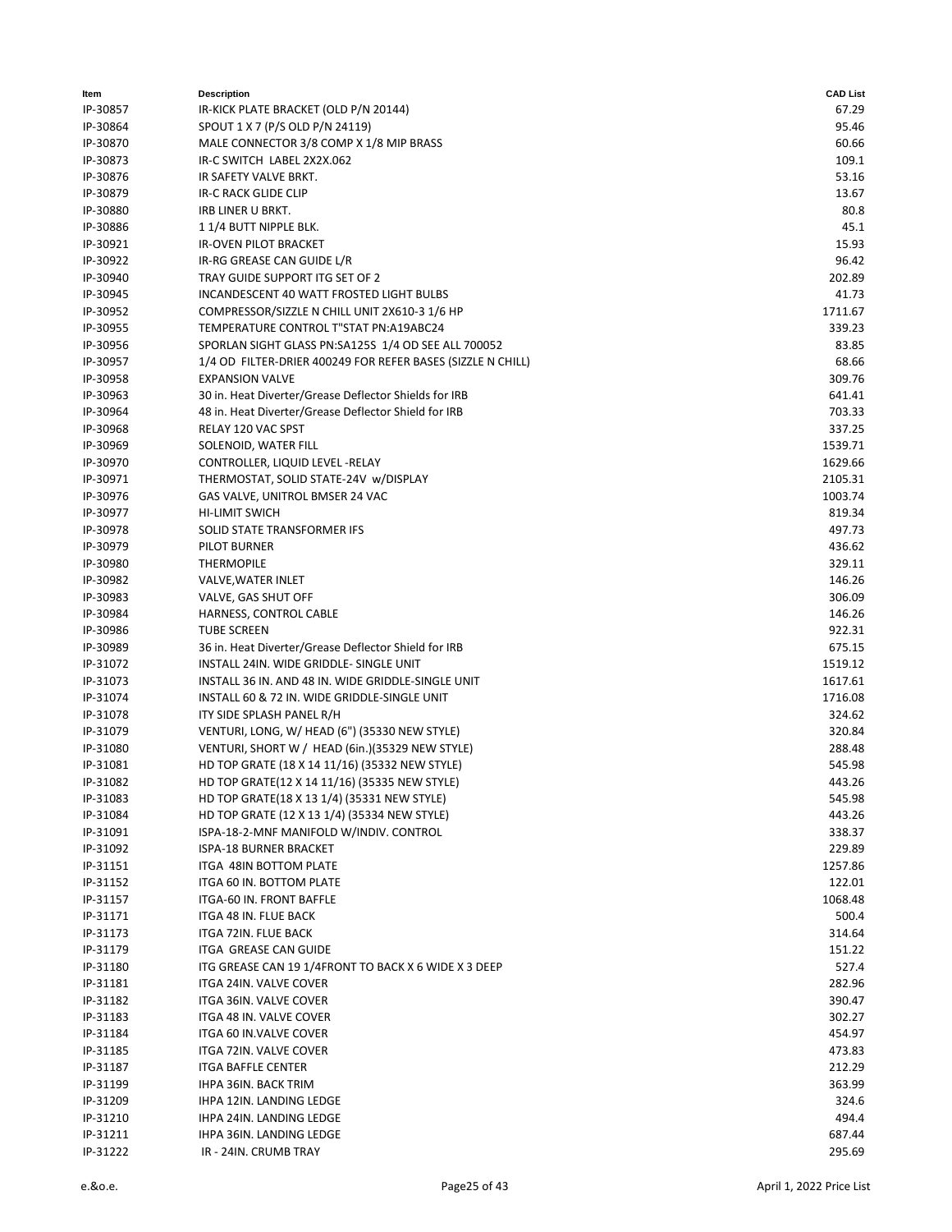| Item | Description | CAD List |
|---|---|---|
| IP-30857 | IR-KICK PLATE BRACKET (OLD P/N 20144) | 67.29 |
| IP-30864 | SPOUT 1 X 7 (P/S OLD P/N 24119) | 95.46 |
| IP-30870 | MALE CONNECTOR 3/8 COMP X 1/8 MIP BRASS | 60.66 |
| IP-30873 | IR-C SWITCH LABEL 2X2X.062 | 109.1 |
| IP-30876 | IR SAFETY VALVE BRKT. | 53.16 |
| IP-30879 | IR-C RACK GLIDE CLIP | 13.67 |
| IP-30880 | IRB LINER U BRKT. | 80.8 |
| IP-30886 | 1 1/4 BUTT NIPPLE BLK. | 45.1 |
| IP-30921 | IR-OVEN PILOT BRACKET | 15.93 |
| IP-30922 | IR-RG GREASE CAN GUIDE L/R | 96.42 |
| IP-30940 | TRAY GUIDE SUPPORT ITG SET OF 2 | 202.89 |
| IP-30945 | INCANDESCENT 40 WATT FROSTED LIGHT BULBS | 41.73 |
| IP-30952 | COMPRESSOR/SIZZLE N CHILL UNIT 2X610-3 1/6 HP | 1711.67 |
| IP-30955 | TEMPERATURE CONTROL T"STAT PN:A19ABC24 | 339.23 |
| IP-30956 | SPORLAN SIGHT GLASS PN:SA125S 1/4 OD SEE ALL 700052 | 83.85 |
| IP-30957 | 1/4 OD FILTER-DRIER 400249 FOR REFER BASES (SIZZLE N CHILL) | 68.66 |
| IP-30958 | EXPANSION VALVE | 309.76 |
| IP-30963 | 30 in. Heat Diverter/Grease Deflector Shields for IRB | 641.41 |
| IP-30964 | 48 in. Heat Diverter/Grease Deflector Shield for IRB | 703.33 |
| IP-30968 | RELAY 120 VAC SPST | 337.25 |
| IP-30969 | SOLENOID, WATER FILL | 1539.71 |
| IP-30970 | CONTROLLER, LIQUID LEVEL -RELAY | 1629.66 |
| IP-30971 | THERMOSTAT, SOLID STATE-24V w/DISPLAY | 2105.31 |
| IP-30976 | GAS VALVE, UNITROL BMSER 24 VAC | 1003.74 |
| IP-30977 | HI-LIMIT SWICH | 819.34 |
| IP-30978 | SOLID STATE TRANSFORMER IFS | 497.73 |
| IP-30979 | PILOT BURNER | 436.62 |
| IP-30980 | THERMOPILE | 329.11 |
| IP-30982 | VALVE,WATER INLET | 146.26 |
| IP-30983 | VALVE, GAS SHUT OFF | 306.09 |
| IP-30984 | HARNESS, CONTROL CABLE | 146.26 |
| IP-30986 | TUBE SCREEN | 922.31 |
| IP-30989 | 36 in. Heat Diverter/Grease Deflector Shield for IRB | 675.15 |
| IP-31072 | INSTALL 24IN. WIDE GRIDDLE- SINGLE UNIT | 1519.12 |
| IP-31073 | INSTALL 36 IN. AND 48 IN. WIDE GRIDDLE-SINGLE UNIT | 1617.61 |
| IP-31074 | INSTALL 60 & 72 IN. WIDE GRIDDLE-SINGLE UNIT | 1716.08 |
| IP-31078 | ITY SIDE SPLASH PANEL R/H | 324.62 |
| IP-31079 | VENTURI, LONG, W/ HEAD (6") (35330 NEW STYLE) | 320.84 |
| IP-31080 | VENTURI, SHORT W / HEAD (6in.)(35329 NEW STYLE) | 288.48 |
| IP-31081 | HD TOP GRATE (18 X 14 11/16) (35332 NEW STYLE) | 545.98 |
| IP-31082 | HD TOP GRATE(12 X 14 11/16) (35335 NEW STYLE) | 443.26 |
| IP-31083 | HD TOP GRATE(18 X 13 1/4) (35331 NEW STYLE) | 545.98 |
| IP-31084 | HD TOP GRATE (12 X 13 1/4) (35334 NEW STYLE) | 443.26 |
| IP-31091 | ISPA-18-2-MNF MANIFOLD W/INDIV. CONTROL | 338.37 |
| IP-31092 | ISPA-18 BURNER BRACKET | 229.89 |
| IP-31151 | ITGA 48IN BOTTOM PLATE | 1257.86 |
| IP-31152 | ITGA 60 IN. BOTTOM PLATE | 122.01 |
| IP-31157 | ITGA-60 IN. FRONT BAFFLE | 1068.48 |
| IP-31171 | ITGA 48 IN. FLUE BACK | 500.4 |
| IP-31173 | ITGA 72IN. FLUE BACK | 314.64 |
| IP-31179 | ITGA GREASE CAN GUIDE | 151.22 |
| IP-31180 | ITG GREASE CAN 19 1/4FRONT TO BACK X 6 WIDE X 3 DEEP | 527.4 |
| IP-31181 | ITGA 24IN. VALVE COVER | 282.96 |
| IP-31182 | ITGA 36IN. VALVE COVER | 390.47 |
| IP-31183 | ITGA 48 IN. VALVE COVER | 302.27 |
| IP-31184 | ITGA 60 IN.VALVE COVER | 454.97 |
| IP-31185 | ITGA 72IN. VALVE COVER | 473.83 |
| IP-31187 | ITGA BAFFLE CENTER | 212.29 |
| IP-31199 | IHPA 36IN. BACK TRIM | 363.99 |
| IP-31209 | IHPA 12IN. LANDING LEDGE | 324.6 |
| IP-31210 | IHPA 24IN. LANDING LEDGE | 494.4 |
| IP-31211 | IHPA 36IN. LANDING LEDGE | 687.44 |
| IP-31222 | IR - 24IN. CRUMB TRAY | 295.69 |

e.&o.e. April 1, 2022 Price List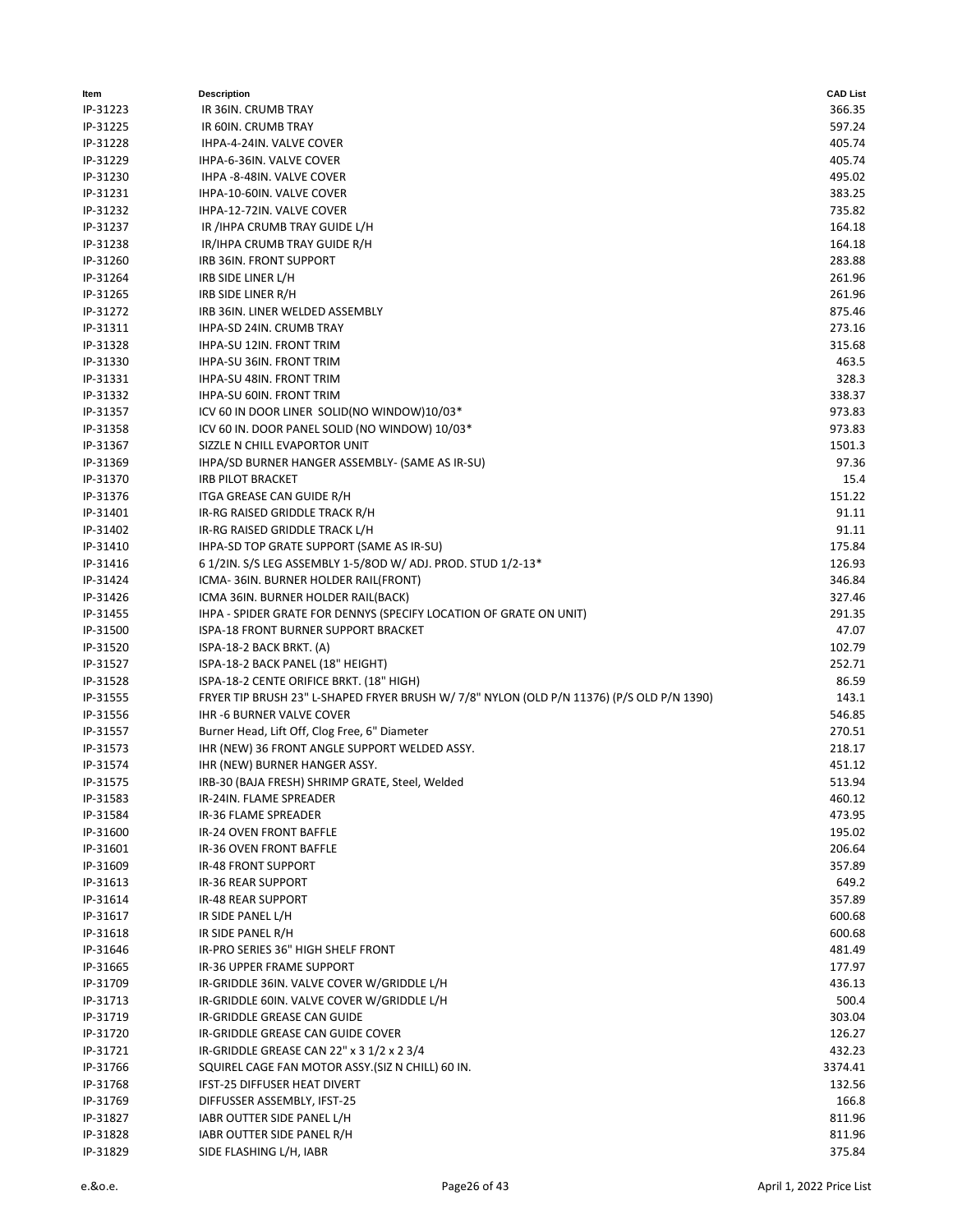| Item | Description | CAD List |
|---|---|---|
| IP-31223 | IR 36IN. CRUMB TRAY | 366.35 |
| IP-31225 | IR 60IN. CRUMB TRAY | 597.24 |
| IP-31228 | IHPA-4-24IN. VALVE COVER | 405.74 |
| IP-31229 | IHPA-6-36IN. VALVE COVER | 405.74 |
| IP-31230 | IHPA -8-48IN. VALVE COVER | 495.02 |
| IP-31231 | IHPA-10-60IN. VALVE COVER | 383.25 |
| IP-31232 | IHPA-12-72IN. VALVE COVER | 735.82 |
| IP-31237 | IR /IHPA CRUMB TRAY GUIDE L/H | 164.18 |
| IP-31238 | IR/IHPA CRUMB TRAY GUIDE R/H | 164.18 |
| IP-31260 | IRB 36IN. FRONT SUPPORT | 283.88 |
| IP-31264 | IRB SIDE LINER L/H | 261.96 |
| IP-31265 | IRB SIDE LINER R/H | 261.96 |
| IP-31272 | IRB 36IN. LINER WELDED ASSEMBLY | 875.46 |
| IP-31311 | IHPA-SD 24IN. CRUMB TRAY | 273.16 |
| IP-31328 | IHPA-SU 12IN. FRONT TRIM | 315.68 |
| IP-31330 | IHPA-SU 36IN. FRONT TRIM | 463.5 |
| IP-31331 | IHPA-SU 48IN. FRONT TRIM | 328.3 |
| IP-31332 | IHPA-SU 60IN. FRONT TRIM | 338.37 |
| IP-31357 | ICV 60 IN DOOR LINER SOLID(NO WINDOW)10/03* | 973.83 |
| IP-31358 | ICV 60 IN. DOOR PANEL SOLID (NO WINDOW) 10/03* | 973.83 |
| IP-31367 | SIZZLE N CHILL EVAPORTOR UNIT | 1501.3 |
| IP-31369 | IHPA/SD BURNER HANGER ASSEMBLY- (SAME AS IR-SU) | 97.36 |
| IP-31370 | IRB PILOT BRACKET | 15.4 |
| IP-31376 | ITGA GREASE CAN GUIDE R/H | 151.22 |
| IP-31401 | IR-RG RAISED GRIDDLE TRACK R/H | 91.11 |
| IP-31402 | IR-RG RAISED GRIDDLE TRACK L/H | 91.11 |
| IP-31410 | IHPA-SD TOP GRATE SUPPORT (SAME AS IR-SU) | 175.84 |
| IP-31416 | 6 1/2IN. S/S LEG ASSEMBLY 1-5/8OD W/ ADJ. PROD. STUD 1/2-13* | 126.93 |
| IP-31424 | ICMA- 36IN. BURNER HOLDER RAIL(FRONT) | 346.84 |
| IP-31426 | ICMA 36IN. BURNER HOLDER RAIL(BACK) | 327.46 |
| IP-31455 | IHPA - SPIDER GRATE FOR DENNYS (SPECIFY LOCATION OF GRATE ON UNIT) | 291.35 |
| IP-31500 | ISPA-18 FRONT BURNER SUPPORT BRACKET | 47.07 |
| IP-31520 | ISPA-18-2 BACK BRKT. (A) | 102.79 |
| IP-31527 | ISPA-18-2 BACK PANEL (18" HEIGHT) | 252.71 |
| IP-31528 | ISPA-18-2 CENTE ORIFICE BRKT. (18" HIGH) | 86.59 |
| IP-31555 | FRYER TIP BRUSH 23" L-SHAPED FRYER BRUSH W/ 7/8" NYLON (OLD P/N 11376) (P/S OLD P/N 1390) | 143.1 |
| IP-31556 | IHR -6 BURNER VALVE COVER | 546.85 |
| IP-31557 | Burner Head, Lift Off, Clog Free, 6" Diameter | 270.51 |
| IP-31573 | IHR (NEW) 36 FRONT ANGLE SUPPORT WELDED ASSY. | 218.17 |
| IP-31574 | IHR (NEW) BURNER HANGER ASSY. | 451.12 |
| IP-31575 | IRB-30 (BAJA FRESH) SHRIMP GRATE, Steel, Welded | 513.94 |
| IP-31583 | IR-24IN. FLAME SPREADER | 460.12 |
| IP-31584 | IR-36 FLAME SPREADER | 473.95 |
| IP-31600 | IR-24 OVEN FRONT BAFFLE | 195.02 |
| IP-31601 | IR-36 OVEN FRONT BAFFLE | 206.64 |
| IP-31609 | IR-48 FRONT SUPPORT | 357.89 |
| IP-31613 | IR-36 REAR SUPPORT | 649.2 |
| IP-31614 | IR-48 REAR SUPPORT | 357.89 |
| IP-31617 | IR SIDE PANEL L/H | 600.68 |
| IP-31618 | IR SIDE PANEL R/H | 600.68 |
| IP-31646 | IR-PRO SERIES 36" HIGH SHELF FRONT | 481.49 |
| IP-31665 | IR-36 UPPER FRAME SUPPORT | 177.97 |
| IP-31709 | IR-GRIDDLE 36IN. VALVE COVER W/GRIDDLE L/H | 436.13 |
| IP-31713 | IR-GRIDDLE 60IN. VALVE COVER W/GRIDDLE L/H | 500.4 |
| IP-31719 | IR-GRIDDLE GREASE CAN GUIDE | 303.04 |
| IP-31720 | IR-GRIDDLE GREASE CAN GUIDE COVER | 126.27 |
| IP-31721 | IR-GRIDDLE GREASE CAN 22" x 3 1/2 x 2 3/4 | 432.23 |
| IP-31766 | SQUIREL CAGE FAN MOTOR ASSY.(SIZ N CHILL) 60 IN. | 3374.41 |
| IP-31768 | IFST-25 DIFFUSER HEAT DIVERT | 132.56 |
| IP-31769 | DIFFUSSER ASSEMBLY, IFST-25 | 166.8 |
| IP-31827 | IABR OUTTER SIDE PANEL L/H | 811.96 |
| IP-31828 | IABR OUTTER SIDE PANEL R/H | 811.96 |
| IP-31829 | SIDE FLASHING L/H, IABR | 375.84 |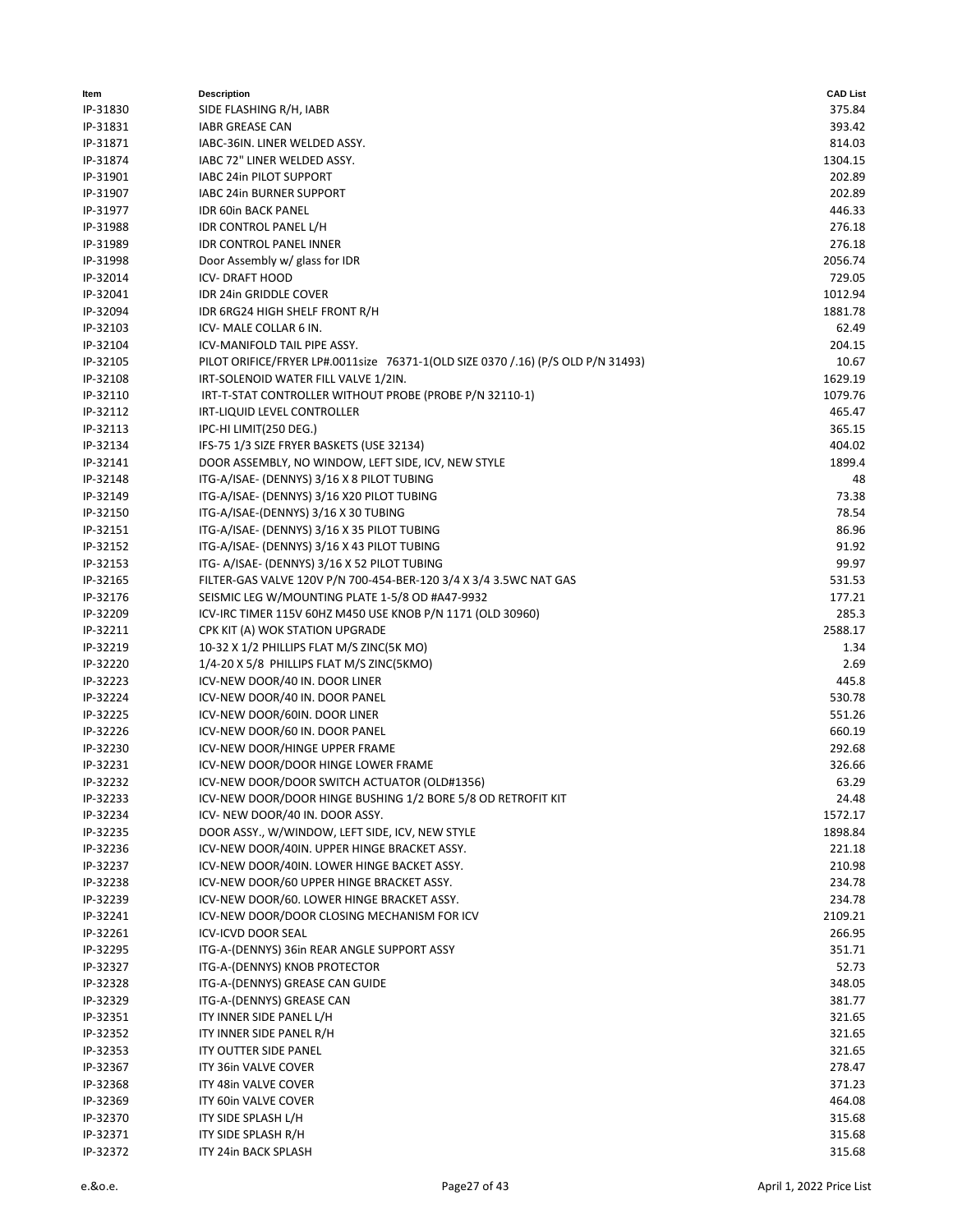| Item | Description | CAD List |
|---|---|---|
| IP-31830 | SIDE FLASHING R/H, IABR | 375.84 |
| IP-31831 | IABR GREASE CAN | 393.42 |
| IP-31871 | IABC-36IN. LINER WELDED ASSY. | 814.03 |
| IP-31874 | IABC 72" LINER WELDED ASSY. | 1304.15 |
| IP-31901 | IABC 24in PILOT SUPPORT | 202.89 |
| IP-31907 | IABC 24in BURNER SUPPORT | 202.89 |
| IP-31977 | IDR 60in BACK PANEL | 446.33 |
| IP-31988 | IDR CONTROL PANEL L/H | 276.18 |
| IP-31989 | IDR CONTROL PANEL INNER | 276.18 |
| IP-31998 | Door Assembly w/ glass for IDR | 2056.74 |
| IP-32014 | ICV- DRAFT HOOD | 729.05 |
| IP-32041 | IDR 24in GRIDDLE COVER | 1012.94 |
| IP-32094 | IDR 6RG24 HIGH SHELF FRONT R/H | 1881.78 |
| IP-32103 | ICV- MALE COLLAR 6 IN. | 62.49 |
| IP-32104 | ICV-MANIFOLD TAIL PIPE ASSY. | 204.15 |
| IP-32105 | PILOT ORIFICE/FRYER LP#.0011size 76371-1(OLD SIZE 0370 /.16) (P/S OLD P/N 31493) | 10.67 |
| IP-32108 | IRT-SOLENOID WATER FILL VALVE 1/2IN. | 1629.19 |
| IP-32110 | IRT-T-STAT CONTROLLER WITHOUT PROBE (PROBE P/N 32110-1) | 1079.76 |
| IP-32112 | IRT-LIQUID LEVEL CONTROLLER | 465.47 |
| IP-32113 | IPC-HI LIMIT(250 DEG.) | 365.15 |
| IP-32134 | IFS-75 1/3 SIZE FRYER BASKETS (USE 32134) | 404.02 |
| IP-32141 | DOOR ASSEMBLY, NO WINDOW, LEFT SIDE, ICV, NEW STYLE | 1899.4 |
| IP-32148 | ITG-A/ISAE- (DENNYS) 3/16 X 8 PILOT TUBING | 48 |
| IP-32149 | ITG-A/ISAE- (DENNYS) 3/16 X20 PILOT TUBING | 73.38 |
| IP-32150 | ITG-A/ISAE-(DENNYS) 3/16 X 30 TUBING | 78.54 |
| IP-32151 | ITG-A/ISAE- (DENNYS) 3/16 X 35 PILOT TUBING | 86.96 |
| IP-32152 | ITG-A/ISAE- (DENNYS) 3/16 X 43 PILOT TUBING | 91.92 |
| IP-32153 | ITG- A/ISAE- (DENNYS) 3/16 X 52 PILOT TUBING | 99.97 |
| IP-32165 | FILTER-GAS VALVE 120V P/N 700-454-BER-120 3/4 X 3/4 3.5WC NAT GAS | 531.53 |
| IP-32176 | SEISMIC LEG W/MOUNTING PLATE 1-5/8 OD #A47-9932 | 177.21 |
| IP-32209 | ICV-IRC TIMER 115V 60HZ M450 USE KNOB P/N 1171 (OLD 30960) | 285.3 |
| IP-32211 | CPK KIT (A) WOK STATION UPGRADE | 2588.17 |
| IP-32219 | 10-32 X 1/2 PHILLIPS FLAT M/S ZINC(5K MO) | 1.34 |
| IP-32220 | 1/4-20 X 5/8 PHILLIPS FLAT M/S ZINC(5KMO) | 2.69 |
| IP-32223 | ICV-NEW DOOR/40 IN. DOOR LINER | 445.8 |
| IP-32224 | ICV-NEW DOOR/40 IN. DOOR PANEL | 530.78 |
| IP-32225 | ICV-NEW DOOR/60IN. DOOR LINER | 551.26 |
| IP-32226 | ICV-NEW DOOR/60 IN. DOOR PANEL | 660.19 |
| IP-32230 | ICV-NEW DOOR/HINGE UPPER FRAME | 292.68 |
| IP-32231 | ICV-NEW DOOR/DOOR HINGE LOWER FRAME | 326.66 |
| IP-32232 | ICV-NEW DOOR/DOOR SWITCH ACTUATOR (OLD#1356) | 63.29 |
| IP-32233 | ICV-NEW DOOR/DOOR HINGE BUSHING 1/2 BORE 5/8 OD RETROFIT KIT | 24.48 |
| IP-32234 | ICV- NEW DOOR/40 IN. DOOR ASSY. | 1572.17 |
| IP-32235 | DOOR ASSY., W/WINDOW, LEFT SIDE, ICV, NEW STYLE | 1898.84 |
| IP-32236 | ICV-NEW DOOR/40IN. UPPER HINGE BRACKET ASSY. | 221.18 |
| IP-32237 | ICV-NEW DOOR/40IN. LOWER HINGE BACKET ASSY. | 210.98 |
| IP-32238 | ICV-NEW DOOR/60 UPPER HINGE BRACKET ASSY. | 234.78 |
| IP-32239 | ICV-NEW DOOR/60. LOWER HINGE BRACKET ASSY. | 234.78 |
| IP-32241 | ICV-NEW DOOR/DOOR CLOSING MECHANISM FOR ICV | 2109.21 |
| IP-32261 | ICV-ICVD DOOR SEAL | 266.95 |
| IP-32295 | ITG-A-(DENNYS) 36in REAR ANGLE SUPPORT ASSY | 351.71 |
| IP-32327 | ITG-A-(DENNYS) KNOB PROTECTOR | 52.73 |
| IP-32328 | ITG-A-(DENNYS) GREASE CAN GUIDE | 348.05 |
| IP-32329 | ITG-A-(DENNYS) GREASE CAN | 381.77 |
| IP-32351 | ITY INNER SIDE PANEL L/H | 321.65 |
| IP-32352 | ITY INNER SIDE PANEL R/H | 321.65 |
| IP-32353 | ITY OUTTER SIDE PANEL | 321.65 |
| IP-32367 | ITY 36in VALVE COVER | 278.47 |
| IP-32368 | ITY 48in VALVE COVER | 371.23 |
| IP-32369 | ITY 60in VALVE COVER | 464.08 |
| IP-32370 | ITY SIDE SPLASH L/H | 315.68 |
| IP-32371 | ITY SIDE SPLASH R/H | 315.68 |
| IP-32372 | ITY 24in BACK SPLASH | 315.68 |

e.&o.e. April 1, 2022 Price List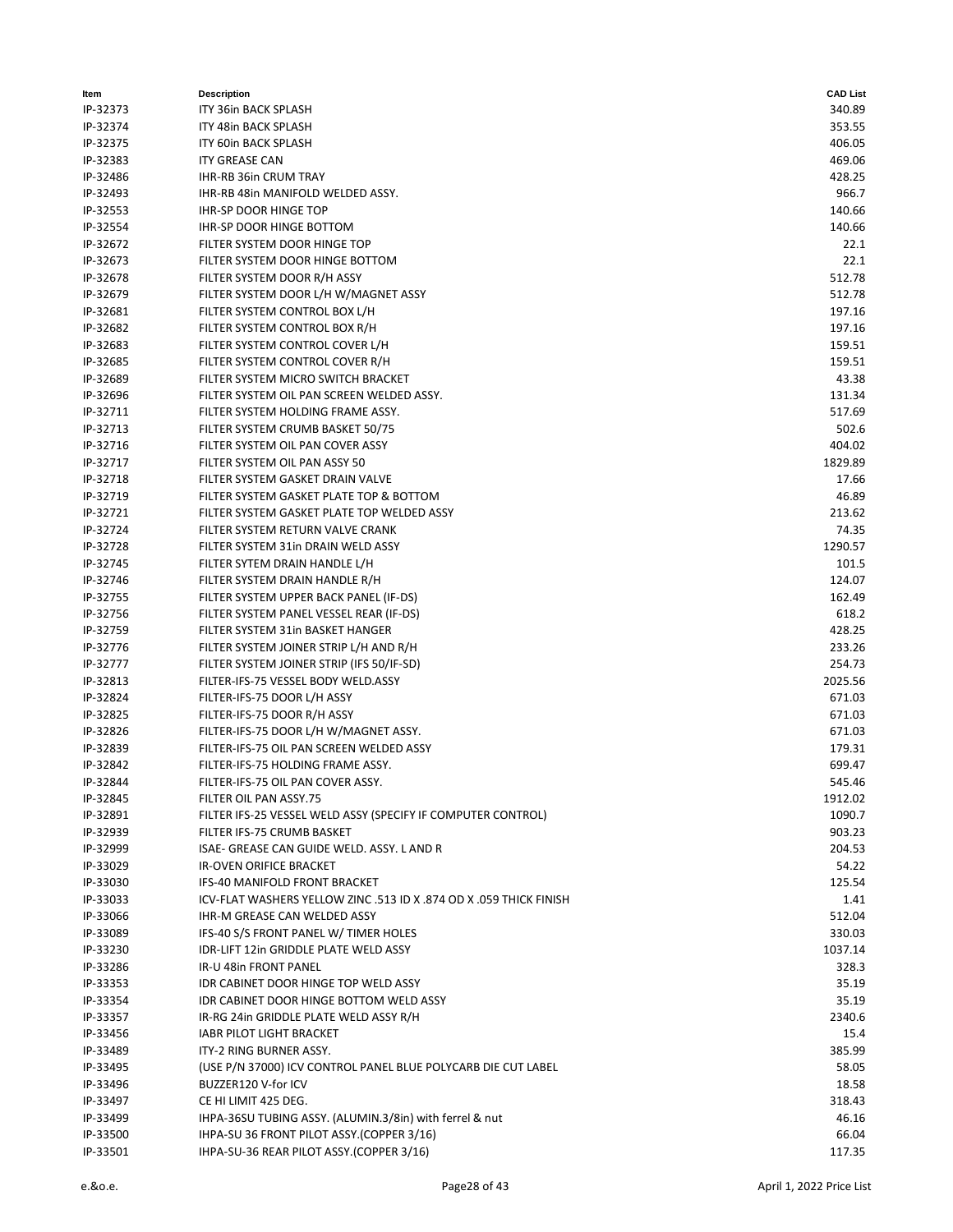| Item | Description | CAD List |
|---|---|---|
| IP-32373 | ITY 36in BACK SPLASH | 340.89 |
| IP-32374 | ITY 48in BACK SPLASH | 353.55 |
| IP-32375 | ITY 60in BACK SPLASH | 406.05 |
| IP-32383 | ITY GREASE CAN | 469.06 |
| IP-32486 | IHR-RB 36in CRUM TRAY | 428.25 |
| IP-32493 | IHR-RB 48in MANIFOLD WELDED ASSY. | 966.7 |
| IP-32553 | IHR-SP DOOR HINGE TOP | 140.66 |
| IP-32554 | IHR-SP DOOR HINGE BOTTOM | 140.66 |
| IP-32672 | FILTER SYSTEM DOOR HINGE TOP | 22.1 |
| IP-32673 | FILTER SYSTEM DOOR HINGE BOTTOM | 22.1 |
| IP-32678 | FILTER SYSTEM DOOR R/H ASSY | 512.78 |
| IP-32679 | FILTER SYSTEM DOOR L/H W/MAGNET ASSY | 512.78 |
| IP-32681 | FILTER SYSTEM CONTROL BOX L/H | 197.16 |
| IP-32682 | FILTER SYSTEM CONTROL BOX R/H | 197.16 |
| IP-32683 | FILTER SYSTEM CONTROL COVER L/H | 159.51 |
| IP-32685 | FILTER SYSTEM CONTROL COVER R/H | 159.51 |
| IP-32689 | FILTER SYSTEM MICRO SWITCH BRACKET | 43.38 |
| IP-32696 | FILTER SYSTEM OIL PAN SCREEN WELDED ASSY. | 131.34 |
| IP-32711 | FILTER SYSTEM HOLDING FRAME ASSY. | 517.69 |
| IP-32713 | FILTER SYSTEM CRUMB BASKET 50/75 | 502.6 |
| IP-32716 | FILTER SYSTEM OIL PAN COVER ASSY | 404.02 |
| IP-32717 | FILTER SYSTEM OIL PAN ASSY 50 | 1829.89 |
| IP-32718 | FILTER SYSTEM GASKET DRAIN VALVE | 17.66 |
| IP-32719 | FILTER SYSTEM GASKET PLATE TOP & BOTTOM | 46.89 |
| IP-32721 | FILTER SYSTEM GASKET PLATE TOP WELDED ASSY | 213.62 |
| IP-32724 | FILTER SYSTEM RETURN VALVE CRANK | 74.35 |
| IP-32728 | FILTER SYSTEM 31in DRAIN WELD ASSY | 1290.57 |
| IP-32745 | FILTER SYTEM DRAIN HANDLE L/H | 101.5 |
| IP-32746 | FILTER SYSTEM DRAIN HANDLE R/H | 124.07 |
| IP-32755 | FILTER SYSTEM UPPER BACK PANEL (IF-DS) | 162.49 |
| IP-32756 | FILTER SYSTEM PANEL VESSEL REAR (IF-DS) | 618.2 |
| IP-32759 | FILTER SYSTEM 31in BASKET HANGER | 428.25 |
| IP-32776 | FILTER SYSTEM JOINER STRIP L/H AND R/H | 233.26 |
| IP-32777 | FILTER SYSTEM JOINER STRIP (IFS 50/IF-SD) | 254.73 |
| IP-32813 | FILTER-IFS-75 VESSEL BODY WELD.ASSY | 2025.56 |
| IP-32824 | FILTER-IFS-75 DOOR L/H ASSY | 671.03 |
| IP-32825 | FILTER-IFS-75 DOOR R/H ASSY | 671.03 |
| IP-32826 | FILTER-IFS-75 DOOR L/H W/MAGNET ASSY. | 671.03 |
| IP-32839 | FILTER-IFS-75 OIL PAN SCREEN WELDED ASSY | 179.31 |
| IP-32842 | FILTER-IFS-75 HOLDING FRAME ASSY. | 699.47 |
| IP-32844 | FILTER-IFS-75 OIL PAN COVER ASSY. | 545.46 |
| IP-32845 | FILTER OIL PAN ASSY.75 | 1912.02 |
| IP-32891 | FILTER IFS-25 VESSEL WELD ASSY (SPECIFY IF COMPUTER CONTROL) | 1090.7 |
| IP-32939 | FILTER IFS-75 CRUMB BASKET | 903.23 |
| IP-32999 | ISAE- GREASE CAN GUIDE WELD. ASSY. L AND R | 204.53 |
| IP-33029 | IR-OVEN ORIFICE BRACKET | 54.22 |
| IP-33030 | IFS-40 MANIFOLD FRONT BRACKET | 125.54 |
| IP-33033 | ICV-FLAT WASHERS YELLOW ZINC .513 ID X .874 OD X .059 THICK FINISH | 1.41 |
| IP-33066 | IHR-M GREASE CAN WELDED ASSY | 512.04 |
| IP-33089 | IFS-40 S/S FRONT PANEL W/ TIMER HOLES | 330.03 |
| IP-33230 | IDR-LIFT 12in GRIDDLE PLATE WELD ASSY | 1037.14 |
| IP-33286 | IR-U 48in FRONT PANEL | 328.3 |
| IP-33353 | IDR CABINET DOOR HINGE TOP WELD ASSY | 35.19 |
| IP-33354 | IDR CABINET DOOR HINGE BOTTOM WELD ASSY | 35.19 |
| IP-33357 | IR-RG 24in GRIDDLE PLATE WELD ASSY R/H | 2340.6 |
| IP-33456 | IABR PILOT LIGHT BRACKET | 15.4 |
| IP-33489 | ITY-2 RING BURNER ASSY. | 385.99 |
| IP-33495 | (USE P/N 37000) ICV CONTROL PANEL BLUE POLYCARB DIE CUT LABEL | 58.05 |
| IP-33496 | BUZZER120 V-for ICV | 18.58 |
| IP-33497 | CE HI LIMIT 425 DEG. | 318.43 |
| IP-33499 | IHPA-36SU TUBING ASSY. (ALUMIN.3/8in) with ferrel & nut | 46.16 |
| IP-33500 | IHPA-SU 36 FRONT PILOT ASSY.(COPPER 3/16) | 66.04 |
| IP-33501 | IHPA-SU-36 REAR PILOT ASSY.(COPPER 3/16) | 117.35 |

e.&o.e.

April 1, 2022 Price List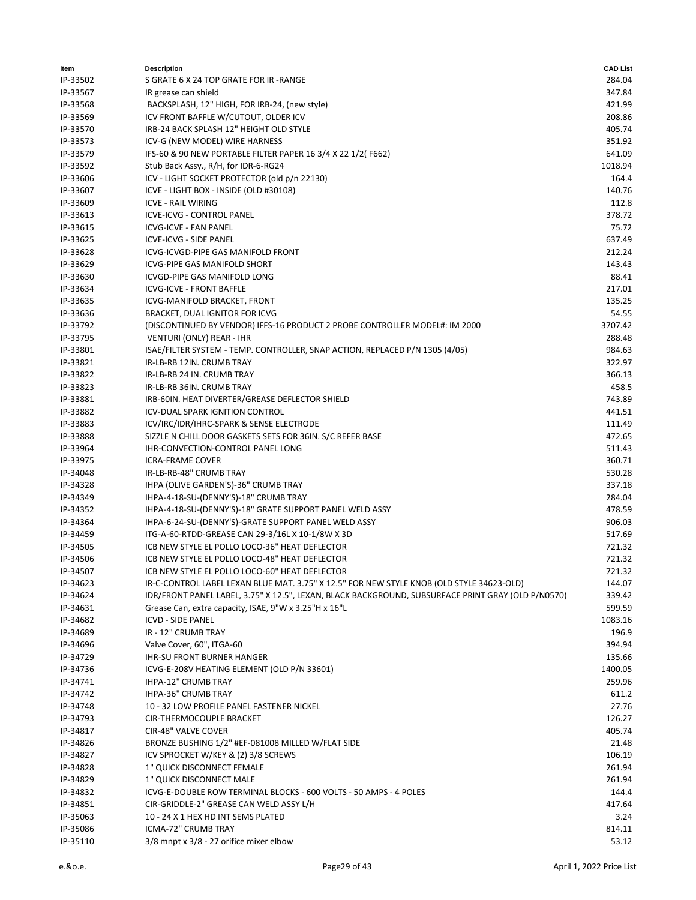| Item | Description | CAD List |
|---|---|---|
| IP-33502 | S GRATE 6 X 24 TOP GRATE FOR IR -RANGE | 284.04 |
| IP-33567 | IR grease can shield | 347.84 |
| IP-33568 | BACKSPLASH, 12" HIGH, FOR IRB-24, (new style) | 421.99 |
| IP-33569 | ICV FRONT BAFFLE W/CUTOUT, OLDER ICV | 208.86 |
| IP-33570 | IRB-24 BACK SPLASH 12" HEIGHT OLD STYLE | 405.74 |
| IP-33573 | ICV-G (NEW MODEL) WIRE HARNESS | 351.92 |
| IP-33579 | IFS-60 & 90 NEW PORTABLE FILTER PAPER 16 3/4 X 22 1/2( F662) | 641.09 |
| IP-33592 | Stub Back Assy., R/H, for IDR-6-RG24 | 1018.94 |
| IP-33606 | ICV - LIGHT SOCKET PROTECTOR (old p/n 22130) | 164.4 |
| IP-33607 | ICVE - LIGHT BOX - INSIDE (OLD #30108) | 140.76 |
| IP-33609 | ICVE - RAIL WIRING | 112.8 |
| IP-33613 | ICVE-ICVG - CONTROL PANEL | 378.72 |
| IP-33615 | ICVG-ICVE - FAN PANEL | 75.72 |
| IP-33625 | ICVE-ICVG - SIDE PANEL | 637.49 |
| IP-33628 | ICVG-ICVGD-PIPE GAS MANIFOLD FRONT | 212.24 |
| IP-33629 | ICVG-PIPE GAS MANIFOLD SHORT | 143.43 |
| IP-33630 | ICVGD-PIPE GAS MANIFOLD LONG | 88.41 |
| IP-33634 | ICVG-ICVE - FRONT BAFFLE | 217.01 |
| IP-33635 | ICVG-MANIFOLD BRACKET, FRONT | 135.25 |
| IP-33636 | BRACKET, DUAL IGNITOR FOR ICVG | 54.55 |
| IP-33792 | (DISCONTINUED BY VENDOR) IFFS-16 PRODUCT 2 PROBE CONTROLLER MODEL#: IM 2000 | 3707.42 |
| IP-33795 | VENTURI (ONLY) REAR - IHR | 288.48 |
| IP-33801 | ISAE/FILTER SYSTEM - TEMP. CONTROLLER, SNAP ACTION, REPLACED P/N 1305 (4/05) | 984.63 |
| IP-33821 | IR-LB-RB 12IN. CRUMB TRAY | 322.97 |
| IP-33822 | IR-LB-RB 24 IN. CRUMB TRAY | 366.13 |
| IP-33823 | IR-LB-RB 36IN. CRUMB TRAY | 458.5 |
| IP-33881 | IRB-60IN. HEAT DIVERTER/GREASE DEFLECTOR SHIELD | 743.89 |
| IP-33882 | ICV-DUAL SPARK IGNITION CONTROL | 441.51 |
| IP-33883 | ICV/IRC/IDR/IHRC-SPARK & SENSE ELECTRODE | 111.49 |
| IP-33888 | SIZZLE N CHILL DOOR GASKETS SETS FOR 36IN. S/C REFER BASE | 472.65 |
| IP-33964 | IHR-CONVECTION-CONTROL PANEL LONG | 511.43 |
| IP-33975 | ICRA-FRAME COVER | 360.71 |
| IP-34048 | IR-LB-RB-48" CRUMB TRAY | 530.28 |
| IP-34328 | IHPA (OLIVE GARDEN'S)-36" CRUMB TRAY | 337.18 |
| IP-34349 | IHPA-4-18-SU-(DENNY'S)-18" CRUMB TRAY | 284.04 |
| IP-34352 | IHPA-4-18-SU-(DENNY'S)-18" GRATE SUPPORT PANEL WELD ASSY | 478.59 |
| IP-34364 | IHPA-6-24-SU-(DENNY'S)-GRATE SUPPORT PANEL WELD ASSY | 906.03 |
| IP-34459 | ITG-A-60-RTDD-GREASE CAN 29-3/16L X 10-1/8W X 3D | 517.69 |
| IP-34505 | ICB NEW STYLE EL POLLO LOCO-36" HEAT DEFLECTOR | 721.32 |
| IP-34506 | ICB NEW STYLE EL POLLO LOCO-48" HEAT DEFLECTOR | 721.32 |
| IP-34507 | ICB NEW STYLE EL POLLO LOCO-60" HEAT DEFLECTOR | 721.32 |
| IP-34623 | IR-C-CONTROL LABEL LEXAN BLUE MAT. 3.75" X 12.5" FOR NEW STYLE KNOB (OLD STYLE 34623-OLD) | 144.07 |
| IP-34624 | IDR/FRONT PANEL LABEL, 3.75" X 12.5", LEXAN, BLACK BACKGROUND, SUBSURFACE PRINT GRAY (OLD P/N0570) | 339.42 |
| IP-34631 | Grease Can, extra capacity, ISAE, 9"W x 3.25"H x 16"L | 599.59 |
| IP-34682 | ICVD - SIDE PANEL | 1083.16 |
| IP-34689 | IR - 12" CRUMB TRAY | 196.9 |
| IP-34696 | Valve Cover, 60", ITGA-60 | 394.94 |
| IP-34729 | IHR-SU FRONT BURNER HANGER | 135.66 |
| IP-34736 | ICVG-E-208V HEATING ELEMENT (OLD P/N 33601) | 1400.05 |
| IP-34741 | IHPA-12" CRUMB TRAY | 259.96 |
| IP-34742 | IHPA-36" CRUMB TRAY | 611.2 |
| IP-34748 | 10 - 32 LOW PROFILE PANEL FASTENER NICKEL | 27.76 |
| IP-34793 | CIR-THERMOCOUPLE BRACKET | 126.27 |
| IP-34817 | CIR-48" VALVE COVER | 405.74 |
| IP-34826 | BRONZE BUSHING 1/2" #EF-081008 MILLED W/FLAT SIDE | 21.48 |
| IP-34827 | ICV SPROCKET W/KEY & (2) 3/8 SCREWS | 106.19 |
| IP-34828 | 1" QUICK DISCONNECT FEMALE | 261.94 |
| IP-34829 | 1" QUICK DISCONNECT MALE | 261.94 |
| IP-34832 | ICVG-E-DOUBLE ROW TERMINAL BLOCKS - 600 VOLTS - 50 AMPS - 4 POLES | 144.4 |
| IP-34851 | CIR-GRIDDLE-2" GREASE CAN WELD ASSY L/H | 417.64 |
| IP-35063 | 10 - 24 X 1 HEX HD INT SEMS PLATED | 3.24 |
| IP-35086 | ICMA-72" CRUMB TRAY | 814.11 |
| IP-35110 | 3/8 mnpt x 3/8 - 27 orifice mixer elbow | 53.12 |

e.&o.e.

April 1, 2022 Price List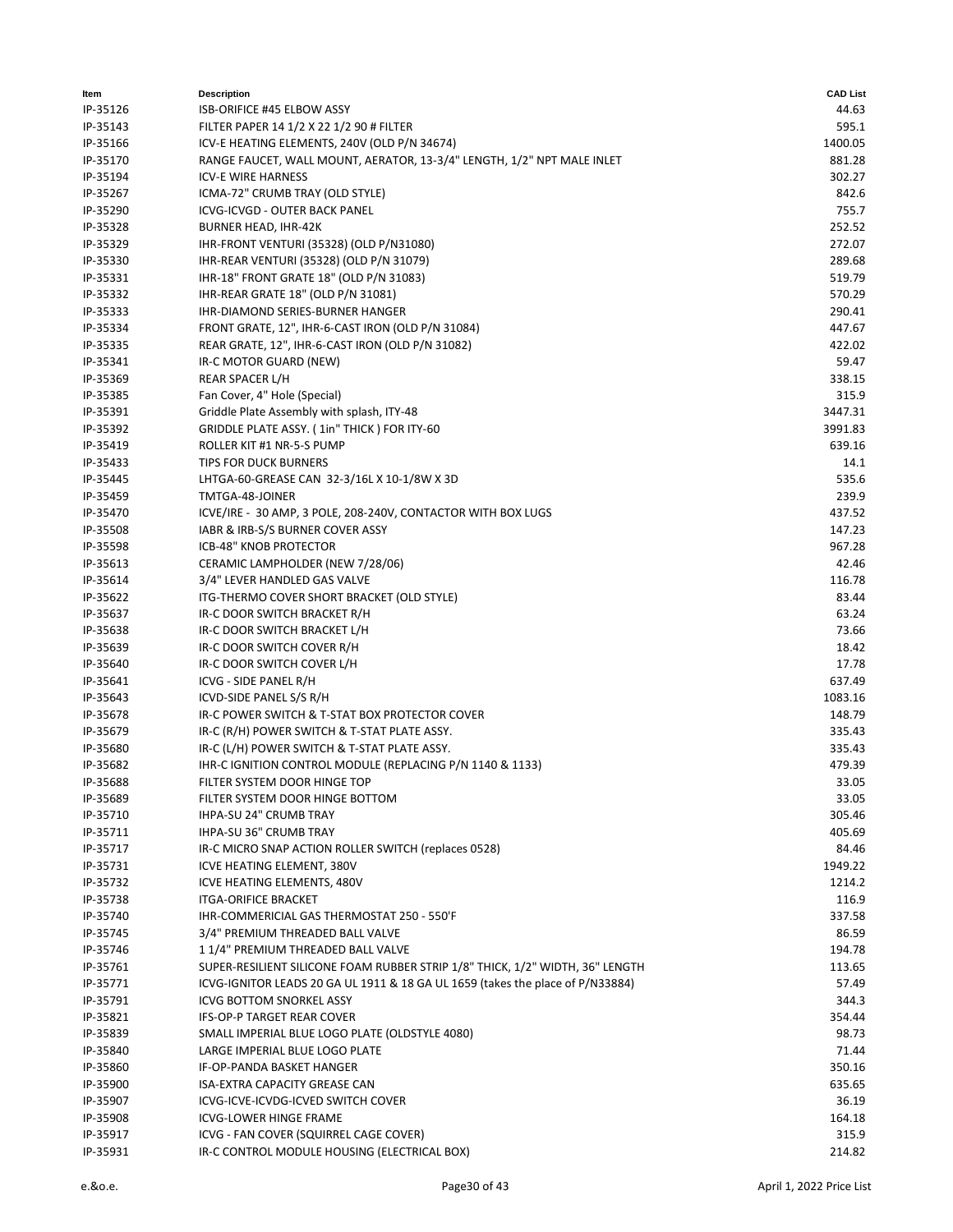| Item | Description | CAD List |
| --- | --- | --- |
| IP-35126 | ISB-ORIFICE #45 ELBOW ASSY | 44.63 |
| IP-35143 | FILTER PAPER 14 1/2 X 22 1/2 90 # FILTER | 595.1 |
| IP-35166 | ICV-E HEATING ELEMENTS, 240V (OLD P/N 34674) | 1400.05 |
| IP-35170 | RANGE FAUCET, WALL MOUNT, AERATOR, 13-3/4" LENGTH, 1/2" NPT MALE INLET | 881.28 |
| IP-35194 | ICV-E WIRE HARNESS | 302.27 |
| IP-35267 | ICMA-72" CRUMB TRAY (OLD STYLE) | 842.6 |
| IP-35290 | ICVG-ICVGD - OUTER BACK PANEL | 755.7 |
| IP-35328 | BURNER HEAD, IHR-42K | 252.52 |
| IP-35329 | IHR-FRONT VENTURI (35328) (OLD P/N31080) | 272.07 |
| IP-35330 | IHR-REAR VENTURI (35328) (OLD P/N 31079) | 289.68 |
| IP-35331 | IHR-18" FRONT GRATE 18" (OLD P/N 31083) | 519.79 |
| IP-35332 | IHR-REAR GRATE 18" (OLD P/N 31081) | 570.29 |
| IP-35333 | IHR-DIAMOND SERIES-BURNER HANGER | 290.41 |
| IP-35334 | FRONT GRATE, 12", IHR-6-CAST IRON (OLD P/N 31084) | 447.67 |
| IP-35335 | REAR GRATE, 12", IHR-6-CAST IRON (OLD P/N 31082) | 422.02 |
| IP-35341 | IR-C MOTOR GUARD (NEW) | 59.47 |
| IP-35369 | REAR SPACER L/H | 338.15 |
| IP-35385 | Fan Cover, 4" Hole (Special) | 315.9 |
| IP-35391 | Griddle Plate Assembly with splash, ITY-48 | 3447.31 |
| IP-35392 | GRIDDLE PLATE ASSY. ( 1in" THICK ) FOR ITY-60 | 3991.83 |
| IP-35419 | ROLLER KIT #1 NR-5-S PUMP | 639.16 |
| IP-35433 | TIPS FOR DUCK BURNERS | 14.1 |
| IP-35445 | LHTGA-60-GREASE CAN 32-3/16L X 10-1/8W X 3D | 535.6 |
| IP-35459 | TMTGA-48-JOINER | 239.9 |
| IP-35470 | ICVE/IRE - 30 AMP, 3 POLE, 208-240V, CONTACTOR WITH BOX LUGS | 437.52 |
| IP-35508 | IABR & IRB-S/S BURNER COVER ASSY | 147.23 |
| IP-35598 | ICB-48" KNOB PROTECTOR | 967.28 |
| IP-35613 | CERAMIC LAMPHOLDER (NEW 7/28/06) | 42.46 |
| IP-35614 | 3/4" LEVER HANDLED GAS VALVE | 116.78 |
| IP-35622 | ITG-THERMO COVER SHORT BRACKET (OLD STYLE) | 83.44 |
| IP-35637 | IR-C DOOR SWITCH BRACKET R/H | 63.24 |
| IP-35638 | IR-C DOOR SWITCH BRACKET L/H | 73.66 |
| IP-35639 | IR-C DOOR SWITCH COVER R/H | 18.42 |
| IP-35640 | IR-C DOOR SWITCH COVER L/H | 17.78 |
| IP-35641 | ICVG - SIDE PANEL R/H | 637.49 |
| IP-35643 | ICVD-SIDE PANEL S/S R/H | 1083.16 |
| IP-35678 | IR-C POWER SWITCH & T-STAT BOX PROTECTOR COVER | 148.79 |
| IP-35679 | IR-C (R/H) POWER SWITCH & T-STAT PLATE ASSY. | 335.43 |
| IP-35680 | IR-C (L/H) POWER SWITCH & T-STAT PLATE ASSY. | 335.43 |
| IP-35682 | IHR-C IGNITION CONTROL MODULE (REPLACING P/N 1140 & 1133) | 479.39 |
| IP-35688 | FILTER SYSTEM DOOR HINGE TOP | 33.05 |
| IP-35689 | FILTER SYSTEM DOOR HINGE BOTTOM | 33.05 |
| IP-35710 | IHPA-SU 24" CRUMB TRAY | 305.46 |
| IP-35711 | IHPA-SU 36" CRUMB TRAY | 405.69 |
| IP-35717 | IR-C MICRO SNAP ACTION ROLLER SWITCH (replaces 0528) | 84.46 |
| IP-35731 | ICVE HEATING ELEMENT, 380V | 1949.22 |
| IP-35732 | ICVE HEATING ELEMENTS, 480V | 1214.2 |
| IP-35738 | ITGA-ORIFICE BRACKET | 116.9 |
| IP-35740 | IHR-COMMERICIAL GAS THERMOSTAT 250 - 550'F | 337.58 |
| IP-35745 | 3/4" PREMIUM THREADED BALL VALVE | 86.59 |
| IP-35746 | 1 1/4" PREMIUM THREADED BALL VALVE | 194.78 |
| IP-35761 | SUPER-RESILIENT SILICONE FOAM RUBBER STRIP 1/8" THICK, 1/2" WIDTH, 36" LENGTH | 113.65 |
| IP-35771 | ICVG-IGNITOR LEADS 20 GA UL 1911 & 18 GA UL 1659 (takes the place of P/N33884) | 57.49 |
| IP-35791 | ICVG BOTTOM SNORKEL ASSY | 344.3 |
| IP-35821 | IFS-OP-P TARGET REAR COVER | 354.44 |
| IP-35839 | SMALL IMPERIAL BLUE LOGO PLATE (OLDSTYLE 4080) | 98.73 |
| IP-35840 | LARGE IMPERIAL BLUE LOGO PLATE | 71.44 |
| IP-35860 | IF-OP-PANDA BASKET HANGER | 350.16 |
| IP-35900 | ISA-EXTRA CAPACITY GREASE CAN | 635.65 |
| IP-35907 | ICVG-ICVE-ICVDG-ICVED SWITCH COVER | 36.19 |
| IP-35908 | ICVG-LOWER HINGE FRAME | 164.18 |
| IP-35917 | ICVG - FAN COVER (SQUIRREL CAGE COVER) | 315.9 |
| IP-35931 | IR-C CONTROL MODULE HOUSING (ELECTRICAL BOX) | 214.82 |

e.&o.e. April 1, 2022 Price List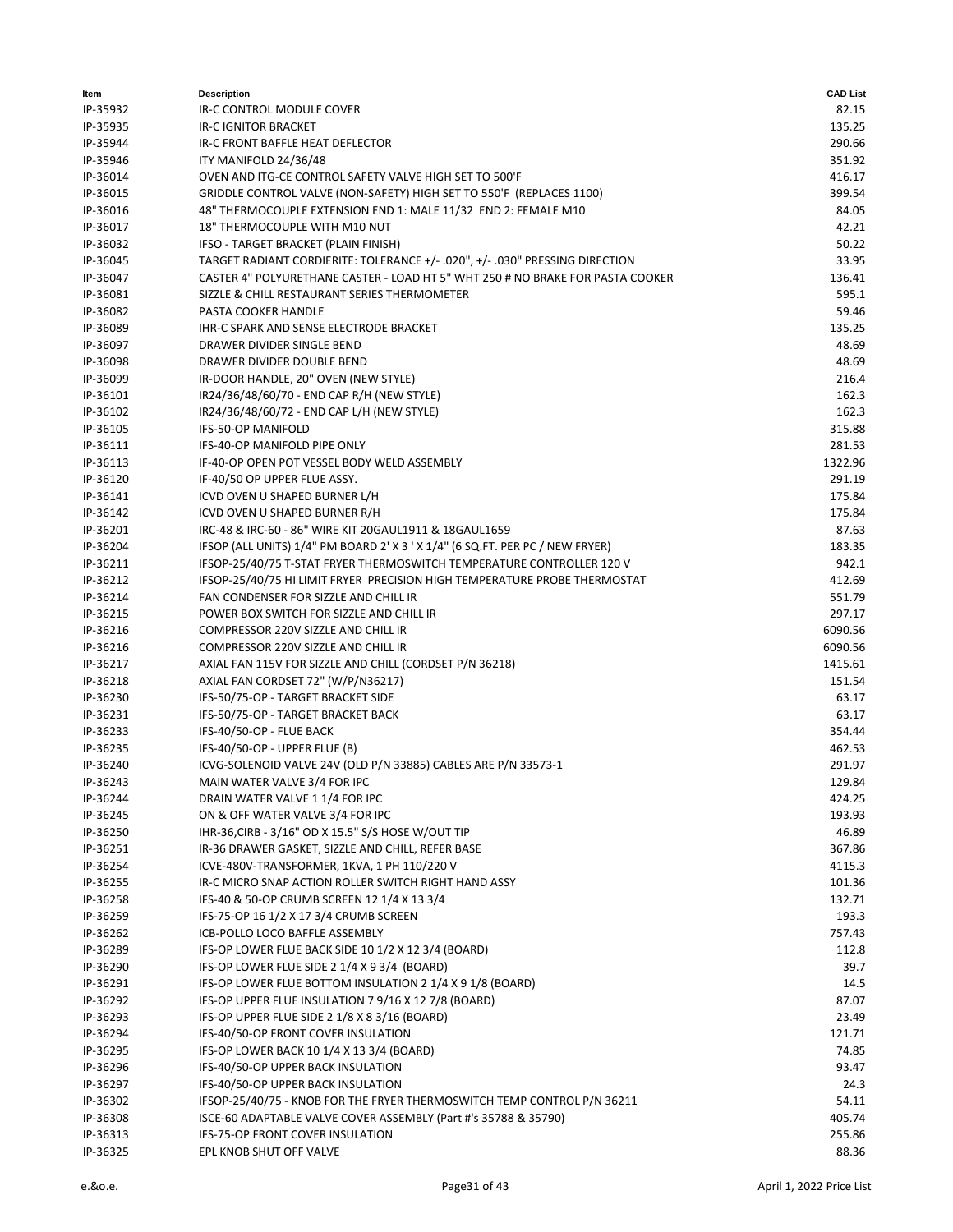| Item | Description | CAD List |
|---|---|---|
| IP-35932 | IR-C CONTROL MODULE COVER | 82.15 |
| IP-35935 | IR-C IGNITOR BRACKET | 135.25 |
| IP-35944 | IR-C FRONT BAFFLE HEAT DEFLECTOR | 290.66 |
| IP-35946 | ITY MANIFOLD 24/36/48 | 351.92 |
| IP-36014 | OVEN AND ITG-CE CONTROL SAFETY VALVE HIGH SET TO 500'F | 416.17 |
| IP-36015 | GRIDDLE CONTROL VALVE (NON-SAFETY) HIGH SET TO 550'F (REPLACES 1100) | 399.54 |
| IP-36016 | 48" THERMOCOUPLE EXTENSION END 1: MALE 11/32 END 2: FEMALE M10 | 84.05 |
| IP-36017 | 18" THERMOCOUPLE WITH M10 NUT | 42.21 |
| IP-36032 | IFSO - TARGET BRACKET (PLAIN FINISH) | 50.22 |
| IP-36045 | TARGET RADIANT CORDIERITE: TOLERANCE +/- .020", +/- .030" PRESSING DIRECTION | 33.95 |
| IP-36047 | CASTER 4" POLYURETHANE CASTER - LOAD HT 5" WHT 250 # NO BRAKE FOR PASTA COOKER | 136.41 |
| IP-36081 | SIZZLE & CHILL RESTAURANT SERIES THERMOMETER | 595.1 |
| IP-36082 | PASTA COOKER HANDLE | 59.46 |
| IP-36089 | IHR-C SPARK AND SENSE ELECTRODE BRACKET | 135.25 |
| IP-36097 | DRAWER DIVIDER SINGLE BEND | 48.69 |
| IP-36098 | DRAWER DIVIDER DOUBLE BEND | 48.69 |
| IP-36099 | IR-DOOR HANDLE, 20" OVEN (NEW STYLE) | 216.4 |
| IP-36101 | IR24/36/48/60/70 - END CAP R/H (NEW STYLE) | 162.3 |
| IP-36102 | IR24/36/48/60/72 - END CAP L/H (NEW STYLE) | 162.3 |
| IP-36105 | IFS-50-OP MANIFOLD | 315.88 |
| IP-36111 | IFS-40-OP MANIFOLD PIPE ONLY | 281.53 |
| IP-36113 | IF-40-OP OPEN POT VESSEL BODY WELD ASSEMBLY | 1322.96 |
| IP-36120 | IF-40/50 OP UPPER FLUE ASSY. | 291.19 |
| IP-36141 | ICVD OVEN U SHAPED BURNER L/H | 175.84 |
| IP-36142 | ICVD OVEN U SHAPED BURNER R/H | 175.84 |
| IP-36201 | IRC-48 & IRC-60 - 86" WIRE KIT 20GAUL1911 & 18GAUL1659 | 87.63 |
| IP-36204 | IFSOP (ALL UNITS) 1/4" PM BOARD 2' X 3 ' X 1/4" (6 SQ.FT. PER PC / NEW FRYER) | 183.35 |
| IP-36211 | IFSOP-25/40/75 T-STAT FRYER THERMOSWITCH TEMPERATURE CONTROLLER 120 V | 942.1 |
| IP-36212 | IFSOP-25/40/75 HI LIMIT FRYER PRECISION HIGH TEMPERATURE PROBE THERMOSTAT | 412.69 |
| IP-36214 | FAN CONDENSER FOR SIZZLE AND CHILL IR | 551.79 |
| IP-36215 | POWER BOX SWITCH FOR SIZZLE AND CHILL IR | 297.17 |
| IP-36216 | COMPRESSOR 220V SIZZLE AND CHILL IR | 6090.56 |
| IP-36216 | COMPRESSOR 220V SIZZLE AND CHILL IR | 6090.56 |
| IP-36217 | AXIAL FAN 115V FOR SIZZLE AND CHILL (CORDSET P/N 36218) | 1415.61 |
| IP-36218 | AXIAL FAN CORDSET 72" (W/P/N36217) | 151.54 |
| IP-36230 | IFS-50/75-OP - TARGET BRACKET SIDE | 63.17 |
| IP-36231 | IFS-50/75-OP - TARGET BRACKET BACK | 63.17 |
| IP-36233 | IFS-40/50-OP - FLUE BACK | 354.44 |
| IP-36235 | IFS-40/50-OP - UPPER FLUE (B) | 462.53 |
| IP-36240 | ICVG-SOLENOID VALVE 24V (OLD P/N 33885) CABLES ARE P/N 33573-1 | 291.97 |
| IP-36243 | MAIN WATER VALVE 3/4 FOR IPC | 129.84 |
| IP-36244 | DRAIN WATER VALVE 1 1/4 FOR IPC | 424.25 |
| IP-36245 | ON & OFF WATER VALVE 3/4 FOR IPC | 193.93 |
| IP-36250 | IHR-36,CIRB - 3/16" OD X 15.5" S/S HOSE W/OUT TIP | 46.89 |
| IP-36251 | IR-36 DRAWER GASKET, SIZZLE AND CHILL, REFER BASE | 367.86 |
| IP-36254 | ICVE-480V-TRANSFORMER, 1KVA, 1 PH 110/220 V | 4115.3 |
| IP-36255 | IR-C MICRO SNAP ACTION ROLLER SWITCH RIGHT HAND ASSY | 101.36 |
| IP-36258 | IFS-40 & 50-OP CRUMB SCREEN 12 1/4 X 13 3/4 | 132.71 |
| IP-36259 | IFS-75-OP 16 1/2 X 17 3/4 CRUMB SCREEN | 193.3 |
| IP-36262 | ICB-POLLO LOCO BAFFLE ASSEMBLY | 757.43 |
| IP-36289 | IFS-OP LOWER FLUE BACK SIDE 10 1/2 X 12 3/4 (BOARD) | 112.8 |
| IP-36290 | IFS-OP LOWER FLUE SIDE 2 1/4 X 9 3/4 (BOARD) | 39.7 |
| IP-36291 | IFS-OP LOWER FLUE BOTTOM INSULATION 2 1/4 X 9 1/8 (BOARD) | 14.5 |
| IP-36292 | IFS-OP UPPER FLUE INSULATION 7 9/16 X 12 7/8 (BOARD) | 87.07 |
| IP-36293 | IFS-OP UPPER FLUE SIDE 2 1/8 X 8 3/16 (BOARD) | 23.49 |
| IP-36294 | IFS-40/50-OP FRONT COVER INSULATION | 121.71 |
| IP-36295 | IFS-OP LOWER BACK 10 1/4 X 13 3/4 (BOARD) | 74.85 |
| IP-36296 | IFS-40/50-OP UPPER BACK INSULATION | 93.47 |
| IP-36297 | IFS-40/50-OP UPPER BACK INSULATION | 24.3 |
| IP-36302 | IFSOP-25/40/75 - KNOB FOR THE FRYER THERMOSWITCH TEMP CONTROL P/N 36211 | 54.11 |
| IP-36308 | ISCE-60 ADAPTABLE VALVE COVER ASSEMBLY (Part #'s 35788 & 35790) | 405.74 |
| IP-36313 | IFS-75-OP FRONT COVER INSULATION | 255.86 |
| IP-36325 | EPL KNOB SHUT OFF VALVE | 88.36 |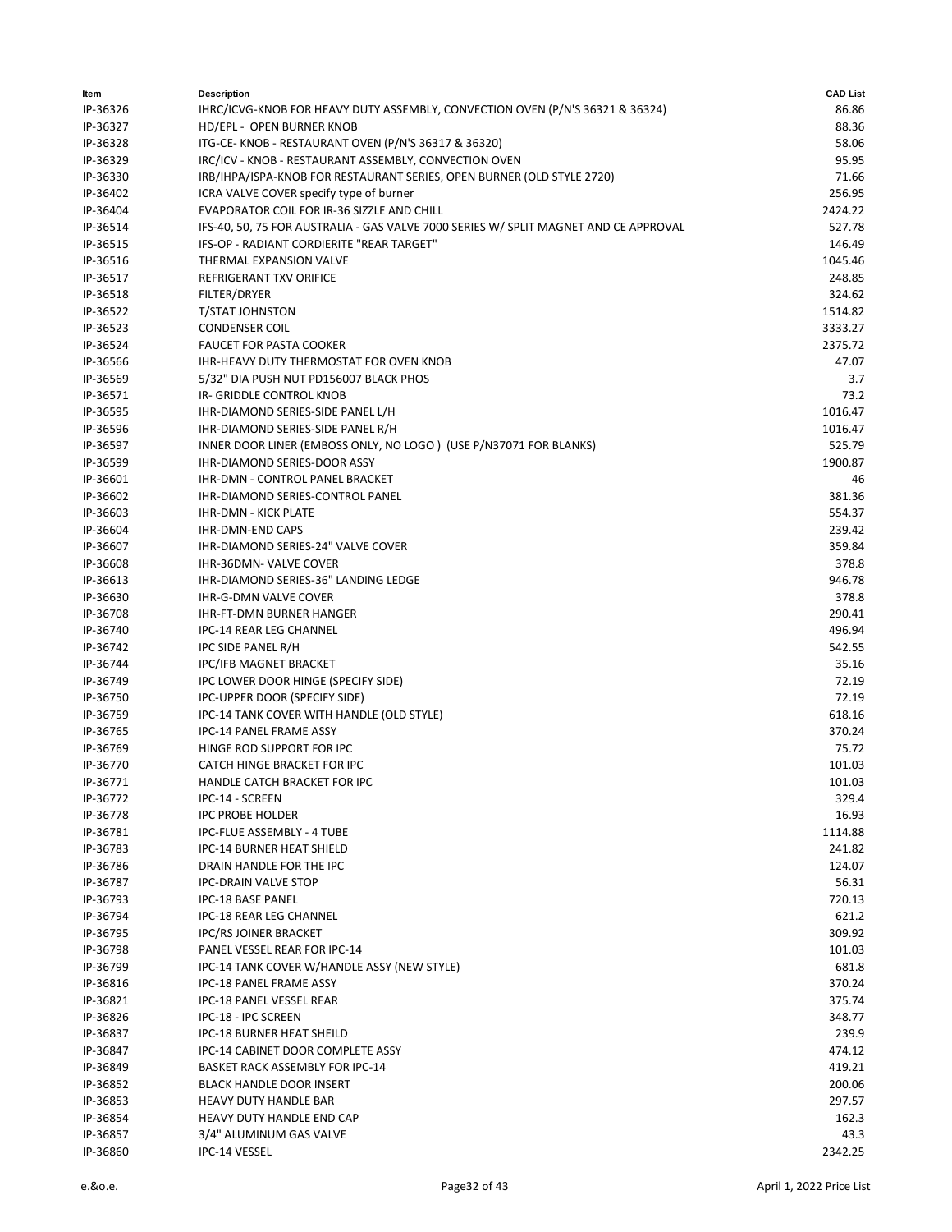| Item | Description | CAD List |
| --- | --- | --- |
| IP-36326 | IHRC/ICVG-KNOB FOR HEAVY DUTY ASSEMBLY, CONVECTION OVEN (P/N'S 36321 & 36324) | 86.86 |
| IP-36327 | HD/EPL - OPEN BURNER KNOB | 88.36 |
| IP-36328 | ITG-CE- KNOB - RESTAURANT OVEN (P/N'S 36317 & 36320) | 58.06 |
| IP-36329 | IRC/ICV - KNOB - RESTAURANT ASSEMBLY, CONVECTION OVEN | 95.95 |
| IP-36330 | IRB/IHPA/ISPA-KNOB FOR RESTAURANT SERIES, OPEN BURNER (OLD STYLE 2720) | 71.66 |
| IP-36402 | ICRA VALVE COVER specify type of burner | 256.95 |
| IP-36404 | EVAPORATOR COIL FOR IR-36 SIZZLE AND CHILL | 2424.22 |
| IP-36514 | IFS-40, 50, 75 FOR AUSTRALIA - GAS VALVE 7000 SERIES W/ SPLIT MAGNET AND CE APPROVAL | 527.78 |
| IP-36515 | IFS-OP - RADIANT CORDIERITE "REAR TARGET" | 146.49 |
| IP-36516 | THERMAL EXPANSION VALVE | 1045.46 |
| IP-36517 | REFRIGERANT TXV ORIFICE | 248.85 |
| IP-36518 | FILTER/DRYER | 324.62 |
| IP-36522 | T/STAT JOHNSTON | 1514.82 |
| IP-36523 | CONDENSER COIL | 3333.27 |
| IP-36524 | FAUCET FOR PASTA COOKER | 2375.72 |
| IP-36566 | IHR-HEAVY DUTY THERMOSTAT FOR OVEN KNOB | 47.07 |
| IP-36569 | 5/32" DIA PUSH NUT PD156007 BLACK PHOS | 3.7 |
| IP-36571 | IR- GRIDDLE CONTROL KNOB | 73.2 |
| IP-36595 | IHR-DIAMOND SERIES-SIDE PANEL L/H | 1016.47 |
| IP-36596 | IHR-DIAMOND SERIES-SIDE PANEL R/H | 1016.47 |
| IP-36597 | INNER DOOR LINER (EMBOSS ONLY, NO LOGO ) (USE P/N37071 FOR BLANKS) | 525.79 |
| IP-36599 | IHR-DIAMOND SERIES-DOOR ASSY | 1900.87 |
| IP-36601 | IHR-DMN - CONTROL PANEL BRACKET | 46 |
| IP-36602 | IHR-DIAMOND SERIES-CONTROL PANEL | 381.36 |
| IP-36603 | IHR-DMN - KICK PLATE | 554.37 |
| IP-36604 | IHR-DMN-END CAPS | 239.42 |
| IP-36607 | IHR-DIAMOND SERIES-24" VALVE COVER | 359.84 |
| IP-36608 | IHR-36DMN- VALVE COVER | 378.8 |
| IP-36613 | IHR-DIAMOND SERIES-36" LANDING LEDGE | 946.78 |
| IP-36630 | IHR-G-DMN VALVE COVER | 378.8 |
| IP-36708 | IHR-FT-DMN BURNER HANGER | 290.41 |
| IP-36740 | IPC-14 REAR LEG CHANNEL | 496.94 |
| IP-36742 | IPC SIDE PANEL R/H | 542.55 |
| IP-36744 | IPC/IFB MAGNET BRACKET | 35.16 |
| IP-36749 | IPC LOWER DOOR HINGE (SPECIFY SIDE) | 72.19 |
| IP-36750 | IPC-UPPER DOOR (SPECIFY SIDE) | 72.19 |
| IP-36759 | IPC-14 TANK COVER WITH HANDLE (OLD STYLE) | 618.16 |
| IP-36765 | IPC-14 PANEL FRAME ASSY | 370.24 |
| IP-36769 | HINGE ROD SUPPORT FOR IPC | 75.72 |
| IP-36770 | CATCH HINGE BRACKET FOR IPC | 101.03 |
| IP-36771 | HANDLE CATCH BRACKET FOR IPC | 101.03 |
| IP-36772 | IPC-14 - SCREEN | 329.4 |
| IP-36778 | IPC PROBE HOLDER | 16.93 |
| IP-36781 | IPC-FLUE ASSEMBLY - 4 TUBE | 1114.88 |
| IP-36783 | IPC-14 BURNER HEAT SHIELD | 241.82 |
| IP-36786 | DRAIN HANDLE FOR THE IPC | 124.07 |
| IP-36787 | IPC-DRAIN VALVE STOP | 56.31 |
| IP-36793 | IPC-18 BASE PANEL | 720.13 |
| IP-36794 | IPC-18 REAR LEG CHANNEL | 621.2 |
| IP-36795 | IPC/RS JOINER BRACKET | 309.92 |
| IP-36798 | PANEL VESSEL REAR FOR IPC-14 | 101.03 |
| IP-36799 | IPC-14 TANK COVER W/HANDLE ASSY (NEW STYLE) | 681.8 |
| IP-36816 | IPC-18 PANEL FRAME ASSY | 370.24 |
| IP-36821 | IPC-18 PANEL VESSEL REAR | 375.74 |
| IP-36826 | IPC-18 - IPC SCREEN | 348.77 |
| IP-36837 | IPC-18 BURNER HEAT SHEILD | 239.9 |
| IP-36847 | IPC-14 CABINET DOOR COMPLETE ASSY | 474.12 |
| IP-36849 | BASKET RACK ASSEMBLY FOR IPC-14 | 419.21 |
| IP-36852 | BLACK HANDLE DOOR INSERT | 200.06 |
| IP-36853 | HEAVY DUTY HANDLE BAR | 297.57 |
| IP-36854 | HEAVY DUTY HANDLE END CAP | 162.3 |
| IP-36857 | 3/4" ALUMINUM GAS VALVE | 43.3 |
| IP-36860 | IPC-14 VESSEL | 2342.25 |

e.&o.e. April 1, 2022 Price List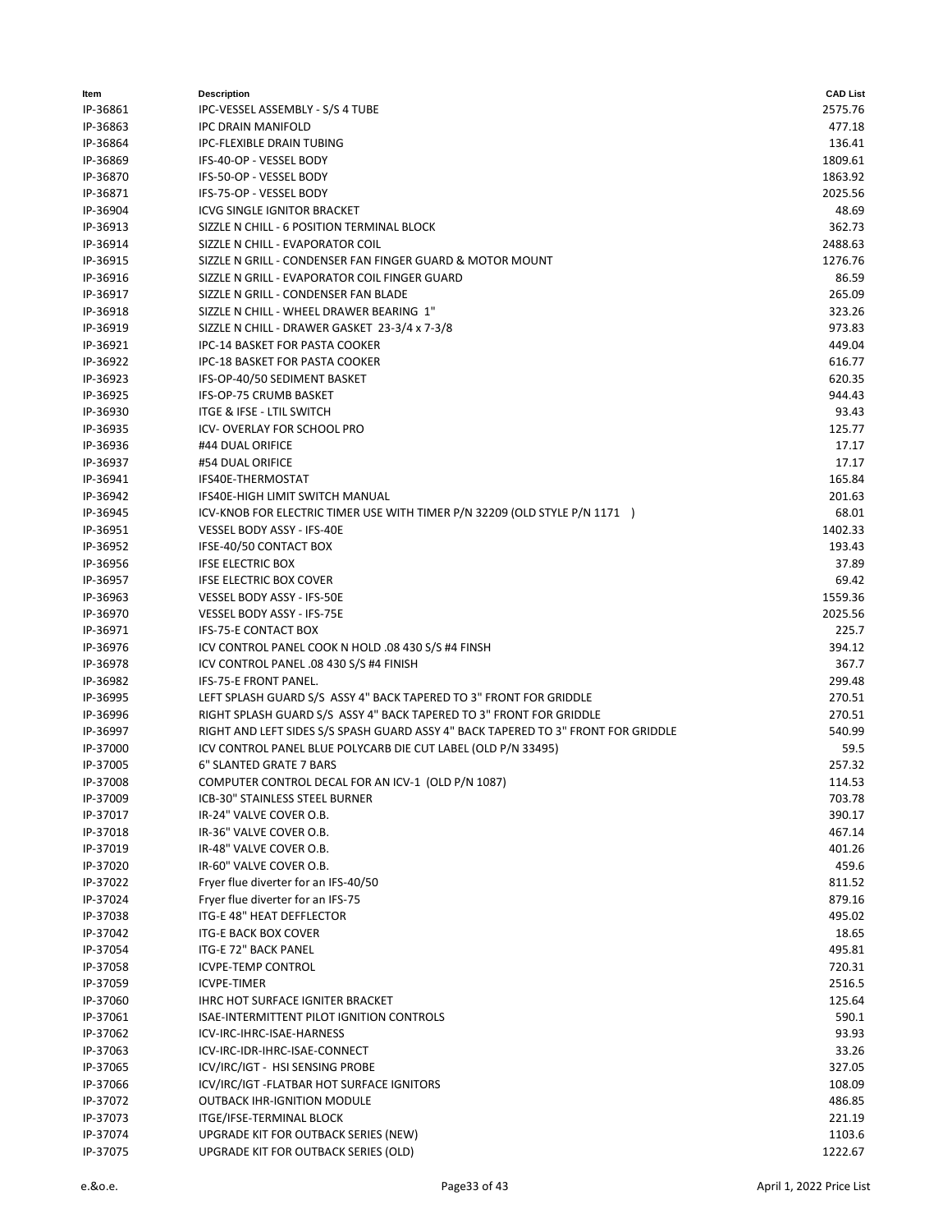| Item | Description | CAD List |
|---|---|---|
| IP-36861 | IPC-VESSEL ASSEMBLY - S/S 4 TUBE | 2575.76 |
| IP-36863 | IPC DRAIN MANIFOLD | 477.18 |
| IP-36864 | IPC-FLEXIBLE DRAIN TUBING | 136.41 |
| IP-36869 | IFS-40-OP - VESSEL BODY | 1809.61 |
| IP-36870 | IFS-50-OP - VESSEL BODY | 1863.92 |
| IP-36871 | IFS-75-OP - VESSEL BODY | 2025.56 |
| IP-36904 | ICVG SINGLE IGNITOR BRACKET | 48.69 |
| IP-36913 | SIZZLE N CHILL - 6 POSITION TERMINAL BLOCK | 362.73 |
| IP-36914 | SIZZLE N CHILL - EVAPORATOR COIL | 2488.63 |
| IP-36915 | SIZZLE N GRILL - CONDENSER FAN FINGER GUARD & MOTOR MOUNT | 1276.76 |
| IP-36916 | SIZZLE N GRILL - EVAPORATOR COIL FINGER GUARD | 86.59 |
| IP-36917 | SIZZLE N GRILL - CONDENSER FAN BLADE | 265.09 |
| IP-36918 | SIZZLE N CHILL - WHEEL DRAWER BEARING 1" | 323.26 |
| IP-36919 | SIZZLE N CHILL - DRAWER GASKET 23-3/4 x 7-3/8 | 973.83 |
| IP-36921 | IPC-14 BASKET FOR PASTA COOKER | 449.04 |
| IP-36922 | IPC-18 BASKET FOR PASTA COOKER | 616.77 |
| IP-36923 | IFS-OP-40/50 SEDIMENT BASKET | 620.35 |
| IP-36925 | IFS-OP-75 CRUMB BASKET | 944.43 |
| IP-36930 | ITGE & IFSE - LTIL SWITCH | 93.43 |
| IP-36935 | ICV- OVERLAY FOR SCHOOL PRO | 125.77 |
| IP-36936 | #44 DUAL ORIFICE | 17.17 |
| IP-36937 | #54 DUAL ORIFICE | 17.17 |
| IP-36941 | IFS40E-THERMOSTAT | 165.84 |
| IP-36942 | IFS40E-HIGH LIMIT SWITCH MANUAL | 201.63 |
| IP-36945 | ICV-KNOB FOR ELECTRIC TIMER USE WITH TIMER P/N 32209 (OLD STYLE P/N 1171 ) | 68.01 |
| IP-36951 | VESSEL BODY ASSY - IFS-40E | 1402.33 |
| IP-36952 | IFSE-40/50 CONTACT BOX | 193.43 |
| IP-36956 | IFSE ELECTRIC BOX | 37.89 |
| IP-36957 | IFSE ELECTRIC BOX COVER | 69.42 |
| IP-36963 | VESSEL BODY ASSY - IFS-50E | 1559.36 |
| IP-36970 | VESSEL BODY ASSY - IFS-75E | 2025.56 |
| IP-36971 | IFS-75-E CONTACT BOX | 225.7 |
| IP-36976 | ICV CONTROL PANEL COOK N HOLD .08 430 S/S #4 FINSH | 394.12 |
| IP-36978 | ICV CONTROL PANEL .08 430 S/S #4 FINISH | 367.7 |
| IP-36982 | IFS-75-E FRONT PANEL. | 299.48 |
| IP-36995 | LEFT SPLASH GUARD S/S ASSY 4" BACK TAPERED TO 3" FRONT FOR GRIDDLE | 270.51 |
| IP-36996 | RIGHT SPLASH GUARD S/S ASSY 4" BACK TAPERED TO 3" FRONT FOR GRIDDLE | 270.51 |
| IP-36997 | RIGHT AND LEFT SIDES S/S SPASH GUARD ASSY 4" BACK TAPERED TO 3" FRONT FOR GRIDDLE | 540.99 |
| IP-37000 | ICV CONTROL PANEL BLUE POLYCARB DIE CUT LABEL (OLD P/N 33495) | 59.5 |
| IP-37005 | 6" SLANTED GRATE 7 BARS | 257.32 |
| IP-37008 | COMPUTER CONTROL DECAL FOR AN ICV-1 (OLD P/N 1087) | 114.53 |
| IP-37009 | ICB-30" STAINLESS STEEL BURNER | 703.78 |
| IP-37017 | IR-24" VALVE COVER O.B. | 390.17 |
| IP-37018 | IR-36" VALVE COVER O.B. | 467.14 |
| IP-37019 | IR-48" VALVE COVER O.B. | 401.26 |
| IP-37020 | IR-60" VALVE COVER O.B. | 459.6 |
| IP-37022 | Fryer flue diverter for an IFS-40/50 | 811.52 |
| IP-37024 | Fryer flue diverter for an IFS-75 | 879.16 |
| IP-37038 | ITG-E 48" HEAT DEFFLECTOR | 495.02 |
| IP-37042 | ITG-E BACK BOX COVER | 18.65 |
| IP-37054 | ITG-E 72" BACK PANEL | 495.81 |
| IP-37058 | ICVPE-TEMP CONTROL | 720.31 |
| IP-37059 | ICVPE-TIMER | 2516.5 |
| IP-37060 | IHRC HOT SURFACE IGNITER BRACKET | 125.64 |
| IP-37061 | ISAE-INTERMITTENT PILOT IGNITION CONTROLS | 590.1 |
| IP-37062 | ICV-IRC-IHRC-ISAE-HARNESS | 93.93 |
| IP-37063 | ICV-IRC-IDR-IHRC-ISAE-CONNECT | 33.26 |
| IP-37065 | ICV/IRC/IGT - HSI SENSING PROBE | 327.05 |
| IP-37066 | ICV/IRC/IGT -FLATBAR HOT SURFACE IGNITORS | 108.09 |
| IP-37072 | OUTBACK IHR-IGNITION MODULE | 486.85 |
| IP-37073 | ITGE/IFSE-TERMINAL BLOCK | 221.19 |
| IP-37074 | UPGRADE KIT FOR OUTBACK SERIES (NEW) | 1103.6 |
| IP-37075 | UPGRADE KIT FOR OUTBACK SERIES (OLD) | 1222.67 |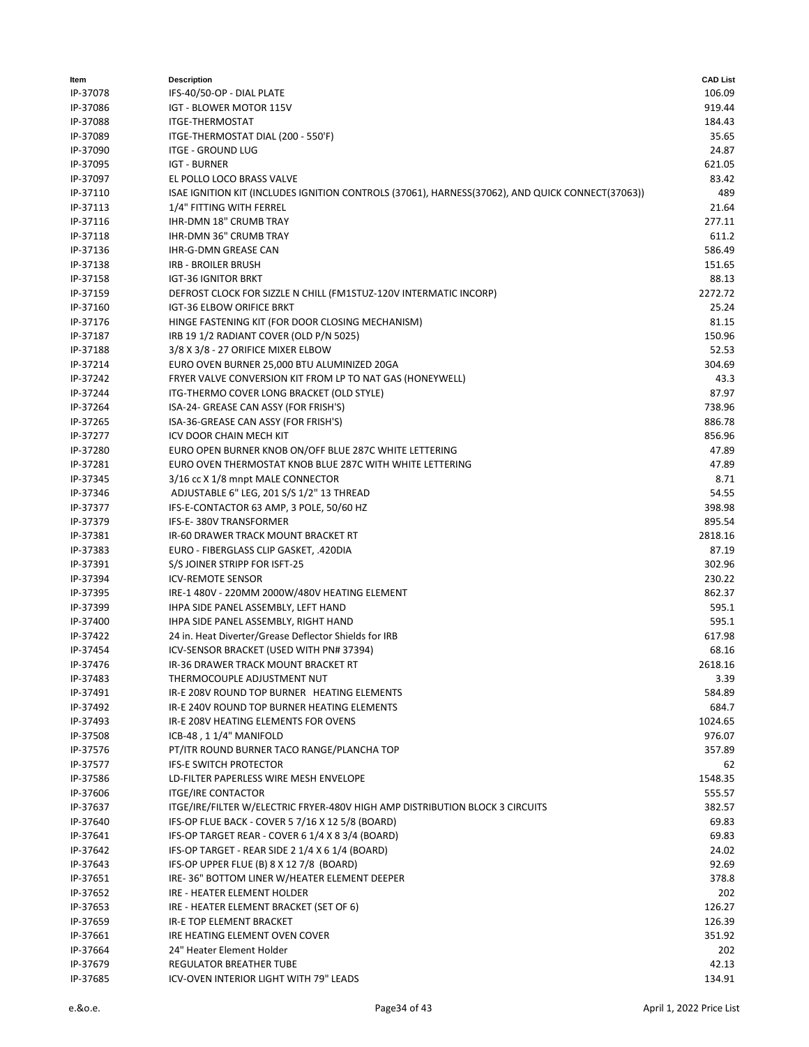| Item | Description | CAD List |
|---|---|---|
| IP-37078 | IFS-40/50-OP - DIAL PLATE | 106.09 |
| IP-37086 | IGT - BLOWER MOTOR 115V | 919.44 |
| IP-37088 | ITGE-THERMOSTAT | 184.43 |
| IP-37089 | ITGE-THERMOSTAT DIAL (200 - 550'F) | 35.65 |
| IP-37090 | ITGE - GROUND LUG | 24.87 |
| IP-37095 | IGT - BURNER | 621.05 |
| IP-37097 | EL POLLO LOCO BRASS VALVE | 83.42 |
| IP-37110 | ISAE IGNITION KIT (INCLUDES IGNITION CONTROLS (37061), HARNESS(37062), AND QUICK CONNECT(37063)) | 489 |
| IP-37113 | 1/4" FITTING WITH FERREL | 21.64 |
| IP-37116 | IHR-DMN 18" CRUMB TRAY | 277.11 |
| IP-37118 | IHR-DMN 36" CRUMB TRAY | 611.2 |
| IP-37136 | IHR-G-DMN GREASE CAN | 586.49 |
| IP-37138 | IRB - BROILER BRUSH | 151.65 |
| IP-37158 | IGT-36 IGNITOR BRKT | 88.13 |
| IP-37159 | DEFROST CLOCK FOR SIZZLE N CHILL (FM1STUZ-120V INTERMATIC INCORP) | 2272.72 |
| IP-37160 | IGT-36 ELBOW ORIFICE BRKT | 25.24 |
| IP-37176 | HINGE FASTENING KIT (FOR DOOR CLOSING MECHANISM) | 81.15 |
| IP-37187 | IRB 19 1/2 RADIANT COVER (OLD P/N 5025) | 150.96 |
| IP-37188 | 3/8 X 3/8 - 27 ORIFICE MIXER ELBOW | 52.53 |
| IP-37214 | EURO OVEN BURNER 25,000 BTU ALUMINIZED 20GA | 304.69 |
| IP-37242 | FRYER VALVE CONVERSION KIT FROM LP TO NAT GAS (HONEYWELL) | 43.3 |
| IP-37244 | ITG-THERMO COVER LONG BRACKET (OLD STYLE) | 87.97 |
| IP-37264 | ISA-24- GREASE CAN ASSY (FOR FRISH'S) | 738.96 |
| IP-37265 | ISA-36-GREASE CAN ASSY (FOR FRISH'S) | 886.78 |
| IP-37277 | ICV DOOR CHAIN MECH KIT | 856.96 |
| IP-37280 | EURO OPEN BURNER KNOB ON/OFF BLUE 287C WHITE LETTERING | 47.89 |
| IP-37281 | EURO OVEN THERMOSTAT KNOB BLUE 287C WITH WHITE LETTERING | 47.89 |
| IP-37345 | 3/16 cc X 1/8 mnpt MALE CONNECTOR | 8.71 |
| IP-37346 | ADJUSTABLE 6" LEG, 201 S/S 1/2" 13 THREAD | 54.55 |
| IP-37377 | IFS-E-CONTACTOR 63 AMP, 3 POLE, 50/60 HZ | 398.98 |
| IP-37379 | IFS-E- 380V TRANSFORMER | 895.54 |
| IP-37381 | IR-60 DRAWER TRACK MOUNT BRACKET RT | 2818.16 |
| IP-37383 | EURO - FIBERGLASS CLIP GASKET, .420DIA | 87.19 |
| IP-37391 | S/S JOINER STRIPP FOR ISFT-25 | 302.96 |
| IP-37394 | ICV-REMOTE SENSOR | 230.22 |
| IP-37395 | IRE-1 480V - 220MM 2000W/480V HEATING ELEMENT | 862.37 |
| IP-37399 | IHPA SIDE PANEL ASSEMBLY, LEFT HAND | 595.1 |
| IP-37400 | IHPA SIDE PANEL ASSEMBLY, RIGHT HAND | 595.1 |
| IP-37422 | 24 in. Heat Diverter/Grease Deflector Shields for IRB | 617.98 |
| IP-37454 | ICV-SENSOR BRACKET (USED WITH PN# 37394) | 68.16 |
| IP-37476 | IR-36 DRAWER TRACK MOUNT BRACKET RT | 2618.16 |
| IP-37483 | THERMOCOUPLE ADJUSTMENT NUT | 3.39 |
| IP-37491 | IR-E 208V ROUND TOP BURNER HEATING ELEMENTS | 584.89 |
| IP-37492 | IR-E 240V ROUND TOP BURNER HEATING ELEMENTS | 684.7 |
| IP-37493 | IR-E 208V HEATING ELEMENTS FOR OVENS | 1024.65 |
| IP-37508 | ICB-48 , 1 1/4" MANIFOLD | 976.07 |
| IP-37576 | PT/ITR ROUND BURNER TACO RANGE/PLANCHA TOP | 357.89 |
| IP-37577 | IFS-E SWITCH PROTECTOR | 62 |
| IP-37586 | LD-FILTER PAPERLESS WIRE MESH ENVELOPE | 1548.35 |
| IP-37606 | ITGE/IRE CONTACTOR | 555.57 |
| IP-37637 | ITGE/IRE/FILTER W/ELECTRIC FRYER-480V HIGH AMP DISTRIBUTION BLOCK 3 CIRCUITS | 382.57 |
| IP-37640 | IFS-OP FLUE BACK - COVER 5 7/16 X 12 5/8 (BOARD) | 69.83 |
| IP-37641 | IFS-OP TARGET REAR - COVER 6 1/4 X 8 3/4 (BOARD) | 69.83 |
| IP-37642 | IFS-OP TARGET - REAR SIDE 2 1/4 X 6 1/4 (BOARD) | 24.02 |
| IP-37643 | IFS-OP UPPER FLUE (B) 8 X 12 7/8 (BOARD) | 92.69 |
| IP-37651 | IRE- 36" BOTTOM LINER W/HEATER ELEMENT DEEPER | 378.8 |
| IP-37652 | IRE - HEATER ELEMENT HOLDER | 202 |
| IP-37653 | IRE - HEATER ELEMENT BRACKET (SET OF 6) | 126.27 |
| IP-37659 | IR-E TOP ELEMENT BRACKET | 126.39 |
| IP-37661 | IRE HEATING ELEMENT OVEN COVER | 351.92 |
| IP-37664 | 24" Heater Element Holder | 202 |
| IP-37679 | REGULATOR BREATHER TUBE | 42.13 |
| IP-37685 | ICV-OVEN INTERIOR LIGHT WITH 79" LEADS | 134.91 |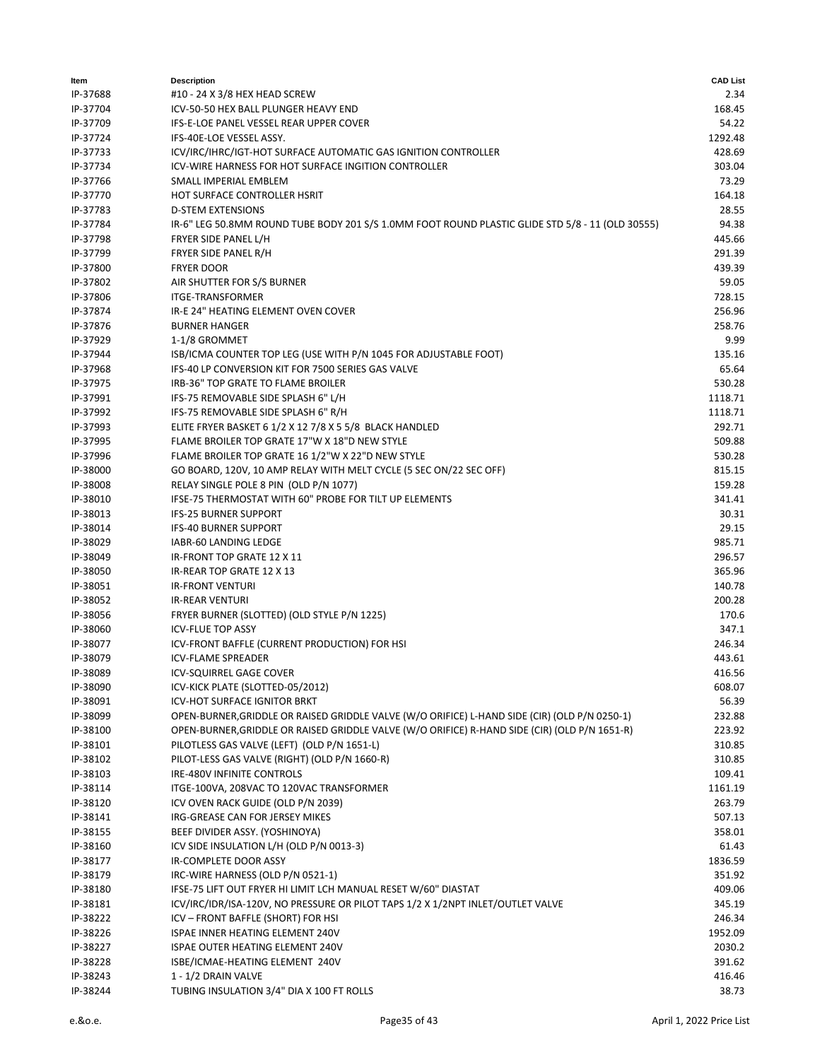| Item | Description | CAD List |
|---|---|---|
| IP-37688 | #10 - 24 X 3/8 HEX HEAD SCREW | 2.34 |
| IP-37704 | ICV-50-50 HEX BALL PLUNGER HEAVY END | 168.45 |
| IP-37709 | IFS-E-LOE PANEL VESSEL REAR UPPER COVER | 54.22 |
| IP-37724 | IFS-40E-LOE VESSEL ASSY. | 1292.48 |
| IP-37733 | ICV/IRC/IHRC/IGT-HOT SURFACE AUTOMATIC GAS IGNITION CONTROLLER | 428.69 |
| IP-37734 | ICV-WIRE HARNESS FOR HOT SURFACE INGITION CONTROLLER | 303.04 |
| IP-37766 | SMALL IMPERIAL EMBLEM | 73.29 |
| IP-37770 | HOT SURFACE CONTROLLER HSRIT | 164.18 |
| IP-37783 | D-STEM EXTENSIONS | 28.55 |
| IP-37784 | IR-6" LEG 50.8MM ROUND TUBE BODY 201 S/S 1.0MM FOOT ROUND PLASTIC GLIDE STD 5/8 - 11 (OLD 30555) | 94.38 |
| IP-37798 | FRYER SIDE PANEL L/H | 445.66 |
| IP-37799 | FRYER SIDE PANEL R/H | 291.39 |
| IP-37800 | FRYER DOOR | 439.39 |
| IP-37802 | AIR SHUTTER FOR S/S BURNER | 59.05 |
| IP-37806 | ITGE-TRANSFORMER | 728.15 |
| IP-37874 | IR-E 24" HEATING ELEMENT OVEN COVER | 256.96 |
| IP-37876 | BURNER HANGER | 258.76 |
| IP-37929 | 1-1/8 GROMMET | 9.99 |
| IP-37944 | ISB/ICMA COUNTER TOP LEG (USE WITH P/N 1045 FOR ADJUSTABLE FOOT) | 135.16 |
| IP-37968 | IFS-40 LP CONVERSION KIT FOR 7500 SERIES GAS VALVE | 65.64 |
| IP-37975 | IRB-36" TOP GRATE TO FLAME BROILER | 530.28 |
| IP-37991 | IFS-75 REMOVABLE SIDE SPLASH 6" L/H | 1118.71 |
| IP-37992 | IFS-75 REMOVABLE SIDE SPLASH 6" R/H | 1118.71 |
| IP-37993 | ELITE FRYER BASKET 6 1/2 X 12 7/8 X 5 5/8 BLACK HANDLED | 292.71 |
| IP-37995 | FLAME BROILER TOP GRATE 17"W X 18"D NEW STYLE | 509.88 |
| IP-37996 | FLAME BROILER TOP GRATE 16 1/2"W X 22"D NEW STYLE | 530.28 |
| IP-38000 | GO BOARD, 120V, 10 AMP RELAY WITH MELT CYCLE (5 SEC ON/22 SEC OFF) | 815.15 |
| IP-38008 | RELAY SINGLE POLE 8 PIN (OLD P/N 1077) | 159.28 |
| IP-38010 | IFSE-75 THERMOSTAT WITH 60" PROBE FOR TILT UP ELEMENTS | 341.41 |
| IP-38013 | IFS-25 BURNER SUPPORT | 30.31 |
| IP-38014 | IFS-40 BURNER SUPPORT | 29.15 |
| IP-38029 | IABR-60 LANDING LEDGE | 985.71 |
| IP-38049 | IR-FRONT TOP GRATE 12 X 11 | 296.57 |
| IP-38050 | IR-REAR TOP GRATE 12 X 13 | 365.96 |
| IP-38051 | IR-FRONT VENTURI | 140.78 |
| IP-38052 | IR-REAR VENTURI | 200.28 |
| IP-38056 | FRYER BURNER (SLOTTED) (OLD STYLE P/N 1225) | 170.6 |
| IP-38060 | ICV-FLUE TOP ASSY | 347.1 |
| IP-38077 | ICV-FRONT BAFFLE (CURRENT PRODUCTION) FOR HSI | 246.34 |
| IP-38079 | ICV-FLAME SPREADER | 443.61 |
| IP-38089 | ICV-SQUIRREL GAGE COVER | 416.56 |
| IP-38090 | ICV-KICK PLATE (SLOTTED-05/2012) | 608.07 |
| IP-38091 | ICV-HOT SURFACE IGNITOR BRKT | 56.39 |
| IP-38099 | OPEN-BURNER,GRIDDLE OR RAISED GRIDDLE VALVE (W/O ORIFICE) L-HAND SIDE (CIR) (OLD P/N 0250-1) | 232.88 |
| IP-38100 | OPEN-BURNER,GRIDDLE OR RAISED GRIDDLE VALVE (W/O ORIFICE) R-HAND SIDE (CIR) (OLD P/N 1651-R) | 223.92 |
| IP-38101 | PILOTLESS GAS VALVE (LEFT) (OLD P/N 1651-L) | 310.85 |
| IP-38102 | PILOT-LESS GAS VALVE (RIGHT) (OLD P/N 1660-R) | 310.85 |
| IP-38103 | IRE-480V INFINITE CONTROLS | 109.41 |
| IP-38114 | ITGE-100VA, 208VAC TO 120VAC TRANSFORMER | 1161.19 |
| IP-38120 | ICV OVEN RACK GUIDE (OLD P/N 2039) | 263.79 |
| IP-38141 | IRG-GREASE CAN FOR JERSEY MIKES | 507.13 |
| IP-38155 | BEEF DIVIDER ASSY. (YOSHINOYA) | 358.01 |
| IP-38160 | ICV SIDE INSULATION L/H (OLD P/N 0013-3) | 61.43 |
| IP-38177 | IR-COMPLETE DOOR ASSY | 1836.59 |
| IP-38179 | IRC-WIRE HARNESS (OLD P/N 0521-1) | 351.92 |
| IP-38180 | IFSE-75 LIFT OUT FRYER HI LIMIT LCH MANUAL RESET W/60" DIASTAT | 409.06 |
| IP-38181 | ICV/IRC/IDR/ISA-120V, NO PRESSURE OR PILOT TAPS 1/2 X 1/2NPT INLET/OUTLET VALVE | 345.19 |
| IP-38222 | ICV – FRONT BAFFLE (SHORT) FOR HSI | 246.34 |
| IP-38226 | ISPAE INNER HEATING ELEMENT 240V | 1952.09 |
| IP-38227 | ISPAE OUTER HEATING ELEMENT 240V | 2030.2 |
| IP-38228 | ISBE/ICMAE-HEATING ELEMENT 240V | 391.62 |
| IP-38243 | 1 - 1/2 DRAIN VALVE | 416.46 |
| IP-38244 | TUBING INSULATION 3/4" DIA X 100 FT ROLLS | 38.73 |

e.&o.e. April 1, 2022 Price List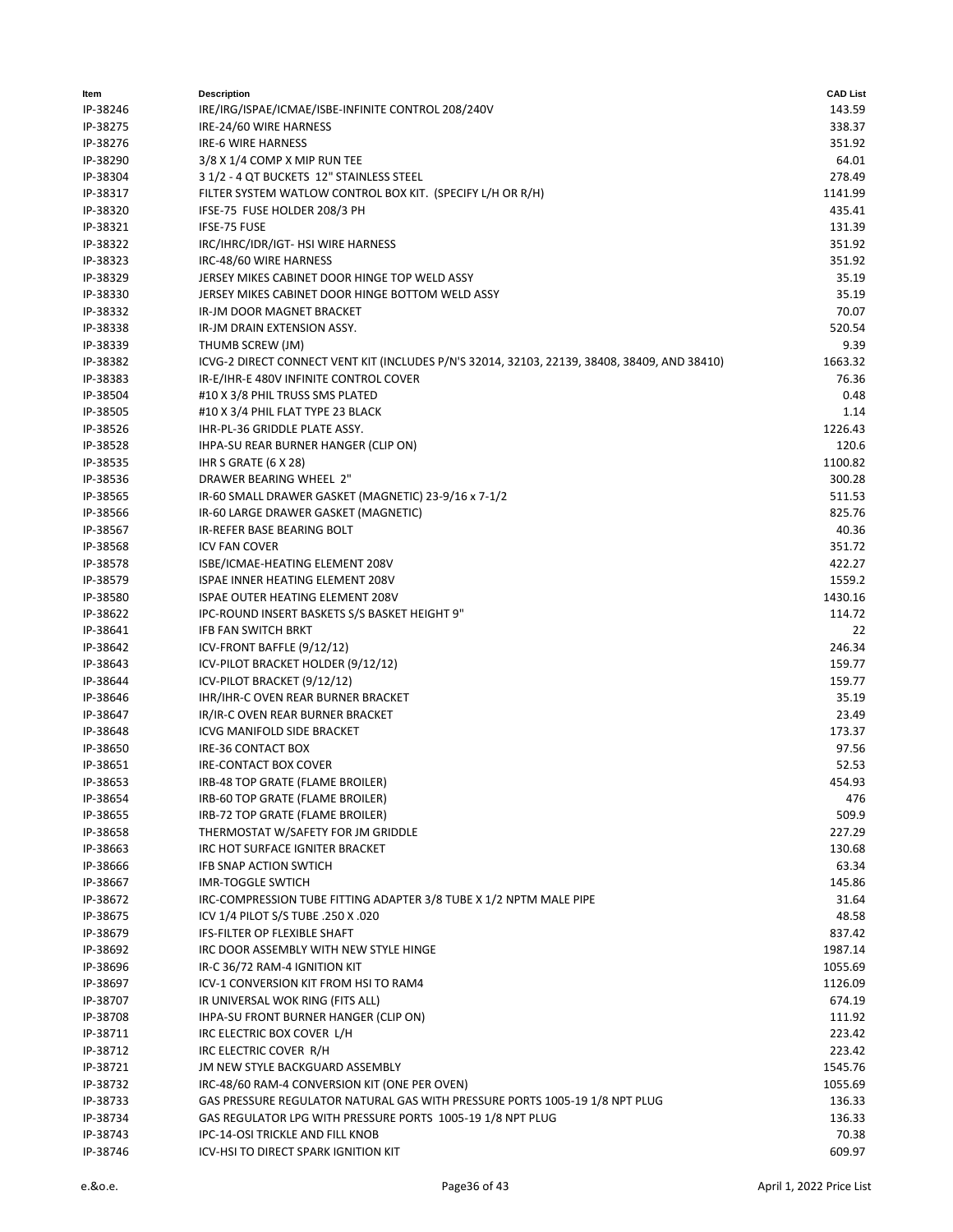| Item | Description | CAD List |
|---|---|---|
| IP-38246 | IRE/IRG/ISPAE/ICMAE/ISBE-INFINITE CONTROL 208/240V | 143.59 |
| IP-38275 | IRE-24/60 WIRE HARNESS | 338.37 |
| IP-38276 | IRE-6 WIRE HARNESS | 351.92 |
| IP-38290 | 3/8 X 1/4 COMP X MIP RUN TEE | 64.01 |
| IP-38304 | 3 1/2 - 4 QT BUCKETS 12" STAINLESS STEEL | 278.49 |
| IP-38317 | FILTER SYSTEM WATLOW CONTROL BOX KIT. (SPECIFY L/H OR R/H) | 1141.99 |
| IP-38320 | IFSE-75 FUSE HOLDER 208/3 PH | 435.41 |
| IP-38321 | IFSE-75 FUSE | 131.39 |
| IP-38322 | IRC/IHRC/IDR/IGT- HSI WIRE HARNESS | 351.92 |
| IP-38323 | IRC-48/60 WIRE HARNESS | 351.92 |
| IP-38329 | JERSEY MIKES CABINET DOOR HINGE TOP WELD ASSY | 35.19 |
| IP-38330 | JERSEY MIKES CABINET DOOR HINGE BOTTOM WELD ASSY | 35.19 |
| IP-38332 | IR-JM DOOR MAGNET BRACKET | 70.07 |
| IP-38338 | IR-JM DRAIN EXTENSION ASSY. | 520.54 |
| IP-38339 | THUMB SCREW (JM) | 9.39 |
| IP-38382 | ICVG-2 DIRECT CONNECT VENT KIT (INCLUDES P/N'S 32014, 32103, 22139, 38408, 38409, AND 38410) | 1663.32 |
| IP-38383 | IR-E/IHR-E 480V INFINITE CONTROL COVER | 76.36 |
| IP-38504 | #10 X 3/8 PHIL TRUSS SMS PLATED | 0.48 |
| IP-38505 | #10 X 3/4 PHIL FLAT TYPE 23 BLACK | 1.14 |
| IP-38526 | IHR-PL-36 GRIDDLE PLATE ASSY. | 1226.43 |
| IP-38528 | IHPA-SU REAR BURNER HANGER (CLIP ON) | 120.6 |
| IP-38535 | IHR S GRATE (6 X 28) | 1100.82 |
| IP-38536 | DRAWER BEARING WHEEL 2" | 300.28 |
| IP-38565 | IR-60 SMALL DRAWER GASKET (MAGNETIC) 23-9/16 x 7-1/2 | 511.53 |
| IP-38566 | IR-60 LARGE DRAWER GASKET (MAGNETIC) | 825.76 |
| IP-38567 | IR-REFER BASE BEARING BOLT | 40.36 |
| IP-38568 | ICV FAN COVER | 351.72 |
| IP-38578 | ISBE/ICMAE-HEATING ELEMENT 208V | 422.27 |
| IP-38579 | ISPAE INNER HEATING ELEMENT 208V | 1559.2 |
| IP-38580 | ISPAE OUTER HEATING ELEMENT 208V | 1430.16 |
| IP-38622 | IPC-ROUND INSERT BASKETS S/S BASKET HEIGHT 9" | 114.72 |
| IP-38641 | IFB FAN SWITCH BRKT | 22 |
| IP-38642 | ICV-FRONT BAFFLE (9/12/12) | 246.34 |
| IP-38643 | ICV-PILOT BRACKET HOLDER (9/12/12) | 159.77 |
| IP-38644 | ICV-PILOT BRACKET (9/12/12) | 159.77 |
| IP-38646 | IHR/IHR-C OVEN REAR BURNER BRACKET | 35.19 |
| IP-38647 | IR/IR-C OVEN REAR BURNER BRACKET | 23.49 |
| IP-38648 | ICVG MANIFOLD SIDE BRACKET | 173.37 |
| IP-38650 | IRE-36 CONTACT BOX | 97.56 |
| IP-38651 | IRE-CONTACT BOX COVER | 52.53 |
| IP-38653 | IRB-48 TOP GRATE (FLAME BROILER) | 454.93 |
| IP-38654 | IRB-60 TOP GRATE (FLAME BROILER) | 476 |
| IP-38655 | IRB-72 TOP GRATE (FLAME BROILER) | 509.9 |
| IP-38658 | THERMOSTAT W/SAFETY FOR JM GRIDDLE | 227.29 |
| IP-38663 | IRC HOT SURFACE IGNITER BRACKET | 130.68 |
| IP-38666 | IFB SNAP ACTION SWTICH | 63.34 |
| IP-38667 | IMR-TOGGLE SWTICH | 145.86 |
| IP-38672 | IRC-COMPRESSION TUBE FITTING ADAPTER 3/8 TUBE X 1/2 NPTM MALE PIPE | 31.64 |
| IP-38675 | ICV 1/4 PILOT S/S TUBE .250 X .020 | 48.58 |
| IP-38679 | IFS-FILTER OP FLEXIBLE SHAFT | 837.42 |
| IP-38692 | IRC DOOR ASSEMBLY WITH NEW STYLE HINGE | 1987.14 |
| IP-38696 | IR-C 36/72 RAM-4 IGNITION KIT | 1055.69 |
| IP-38697 | ICV-1 CONVERSION KIT FROM HSI TO RAM4 | 1126.09 |
| IP-38707 | IR UNIVERSAL WOK RING (FITS ALL) | 674.19 |
| IP-38708 | IHPA-SU FRONT BURNER HANGER (CLIP ON) | 111.92 |
| IP-38711 | IRC ELECTRIC BOX COVER L/H | 223.42 |
| IP-38712 | IRC ELECTRIC COVER R/H | 223.42 |
| IP-38721 | JM NEW STYLE BACKGUARD ASSEMBLY | 1545.76 |
| IP-38732 | IRC-48/60 RAM-4 CONVERSION KIT (ONE PER OVEN) | 1055.69 |
| IP-38733 | GAS PRESSURE REGULATOR NATURAL GAS WITH PRESSURE PORTS 1005-19 1/8 NPT PLUG | 136.33 |
| IP-38734 | GAS REGULATOR LPG WITH PRESSURE PORTS 1005-19 1/8 NPT PLUG | 136.33 |
| IP-38743 | IPC-14-OSI TRICKLE AND FILL KNOB | 70.38 |
| IP-38746 | ICV-HSI TO DIRECT SPARK IGNITION KIT | 609.97 |

e.&o.e. April 1, 2022 Price List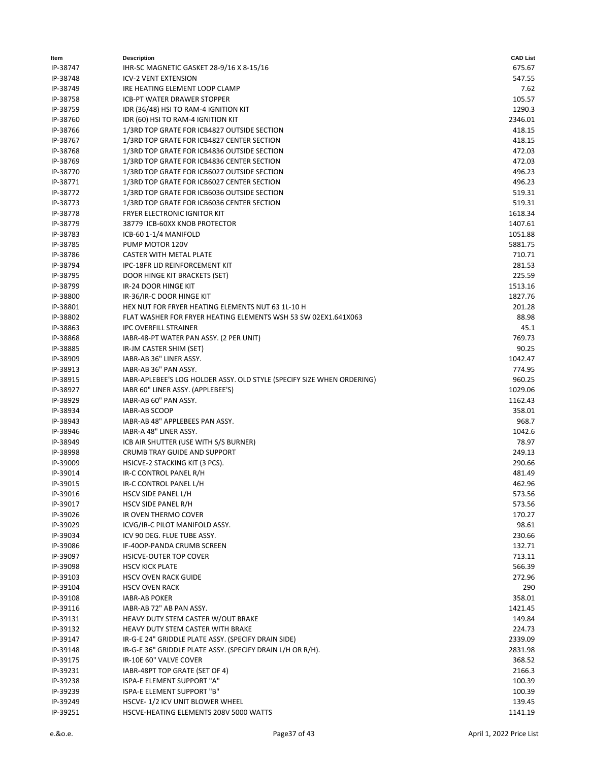| Item | Description | CAD List |
|---|---|---|
| IP-38747 | IHR-SC MAGNETIC GASKET 28-9/16 X 8-15/16 | 675.67 |
| IP-38748 | ICV-2 VENT EXTENSION | 547.55 |
| IP-38749 | IRE HEATING ELEMENT LOOP CLAMP | 7.62 |
| IP-38758 | ICB-PT WATER DRAWER STOPPER | 105.57 |
| IP-38759 | IDR (36/48) HSI TO RAM-4 IGNITION KIT | 1290.3 |
| IP-38760 | IDR (60) HSI TO RAM-4 IGNITION KIT | 2346.01 |
| IP-38766 | 1/3RD TOP GRATE FOR ICB4827 OUTSIDE SECTION | 418.15 |
| IP-38767 | 1/3RD TOP GRATE FOR ICB4827 CENTER SECTION | 418.15 |
| IP-38768 | 1/3RD TOP GRATE FOR ICB4836 OUTSIDE SECTION | 472.03 |
| IP-38769 | 1/3RD TOP GRATE FOR ICB4836 CENTER SECTION | 472.03 |
| IP-38770 | 1/3RD TOP GRATE FOR ICB6027 OUTSIDE SECTION | 496.23 |
| IP-38771 | 1/3RD TOP GRATE FOR ICB6027 CENTER SECTION | 496.23 |
| IP-38772 | 1/3RD TOP GRATE FOR ICB6036 OUTSIDE SECTION | 519.31 |
| IP-38773 | 1/3RD TOP GRATE FOR ICB6036 CENTER SECTION | 519.31 |
| IP-38778 | FRYER ELECTRONIC IGNITOR KIT | 1618.34 |
| IP-38779 | 38779 ICB-60XX KNOB PROTECTOR | 1407.61 |
| IP-38783 | ICB-60 1-1/4 MANIFOLD | 1051.88 |
| IP-38785 | PUMP MOTOR 120V | 5881.75 |
| IP-38786 | CASTER WITH METAL PLATE | 710.71 |
| IP-38794 | IPC-18FR LID REINFORCEMENT KIT | 281.53 |
| IP-38795 | DOOR HINGE KIT BRACKETS (SET) | 225.59 |
| IP-38799 | IR-24 DOOR HINGE KIT | 1513.16 |
| IP-38800 | IR-36/IR-C DOOR HINGE KIT | 1827.76 |
| IP-38801 | HEX NUT FOR FRYER HEATING ELEMENTS NUT 63 1L-10 H | 201.28 |
| IP-38802 | FLAT WASHER FOR FRYER HEATING ELEMENTS WSH 53 SW 02EX1.641X063 | 88.98 |
| IP-38863 | IPC OVERFILL STRAINER | 45.1 |
| IP-38868 | IABR-48-PT WATER PAN ASSY. (2 PER UNIT) | 769.73 |
| IP-38885 | IR-JM CASTER SHIM (SET) | 90.25 |
| IP-38909 | IABR-AB 36" LINER ASSY. | 1042.47 |
| IP-38913 | IABR-AB 36" PAN ASSY. | 774.95 |
| IP-38915 | IABR-APLEBEE'S LOG HOLDER ASSY. OLD STYLE (SPECIFY SIZE WHEN ORDERING) | 960.25 |
| IP-38927 | IABR 60" LINER ASSY. (APPLEBEE'S) | 1029.06 |
| IP-38929 | IABR-AB 60" PAN ASSY. | 1162.43 |
| IP-38934 | IABR-AB SCOOP | 358.01 |
| IP-38943 | IABR-AB 48" APPLEBEES PAN ASSY. | 968.7 |
| IP-38946 | IABR-A 48" LINER ASSY. | 1042.6 |
| IP-38949 | ICB AIR SHUTTER (USE WITH S/S BURNER) | 78.97 |
| IP-38998 | CRUMB TRAY GUIDE AND SUPPORT | 249.13 |
| IP-39009 | HSICVE-2 STACKING KIT (3 PCS). | 290.66 |
| IP-39014 | IR-C CONTROL PANEL R/H | 481.49 |
| IP-39015 | IR-C CONTROL PANEL L/H | 462.96 |
| IP-39016 | HSCV SIDE PANEL L/H | 573.56 |
| IP-39017 | HSCV SIDE PANEL R/H | 573.56 |
| IP-39026 | IR OVEN THERMO COVER | 170.27 |
| IP-39029 | ICVG/IR-C PILOT MANIFOLD ASSY. | 98.61 |
| IP-39034 | ICV 90 DEG. FLUE TUBE ASSY. | 230.66 |
| IP-39086 | IF-40OP-PANDA CRUMB SCREEN | 132.71 |
| IP-39097 | HSICVE-OUTER TOP COVER | 713.11 |
| IP-39098 | HSCV KICK PLATE | 566.39 |
| IP-39103 | HSCV OVEN RACK GUIDE | 272.96 |
| IP-39104 | HSCV OVEN RACK | 290 |
| IP-39108 | IABR-AB POKER | 358.01 |
| IP-39116 | IABR-AB 72" AB PAN ASSY. | 1421.45 |
| IP-39131 | HEAVY DUTY STEM CASTER W/OUT BRAKE | 149.84 |
| IP-39132 | HEAVY DUTY STEM CASTER WITH BRAKE | 224.73 |
| IP-39147 | IR-G-E 24" GRIDDLE PLATE ASSY. (SPECIFY DRAIN SIDE) | 2339.09 |
| IP-39148 | IR-G-E 36" GRIDDLE PLATE ASSY. (SPECIFY DRAIN L/H OR R/H). | 2831.98 |
| IP-39175 | IR-10E 60" VALVE COVER | 368.52 |
| IP-39231 | IABR-48PT TOP GRATE (SET OF 4) | 2166.3 |
| IP-39238 | ISPA-E ELEMENT SUPPORT "A" | 100.39 |
| IP-39239 | ISPA-E ELEMENT SUPPORT "B" | 100.39 |
| IP-39249 | HSCVE- 1/2 ICV UNIT BLOWER WHEEL | 139.45 |
| IP-39251 | HSCVE-HEATING ELEMENTS 208V 5000 WATTS | 1141.19 |

e.&o.e. April 1, 2022 Price List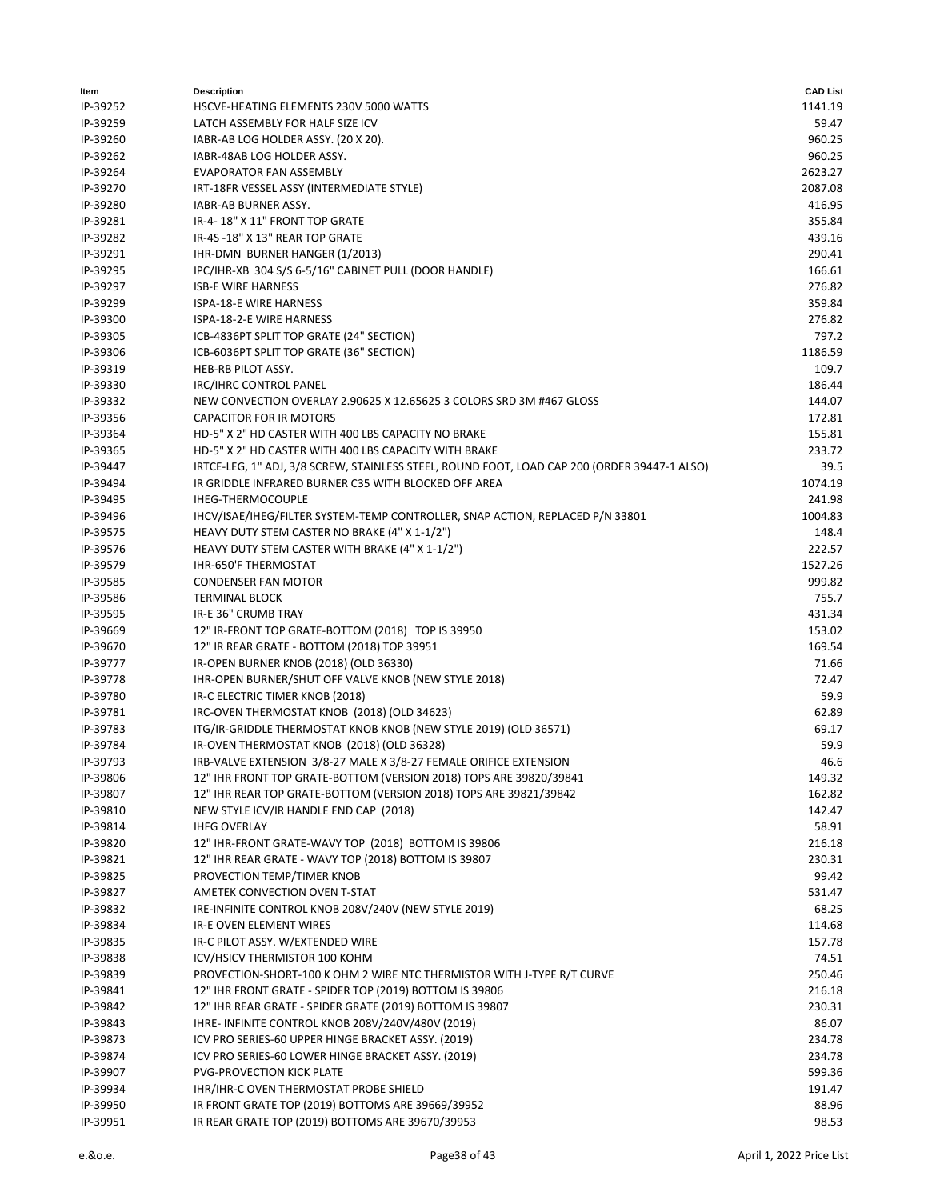| Item | Description | CAD List |
|---|---|---|
| IP-39252 | HSCVE-HEATING ELEMENTS 230V 5000 WATTS | 1141.19 |
| IP-39259 | LATCH ASSEMBLY FOR HALF SIZE ICV | 59.47 |
| IP-39260 | IABR-AB LOG HOLDER ASSY. (20 X 20). | 960.25 |
| IP-39262 | IABR-48AB LOG HOLDER ASSY. | 960.25 |
| IP-39264 | EVAPORATOR FAN ASSEMBLY | 2623.27 |
| IP-39270 | IRT-18FR VESSEL ASSY (INTERMEDIATE STYLE) | 2087.08 |
| IP-39280 | IABR-AB BURNER ASSY. | 416.95 |
| IP-39281 | IR-4- 18" X 11" FRONT TOP GRATE | 355.84 |
| IP-39282 | IR-4S -18" X 13" REAR TOP GRATE | 439.16 |
| IP-39291 | IHR-DMN BURNER HANGER (1/2013) | 290.41 |
| IP-39295 | IPC/IHR-XB 304 S/S 6-5/16" CABINET PULL (DOOR HANDLE) | 166.61 |
| IP-39297 | ISB-E WIRE HARNESS | 276.82 |
| IP-39299 | ISPA-18-E WIRE HARNESS | 359.84 |
| IP-39300 | ISPA-18-2-E WIRE HARNESS | 276.82 |
| IP-39305 | ICB-4836PT SPLIT TOP GRATE (24" SECTION) | 797.2 |
| IP-39306 | ICB-6036PT SPLIT TOP GRATE (36" SECTION) | 1186.59 |
| IP-39319 | HEB-RB PILOT ASSY. | 109.7 |
| IP-39330 | IRC/IHRC CONTROL PANEL | 186.44 |
| IP-39332 | NEW CONVECTION OVERLAY 2.90625 X 12.65625 3 COLORS SRD 3M #467 GLOSS | 144.07 |
| IP-39356 | CAPACITOR FOR IR MOTORS | 172.81 |
| IP-39364 | HD-5" X 2" HD CASTER WITH 400 LBS CAPACITY NO BRAKE | 155.81 |
| IP-39365 | HD-5" X 2" HD CASTER WITH 400 LBS CAPACITY WITH BRAKE | 233.72 |
| IP-39447 | IRTCE-LEG, 1" ADJ, 3/8 SCREW, STAINLESS STEEL, ROUND FOOT, LOAD CAP 200 (ORDER 39447-1 ALSO) | 39.5 |
| IP-39494 | IR GRIDDLE INFRARED BURNER C35 WITH BLOCKED OFF AREA | 1074.19 |
| IP-39495 | IHEG-THERMOCOUPLE | 241.98 |
| IP-39496 | IHCV/ISAE/IHEG/FILTER SYSTEM-TEMP CONTROLLER, SNAP ACTION, REPLACED P/N 33801 | 1004.83 |
| IP-39575 | HEAVY DUTY STEM CASTER NO BRAKE (4" X 1-1/2") | 148.4 |
| IP-39576 | HEAVY DUTY STEM CASTER WITH BRAKE (4" X 1-1/2") | 222.57 |
| IP-39579 | IHR-650'F THERMOSTAT | 1527.26 |
| IP-39585 | CONDENSER FAN MOTOR | 999.82 |
| IP-39586 | TERMINAL BLOCK | 755.7 |
| IP-39595 | IR-E 36" CRUMB TRAY | 431.34 |
| IP-39669 | 12" IR-FRONT TOP GRATE-BOTTOM (2018) TOP IS 39950 | 153.02 |
| IP-39670 | 12" IR REAR GRATE - BOTTOM (2018) TOP 39951 | 169.54 |
| IP-39777 | IR-OPEN BURNER KNOB (2018) (OLD 36330) | 71.66 |
| IP-39778 | IHR-OPEN BURNER/SHUT OFF VALVE KNOB (NEW STYLE 2018) | 72.47 |
| IP-39780 | IR-C ELECTRIC TIMER KNOB (2018) | 59.9 |
| IP-39781 | IRC-OVEN THERMOSTAT KNOB (2018) (OLD 34623) | 62.89 |
| IP-39783 | ITG/IR-GRIDDLE THERMOSTAT KNOB KNOB (NEW STYLE 2019) (OLD 36571) | 69.17 |
| IP-39784 | IR-OVEN THERMOSTAT KNOB (2018) (OLD 36328) | 59.9 |
| IP-39793 | IRB-VALVE EXTENSION 3/8-27 MALE X 3/8-27 FEMALE ORIFICE EXTENSION | 46.6 |
| IP-39806 | 12" IHR FRONT TOP GRATE-BOTTOM (VERSION 2018) TOPS ARE 39820/39841 | 149.32 |
| IP-39807 | 12" IHR REAR TOP GRATE-BOTTOM (VERSION 2018) TOPS ARE 39821/39842 | 162.82 |
| IP-39810 | NEW STYLE ICV/IR HANDLE END CAP (2018) | 142.47 |
| IP-39814 | IHFG OVERLAY | 58.91 |
| IP-39820 | 12" IHR-FRONT GRATE-WAVY TOP (2018) BOTTOM IS 39806 | 216.18 |
| IP-39821 | 12" IHR REAR GRATE - WAVY TOP (2018) BOTTOM IS 39807 | 230.31 |
| IP-39825 | PROVECTION TEMP/TIMER KNOB | 99.42 |
| IP-39827 | AMETEK CONVECTION OVEN T-STAT | 531.47 |
| IP-39832 | IRE-INFINITE CONTROL KNOB 208V/240V (NEW STYLE 2019) | 68.25 |
| IP-39834 | IR-E OVEN ELEMENT WIRES | 114.68 |
| IP-39835 | IR-C PILOT ASSY. W/EXTENDED WIRE | 157.78 |
| IP-39838 | ICV/HSICV THERMISTOR 100 KOHM | 74.51 |
| IP-39839 | PROVECTION-SHORT-100 K OHM 2 WIRE NTC THERMISTOR WITH J-TYPE R/T CURVE | 250.46 |
| IP-39841 | 12" IHR FRONT GRATE - SPIDER TOP (2019) BOTTOM IS 39806 | 216.18 |
| IP-39842 | 12" IHR REAR GRATE - SPIDER GRATE (2019) BOTTOM IS 39807 | 230.31 |
| IP-39843 | IHRE- INFINITE CONTROL KNOB 208V/240V/480V (2019) | 86.07 |
| IP-39873 | ICV PRO SERIES-60 UPPER HINGE BRACKET ASSY. (2019) | 234.78 |
| IP-39874 | ICV PRO SERIES-60 LOWER HINGE BRACKET ASSY. (2019) | 234.78 |
| IP-39907 | PVG-PROVECTION KICK PLATE | 599.36 |
| IP-39934 | IHR/IHR-C OVEN THERMOSTAT PROBE SHIELD | 191.47 |
| IP-39950 | IR FRONT GRATE TOP (2019) BOTTOMS ARE 39669/39952 | 88.96 |
| IP-39951 | IR REAR GRATE TOP (2019) BOTTOMS ARE 39670/39953 | 98.53 |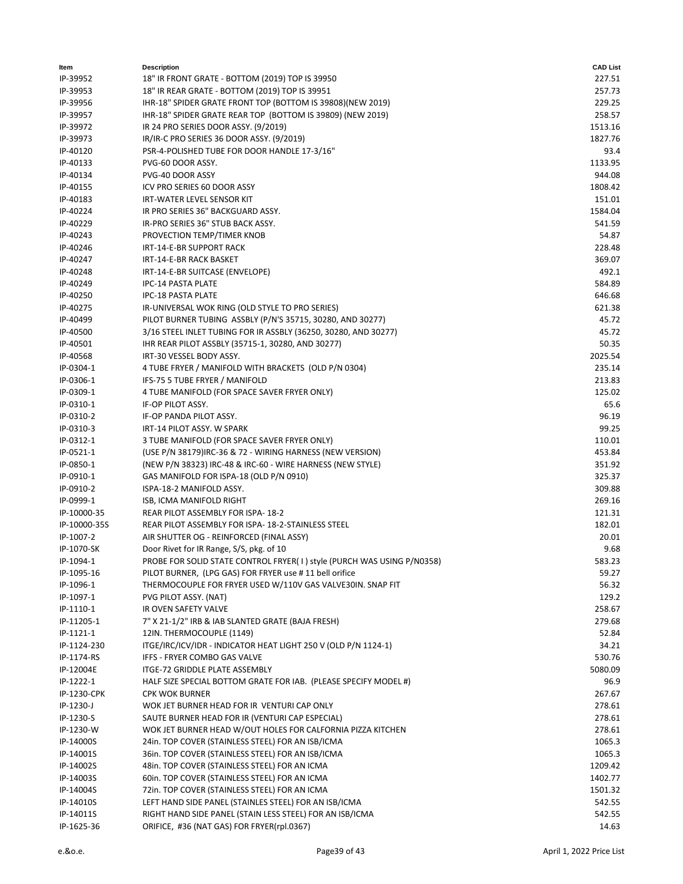| Item | Description | CAD List |
|---|---|---|
| IP-39952 | 18" IR FRONT GRATE - BOTTOM (2019) TOP IS 39950 | 227.51 |
| IP-39953 | 18" IR REAR GRATE - BOTTOM (2019) TOP IS 39951 | 257.73 |
| IP-39956 | IHR-18" SPIDER GRATE FRONT TOP (BOTTOM IS 39808)(NEW 2019) | 229.25 |
| IP-39957 | IHR-18" SPIDER GRATE REAR TOP (BOTTOM IS 39809) (NEW 2019) | 258.57 |
| IP-39972 | IR 24 PRO SERIES DOOR ASSY. (9/2019) | 1513.16 |
| IP-39973 | IR/IR-C PRO SERIES 36 DOOR ASSY. (9/2019) | 1827.76 |
| IP-40120 | PSR-4-POLISHED TUBE FOR DOOR HANDLE 17-3/16" | 93.4 |
| IP-40133 | PVG-60 DOOR ASSY. | 1133.95 |
| IP-40134 | PVG-40 DOOR ASSY | 944.08 |
| IP-40155 | ICV PRO SERIES 60 DOOR ASSY | 1808.42 |
| IP-40183 | IRT-WATER LEVEL SENSOR KIT | 151.01 |
| IP-40224 | IR PRO SERIES 36" BACKGUARD ASSY. | 1584.04 |
| IP-40229 | IR-PRO SERIES 36" STUB BACK ASSY. | 541.59 |
| IP-40243 | PROVECTION TEMP/TIMER KNOB | 54.87 |
| IP-40246 | IRT-14-E-BR SUPPORT RACK | 228.48 |
| IP-40247 | IRT-14-E-BR RACK BASKET | 369.07 |
| IP-40248 | IRT-14-E-BR SUITCASE (ENVELOPE) | 492.1 |
| IP-40249 | IPC-14 PASTA PLATE | 584.89 |
| IP-40250 | IPC-18 PASTA PLATE | 646.68 |
| IP-40275 | IR-UNIVERSAL WOK RING (OLD STYLE TO PRO SERIES) | 621.38 |
| IP-40499 | PILOT BURNER TUBING ASSBLY (P/N'S 35715, 30280, AND 30277) | 45.72 |
| IP-40500 | 3/16 STEEL INLET TUBING FOR IR ASSBLY (36250, 30280, AND 30277) | 45.72 |
| IP-40501 | IHR REAR PILOT ASSBLY (35715-1, 30280, AND 30277) | 50.35 |
| IP-40568 | IRT-30 VESSEL BODY ASSY. | 2025.54 |
| IP-0304-1 | 4 TUBE FRYER / MANIFOLD WITH BRACKETS (OLD P/N 0304) | 235.14 |
| IP-0306-1 | IFS-75 5 TUBE FRYER / MANIFOLD | 213.83 |
| IP-0309-1 | 4 TUBE MANIFOLD (FOR SPACE SAVER FRYER ONLY) | 125.02 |
| IP-0310-1 | IF-OP PILOT ASSY. | 65.6 |
| IP-0310-2 | IF-OP PANDA PILOT ASSY. | 96.19 |
| IP-0310-3 | IRT-14 PILOT ASSY. W SPARK | 99.25 |
| IP-0312-1 | 3 TUBE MANIFOLD (FOR SPACE SAVER FRYER ONLY) | 110.01 |
| IP-0521-1 | (USE P/N 38179)IRC-36 & 72 - WIRING HARNESS (NEW VERSION) | 453.84 |
| IP-0850-1 | (NEW P/N 38323) IRC-48 & IRC-60 - WIRE HARNESS (NEW STYLE) | 351.92 |
| IP-0910-1 | GAS MANIFOLD FOR ISPA-18 (OLD P/N 0910) | 325.37 |
| IP-0910-2 | ISPA-18-2 MANIFOLD ASSY. | 309.88 |
| IP-0999-1 | ISB, ICMA MANIFOLD RIGHT | 269.16 |
| IP-10000-35 | REAR PILOT ASSEMBLY FOR ISPA- 18-2 | 121.31 |
| IP-10000-35S | REAR PILOT ASSEMBLY FOR ISPA- 18-2-STAINLESS STEEL | 182.01 |
| IP-1007-2 | AIR SHUTTER OG - REINFORCED (FINAL ASSY) | 20.01 |
| IP-1070-SK | Door Rivet for IR Range, S/S, pkg. of 10 | 9.68 |
| IP-1094-1 | PROBE FOR SOLID STATE CONTROL FRYER( I ) style (PURCH WAS USING P/N0358) | 583.23 |
| IP-1095-16 | PILOT BURNER, (LPG GAS) FOR FRYER use # 11 bell orifice | 59.27 |
| IP-1096-1 | THERMOCOUPLE FOR FRYER USED W/110V GAS VALVE30IN. SNAP FIT | 56.32 |
| IP-1097-1 | PVG PILOT ASSY. (NAT) | 129.2 |
| IP-1110-1 | IR OVEN SAFETY VALVE | 258.67 |
| IP-11205-1 | 7" X 21-1/2" IRB & IAB SLANTED GRATE (BAJA FRESH) | 279.68 |
| IP-1121-1 | 12IN. THERMOCOUPLE (1149) | 52.84 |
| IP-1124-230 | ITGE/IRC/ICV/IDR - INDICATOR HEAT LIGHT 250 V (OLD P/N 1124-1) | 34.21 |
| IP-1174-RS | IFFS - FRYER COMBO GAS VALVE | 530.76 |
| IP-12004E | ITGE-72 GRIDDLE PLATE ASSEMBLY | 5080.09 |
| IP-1222-1 | HALF SIZE SPECIAL BOTTOM GRATE FOR IAB. (PLEASE SPECIFY MODEL #) | 96.9 |
| IP-1230-CPK | CPK WOK BURNER | 267.67 |
| IP-1230-J | WOK JET BURNER HEAD FOR IR VENTURI CAP ONLY | 278.61 |
| IP-1230-S | SAUTE BURNER HEAD FOR IR (VENTURI CAP ESPECIAL) | 278.61 |
| IP-1230-W | WOK JET BURNER HEAD W/OUT HOLES FOR CALFORNIA PIZZA KITCHEN | 278.61 |
| IP-14000S | 24in. TOP COVER (STAINLESS STEEL) FOR AN ISB/ICMA | 1065.3 |
| IP-14001S | 36in. TOP COVER (STAINLESS STEEL) FOR AN ISB/ICMA | 1065.3 |
| IP-14002S | 48in. TOP COVER (STAINLESS STEEL) FOR AN ICMA | 1209.42 |
| IP-14003S | 60in. TOP COVER (STAINLESS STEEL) FOR AN ICMA | 1402.77 |
| IP-14004S | 72in. TOP COVER (STAINLESS STEEL) FOR AN ICMA | 1501.32 |
| IP-14010S | LEFT HAND SIDE PANEL (STAINLES STEEL) FOR AN ISB/ICMA | 542.55 |
| IP-14011S | RIGHT HAND SIDE PANEL (STAIN LESS STEEL) FOR AN ISB/ICMA | 542.55 |
| IP-1625-36 | ORIFICE, #36 (NAT GAS) FOR FRYER(rpl.0367) | 14.63 |

e.&o.e. April 1, 2022 Price List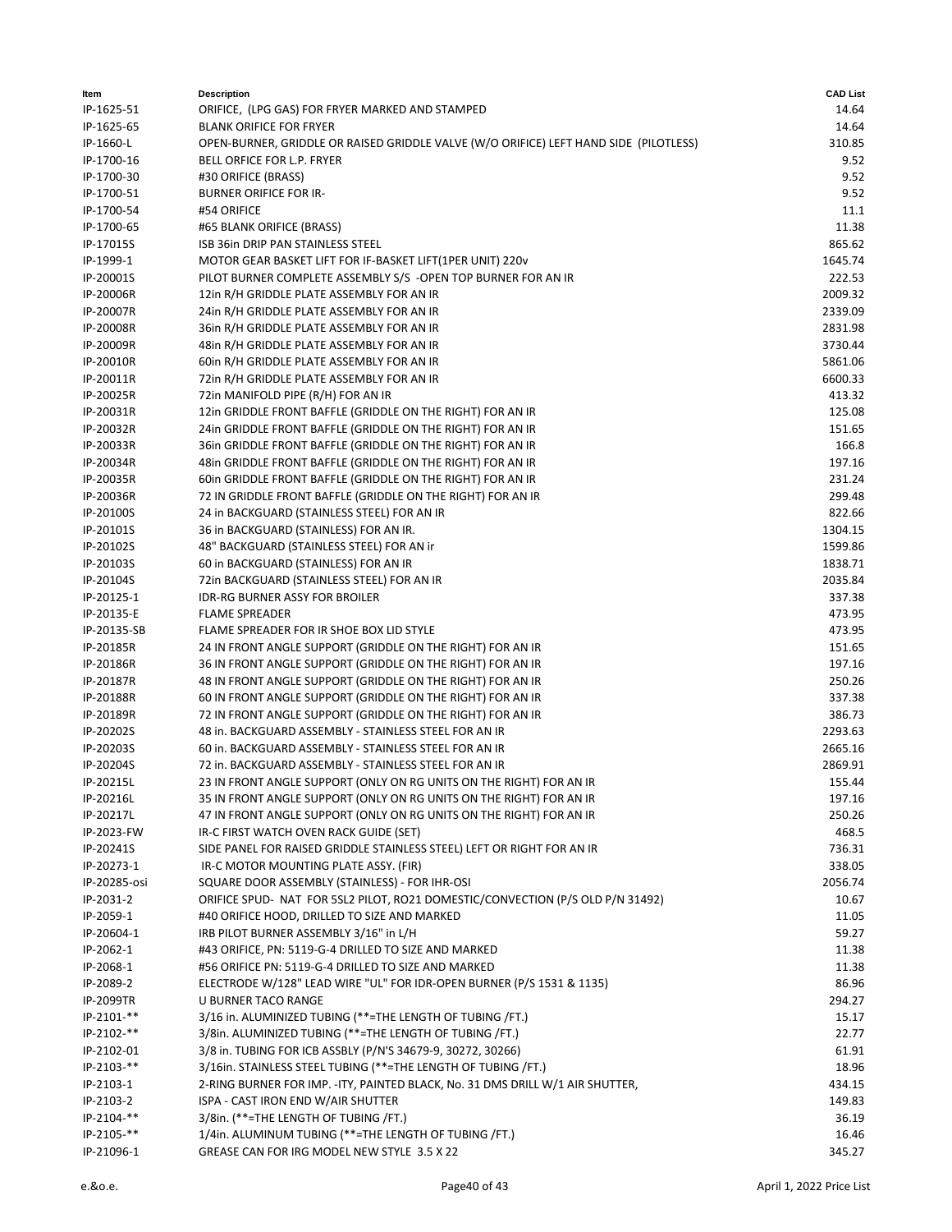| Item | Description | CAD List |
| --- | --- | --- |
| IP-1625-51 | ORIFICE, (LPG GAS) FOR FRYER MARKED AND STAMPED | 14.64 |
| IP-1625-65 | BLANK ORIFICE FOR FRYER | 14.64 |
| IP-1660-L | OPEN-BURNER, GRIDDLE OR RAISED GRIDDLE VALVE (W/O ORIFICE) LEFT HAND SIDE (PILOTLESS) | 310.85 |
| IP-1700-16 | BELL ORFICE FOR L.P. FRYER | 9.52 |
| IP-1700-30 | #30 ORIFICE (BRASS) | 9.52 |
| IP-1700-51 | BURNER ORIFICE FOR IR- | 9.52 |
| IP-1700-54 | #54 ORIFICE | 11.1 |
| IP-1700-65 | #65 BLANK ORIFICE (BRASS) | 11.38 |
| IP-17015S | ISB 36in DRIP PAN STAINLESS STEEL | 865.62 |
| IP-1999-1 | MOTOR GEAR BASKET LIFT FOR IF-BASKET LIFT(1PER UNIT) 220v | 1645.74 |
| IP-20001S | PILOT BURNER COMPLETE ASSEMBLY S/S -OPEN TOP BURNER FOR AN IR | 222.53 |
| IP-20006R | 12in R/H GRIDDLE PLATE ASSEMBLY FOR AN IR | 2009.32 |
| IP-20007R | 24in R/H GRIDDLE PLATE ASSEMBLY FOR AN IR | 2339.09 |
| IP-20008R | 36in R/H GRIDDLE PLATE ASSEMBLY FOR AN IR | 2831.98 |
| IP-20009R | 48in R/H GRIDDLE PLATE ASSEMBLY FOR AN IR | 3730.44 |
| IP-20010R | 60in R/H GRIDDLE PLATE ASSEMBLY FOR AN IR | 5861.06 |
| IP-20011R | 72in R/H GRIDDLE PLATE ASSEMBLY FOR AN IR | 6600.33 |
| IP-20025R | 72in MANIFOLD PIPE (R/H) FOR AN IR | 413.32 |
| IP-20031R | 12in GRIDDLE FRONT BAFFLE (GRIDDLE ON THE RIGHT) FOR AN IR | 125.08 |
| IP-20032R | 24in GRIDDLE FRONT BAFFLE (GRIDDLE ON THE RIGHT) FOR AN IR | 151.65 |
| IP-20033R | 36in GRIDDLE FRONT BAFFLE (GRIDDLE ON THE RIGHT) FOR AN IR | 166.8 |
| IP-20034R | 48in GRIDDLE FRONT BAFFLE (GRIDDLE ON THE RIGHT) FOR AN IR | 197.16 |
| IP-20035R | 60in GRIDDLE FRONT BAFFLE (GRIDDLE ON THE RIGHT) FOR AN IR | 231.24 |
| IP-20036R | 72 IN GRIDDLE FRONT BAFFLE (GRIDDLE ON THE RIGHT) FOR AN IR | 299.48 |
| IP-20100S | 24 in BACKGUARD (STAINLESS STEEL) FOR AN IR | 822.66 |
| IP-20101S | 36 in BACKGUARD (STAINLESS) FOR AN IR. | 1304.15 |
| IP-20102S | 48" BACKGUARD (STAINLESS STEEL) FOR AN ir | 1599.86 |
| IP-20103S | 60 in BACKGUARD (STAINLESS) FOR AN IR | 1838.71 |
| IP-20104S | 72in BACKGUARD (STAINLESS STEEL) FOR AN IR | 2035.84 |
| IP-20125-1 | IDR-RG BURNER ASSY FOR BROILER | 337.38 |
| IP-20135-E | FLAME SPREADER | 473.95 |
| IP-20135-SB | FLAME SPREADER FOR IR SHOE BOX LID STYLE | 473.95 |
| IP-20185R | 24 IN FRONT ANGLE SUPPORT (GRIDDLE ON THE RIGHT) FOR AN IR | 151.65 |
| IP-20186R | 36 IN FRONT ANGLE SUPPORT (GRIDDLE ON THE RIGHT) FOR AN IR | 197.16 |
| IP-20187R | 48 IN FRONT ANGLE SUPPORT (GRIDDLE ON THE RIGHT) FOR AN IR | 250.26 |
| IP-20188R | 60 IN FRONT ANGLE SUPPORT (GRIDDLE ON THE RIGHT) FOR AN IR | 337.38 |
| IP-20189R | 72 IN FRONT ANGLE SUPPORT (GRIDDLE ON THE RIGHT) FOR AN IR | 386.73 |
| IP-20202S | 48 in. BACKGUARD ASSEMBLY - STAINLESS STEEL FOR AN IR | 2293.63 |
| IP-20203S | 60 in. BACKGUARD ASSEMBLY - STAINLESS STEEL FOR AN IR | 2665.16 |
| IP-20204S | 72 in. BACKGUARD ASSEMBLY - STAINLESS STEEL FOR AN IR | 2869.91 |
| IP-20215L | 23 IN FRONT ANGLE SUPPORT (ONLY ON RG UNITS ON THE RIGHT) FOR AN IR | 155.44 |
| IP-20216L | 35 IN FRONT ANGLE SUPPORT (ONLY ON RG UNITS ON THE RIGHT) FOR AN IR | 197.16 |
| IP-20217L | 47 IN FRONT ANGLE SUPPORT (ONLY ON RG UNITS ON THE RIGHT) FOR AN IR | 250.26 |
| IP-2023-FW | IR-C FIRST WATCH OVEN RACK GUIDE (SET) | 468.5 |
| IP-20241S | SIDE PANEL FOR RAISED GRIDDLE STAINLESS STEEL) LEFT OR RIGHT FOR AN IR | 736.31 |
| IP-20273-1 | IR-C MOTOR MOUNTING PLATE ASSY. (FIR) | 338.05 |
| IP-20285-osi | SQUARE DOOR ASSEMBLY (STAINLESS) - FOR IHR-OSI | 2056.74 |
| IP-2031-2 | ORIFICE SPUD- NAT FOR 5SL2 PILOT, RO21 DOMESTIC/CONVECTION (P/S OLD P/N 31492) | 10.67 |
| IP-2059-1 | #40 ORIFICE HOOD, DRILLED TO SIZE AND MARKED | 11.05 |
| IP-20604-1 | IRB PILOT BURNER ASSEMBLY 3/16" in L/H | 59.27 |
| IP-2062-1 | #43 ORIFICE, PN: 5119-G-4 DRILLED TO SIZE AND MARKED | 11.38 |
| IP-2068-1 | #56 ORIFICE PN: 5119-G-4 DRILLED TO SIZE AND MARKED | 11.38 |
| IP-2089-2 | ELECTRODE W/128" LEAD WIRE "UL" FOR IDR-OPEN BURNER (P/S 1531 & 1135) | 86.96 |
| IP-2099TR | U BURNER TACO RANGE | 294.27 |
| IP-2101-** | 3/16 in. ALUMINIZED TUBING (**=THE LENGTH OF TUBING /FT.) | 15.17 |
| IP-2102-** | 3/8in. ALUMINIZED TUBING (**=THE LENGTH OF TUBING /FT.) | 22.77 |
| IP-2102-01 | 3/8 in. TUBING FOR ICB ASSBLY (P/N'S 34679-9, 30272, 30266) | 61.91 |
| IP-2103-** | 3/16in. STAINLESS STEEL TUBING (**=THE LENGTH OF TUBING /FT.) | 18.96 |
| IP-2103-1 | 2-RING BURNER FOR IMP. -ITY, PAINTED BLACK, No. 31 DMS DRILL W/1 AIR SHUTTER, | 434.15 |
| IP-2103-2 | ISPA - CAST IRON END W/AIR SHUTTER | 149.83 |
| IP-2104-** | 3/8in. (**=THE LENGTH OF TUBING /FT.) | 36.19 |
| IP-2105-** | 1/4in. ALUMINUM TUBING (**=THE LENGTH OF TUBING /FT.) | 16.46 |
| IP-21096-1 | GREASE CAN FOR IRG MODEL NEW STYLE 3.5 X 22 | 345.27 |

e.&o.e.

April 1, 2022 Price List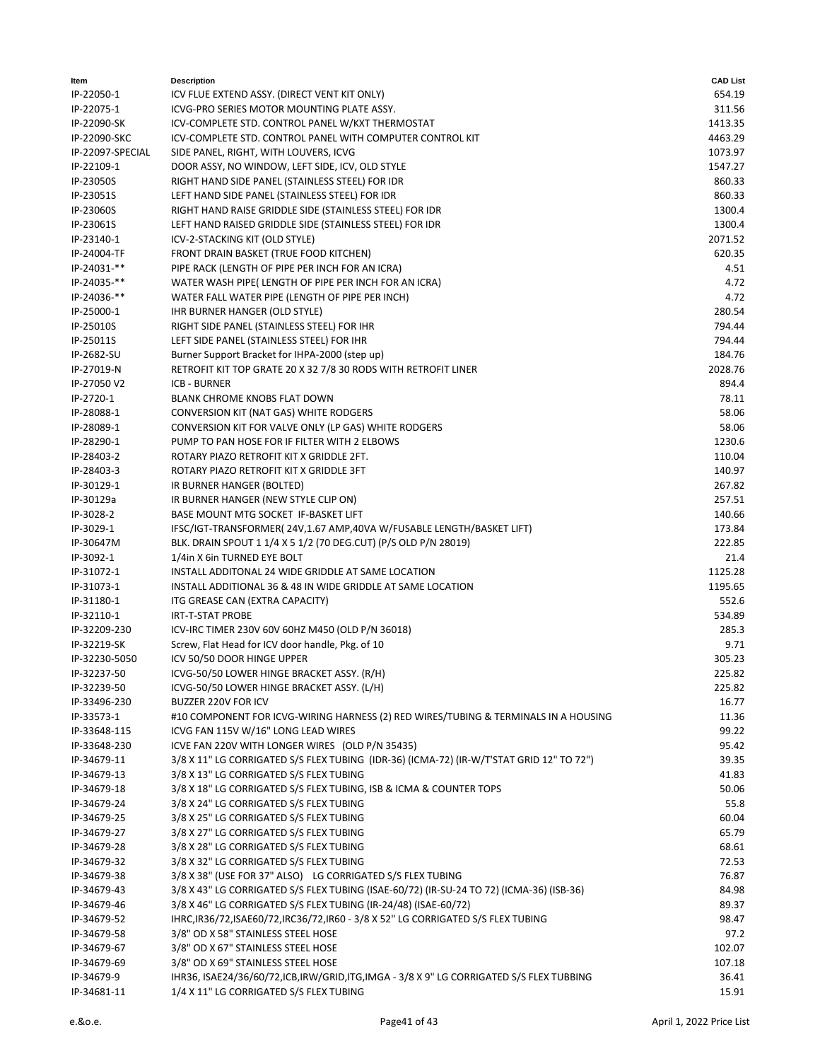| Item | Description | CAD List |
|---|---|---|
| IP-22050-1 | ICV FLUE EXTEND ASSY. (DIRECT VENT KIT ONLY) | 654.19 |
| IP-22075-1 | ICVG-PRO SERIES MOTOR MOUNTING PLATE ASSY. | 311.56 |
| IP-22090-SK | ICV-COMPLETE STD. CONTROL PANEL W/KXT THERMOSTAT | 1413.35 |
| IP-22090-SKC | ICV-COMPLETE STD. CONTROL PANEL WITH COMPUTER CONTROL KIT | 4463.29 |
| IP-22097-SPECIAL | SIDE PANEL, RIGHT, WITH LOUVERS, ICVG | 1073.97 |
| IP-22109-1 | DOOR ASSY, NO WINDOW, LEFT SIDE, ICV, OLD STYLE | 1547.27 |
| IP-23050S | RIGHT HAND SIDE PANEL (STAINLESS STEEL) FOR IDR | 860.33 |
| IP-23051S | LEFT HAND SIDE PANEL (STAINLESS STEEL) FOR IDR | 860.33 |
| IP-23060S | RIGHT HAND RAISE GRIDDLE SIDE (STAINLESS STEEL) FOR IDR | 1300.4 |
| IP-23061S | LEFT HAND RAISED GRIDDLE SIDE (STAINLESS STEEL) FOR IDR | 1300.4 |
| IP-23140-1 | ICV-2-STACKING KIT (OLD STYLE) | 2071.52 |
| IP-24004-TF | FRONT DRAIN BASKET (TRUE FOOD KITCHEN) | 620.35 |
| IP-24031-** | PIPE RACK (LENGTH OF PIPE PER INCH FOR AN ICRA) | 4.51 |
| IP-24035-** | WATER WASH PIPE( LENGTH OF PIPE PER INCH FOR AN ICRA) | 4.72 |
| IP-24036-** | WATER FALL WATER PIPE (LENGTH OF PIPE PER INCH) | 4.72 |
| IP-25000-1 | IHR BURNER HANGER (OLD STYLE) | 280.54 |
| IP-25010S | RIGHT SIDE PANEL (STAINLESS STEEL) FOR IHR | 794.44 |
| IP-25011S | LEFT SIDE PANEL (STAINLESS STEEL) FOR IHR | 794.44 |
| IP-2682-SU | Burner Support Bracket for IHPA-2000 (step up) | 184.76 |
| IP-27019-N | RETROFIT KIT TOP GRATE 20 X 32 7/8 30 RODS WITH RETROFIT LINER | 2028.76 |
| IP-27050 V2 | ICB - BURNER | 894.4 |
| IP-2720-1 | BLANK CHROME KNOBS FLAT DOWN | 78.11 |
| IP-28088-1 | CONVERSION KIT (NAT GAS) WHITE RODGERS | 58.06 |
| IP-28089-1 | CONVERSION KIT FOR VALVE ONLY (LP GAS) WHITE RODGERS | 58.06 |
| IP-28290-1 | PUMP TO PAN HOSE FOR IF FILTER WITH 2 ELBOWS | 1230.6 |
| IP-28403-2 | ROTARY PIAZO RETROFIT KIT X GRIDDLE 2FT. | 110.04 |
| IP-28403-3 | ROTARY PIAZO RETROFIT KIT X GRIDDLE 3FT | 140.97 |
| IP-30129-1 | IR BURNER HANGER (BOLTED) | 267.82 |
| IP-30129a | IR BURNER HANGER (NEW STYLE CLIP ON) | 257.51 |
| IP-3028-2 | BASE MOUNT MTG SOCKET IF-BASKET LIFT | 140.66 |
| IP-3029-1 | IFSC/IGT-TRANSFORMER( 24V,1.67 AMP,40VA W/FUSABLE LENGTH/BASKET LIFT) | 173.84 |
| IP-30647M | BLK. DRAIN SPOUT 1 1/4 X 5 1/2 (70 DEG.CUT) (P/S OLD P/N 28019) | 222.85 |
| IP-3092-1 | 1/4in X 6in TURNED EYE BOLT | 21.4 |
| IP-31072-1 | INSTALL ADDITONAL 24 WIDE GRIDDLE AT SAME LOCATION | 1125.28 |
| IP-31073-1 | INSTALL ADDITIONAL 36 & 48 IN WIDE GRIDDLE AT SAME LOCATION | 1195.65 |
| IP-31180-1 | ITG GREASE CAN (EXTRA CAPACITY) | 552.6 |
| IP-32110-1 | IRT-T-STAT PROBE | 534.89 |
| IP-32209-230 | ICV-IRC TIMER 230V 60V 60HZ M450 (OLD P/N 36018) | 285.3 |
| IP-32219-SK | Screw, Flat Head for ICV door handle, Pkg. of 10 | 9.71 |
| IP-32230-5050 | ICV 50/50 DOOR HINGE UPPER | 305.23 |
| IP-32237-50 | ICVG-50/50 LOWER HINGE BRACKET ASSY. (R/H) | 225.82 |
| IP-32239-50 | ICVG-50/50 LOWER HINGE BRACKET ASSY. (L/H) | 225.82 |
| IP-33496-230 | BUZZER 220V FOR ICV | 16.77 |
| IP-33573-1 | #10 COMPONENT FOR ICVG-WIRING HARNESS (2) RED WIRES/TUBING & TERMINALS IN A HOUSING | 11.36 |
| IP-33648-115 | ICVG FAN 115V W/16" LONG LEAD WIRES | 99.22 |
| IP-33648-230 | ICVE FAN 220V WITH LONGER WIRES (OLD P/N 35435) | 95.42 |
| IP-34679-11 | 3/8 X 11" LG CORRIGATED S/S FLEX TUBING (IDR-36) (ICMA-72) (IR-W/T'STAT GRID 12" TO 72") | 39.35 |
| IP-34679-13 | 3/8 X 13" LG CORRIGATED S/S FLEX TUBING | 41.83 |
| IP-34679-18 | 3/8 X 18" LG CORRIGATED S/S FLEX TUBING, ISB & ICMA & COUNTER TOPS | 50.06 |
| IP-34679-24 | 3/8 X 24" LG CORRIGATED S/S FLEX TUBING | 55.8 |
| IP-34679-25 | 3/8 X 25" LG CORRIGATED S/S FLEX TUBING | 60.04 |
| IP-34679-27 | 3/8 X 27" LG CORRIGATED S/S FLEX TUBING | 65.79 |
| IP-34679-28 | 3/8 X 28" LG CORRIGATED S/S FLEX TUBING | 68.61 |
| IP-34679-32 | 3/8 X 32" LG CORRIGATED S/S FLEX TUBING | 72.53 |
| IP-34679-38 | 3/8 X 38" (USE FOR 37" ALSO) LG CORRIGATED S/S FLEX TUBING | 76.87 |
| IP-34679-43 | 3/8 X 43" LG CORRIGATED S/S FLEX TUBING (ISAE-60/72) (IR-SU-24 TO 72) (ICMA-36) (ISB-36) | 84.98 |
| IP-34679-46 | 3/8 X 46" LG CORRIGATED S/S FLEX TUBING (IR-24/48) (ISAE-60/72) | 89.37 |
| IP-34679-52 | IHRC,IR36/72,ISAE60/72,IRC36/72,IR60 - 3/8 X 52" LG CORRIGATED S/S FLEX TUBING | 98.47 |
| IP-34679-58 | 3/8" OD X 58" STAINLESS STEEL HOSE | 97.2 |
| IP-34679-67 | 3/8" OD X 67" STAINLESS STEEL HOSE | 102.07 |
| IP-34679-69 | 3/8" OD X 69" STAINLESS STEEL HOSE | 107.18 |
| IP-34679-9 | IHR36, ISAE24/36/60/72,ICB,IRW/GRID,ITG,IMGA - 3/8 X 9" LG CORRIGATED S/S FLEX TUBBING | 36.41 |
| IP-34681-11 | 1/4 X 11" LG CORRIGATED S/S FLEX TUBING | 15.91 |

e.&o.e.

April 1, 2022 Price List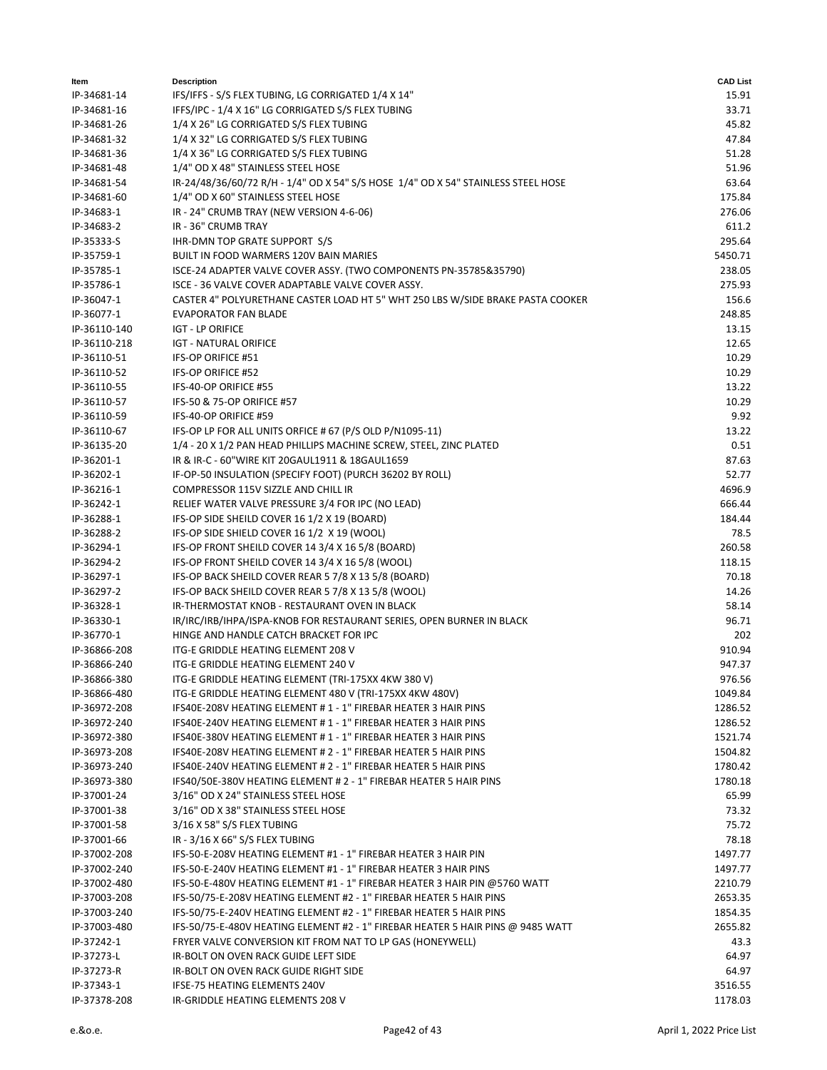| Item | Description | CAD List |
|---|---|---|
| IP-34681-14 | IFS/IFFS - S/S FLEX TUBING, LG CORRIGATED 1/4 X 14" | 15.91 |
| IP-34681-16 | IFFS/IPC - 1/4 X 16" LG CORRIGATED S/S FLEX TUBING | 33.71 |
| IP-34681-26 | 1/4 X 26" LG CORRIGATED S/S FLEX TUBING | 45.82 |
| IP-34681-32 | 1/4 X 32" LG CORRIGATED S/S FLEX TUBING | 47.84 |
| IP-34681-36 | 1/4 X 36" LG CORRIGATED S/S FLEX TUBING | 51.28 |
| IP-34681-48 | 1/4" OD X 48" STAINLESS STEEL HOSE | 51.96 |
| IP-34681-54 | IR-24/48/36/60/72 R/H - 1/4" OD X 54" S/S HOSE 1/4" OD X 54" STAINLESS STEEL HOSE | 63.64 |
| IP-34681-60 | 1/4" OD X 60" STAINLESS STEEL HOSE | 175.84 |
| IP-34683-1 | IR - 24" CRUMB TRAY (NEW VERSION 4-6-06) | 276.06 |
| IP-34683-2 | IR - 36" CRUMB TRAY | 611.2 |
| IP-35333-S | IHR-DMN TOP GRATE SUPPORT S/S | 295.64 |
| IP-35759-1 | BUILT IN FOOD WARMERS 120V BAIN MARIES | 5450.71 |
| IP-35785-1 | ISCE-24 ADAPTER VALVE COVER ASSY. (TWO COMPONENTS PN-35785&35790) | 238.05 |
| IP-35786-1 | ISCE - 36 VALVE COVER ADAPTABLE VALVE COVER ASSY. | 275.93 |
| IP-36047-1 | CASTER 4" POLYURETHANE CASTER LOAD HT 5" WHT 250 LBS W/SIDE BRAKE PASTA COOKER | 156.6 |
| IP-36077-1 | EVAPORATOR FAN BLADE | 248.85 |
| IP-36110-140 | IGT - LP ORIFICE | 13.15 |
| IP-36110-218 | IGT - NATURAL ORIFICE | 12.65 |
| IP-36110-51 | IFS-OP ORIFICE #51 | 10.29 |
| IP-36110-52 | IFS-OP ORIFICE #52 | 10.29 |
| IP-36110-55 | IFS-40-OP ORIFICE #55 | 13.22 |
| IP-36110-57 | IFS-50 & 75-OP ORIFICE #57 | 10.29 |
| IP-36110-59 | IFS-40-OP ORIFICE #59 | 9.92 |
| IP-36110-67 | IFS-OP LP FOR ALL UNITS ORFICE # 67 (P/S OLD P/N1095-11) | 13.22 |
| IP-36135-20 | 1/4 - 20 X 1/2 PAN HEAD PHILLIPS MACHINE SCREW, STEEL, ZINC PLATED | 0.51 |
| IP-36201-1 | IR & IR-C - 60"WIRE KIT 20GAUL1911 & 18GAUL1659 | 87.63 |
| IP-36202-1 | IF-OP-50 INSULATION (SPECIFY FOOT) (PURCH 36202 BY ROLL) | 52.77 |
| IP-36216-1 | COMPRESSOR 115V SIZZLE AND CHILL IR | 4696.9 |
| IP-36242-1 | RELIEF WATER VALVE PRESSURE 3/4 FOR IPC (NO LEAD) | 666.44 |
| IP-36288-1 | IFS-OP SIDE SHEILD COVER 16 1/2 X 19 (BOARD) | 184.44 |
| IP-36288-2 | IFS-OP SIDE SHIELD COVER 16 1/2 X 19 (WOOL) | 78.5 |
| IP-36294-1 | IFS-OP FRONT SHEILD COVER 14 3/4 X 16 5/8 (BOARD) | 260.58 |
| IP-36294-2 | IFS-OP FRONT SHEILD COVER 14 3/4 X 16 5/8 (WOOL) | 118.15 |
| IP-36297-1 | IFS-OP BACK SHEILD COVER REAR 5 7/8 X 13 5/8 (BOARD) | 70.18 |
| IP-36297-2 | IFS-OP BACK SHEILD COVER REAR 5 7/8 X 13 5/8 (WOOL) | 14.26 |
| IP-36328-1 | IR-THERMOSTAT KNOB - RESTAURANT OVEN IN BLACK | 58.14 |
| IP-36330-1 | IR/IRC/IRB/IHPA/ISPA-KNOB FOR RESTAURANT SERIES, OPEN BURNER IN BLACK | 96.71 |
| IP-36770-1 | HINGE AND HANDLE CATCH BRACKET FOR IPC | 202 |
| IP-36866-208 | ITG-E GRIDDLE HEATING ELEMENT 208 V | 910.94 |
| IP-36866-240 | ITG-E GRIDDLE HEATING ELEMENT 240 V | 947.37 |
| IP-36866-380 | ITG-E GRIDDLE HEATING ELEMENT (TRI-175XX 4KW 380 V) | 976.56 |
| IP-36866-480 | ITG-E GRIDDLE HEATING ELEMENT 480 V (TRI-175XX 4KW 480V) | 1049.84 |
| IP-36972-208 | IFS40E-208V HEATING ELEMENT # 1 - 1" FIREBAR HEATER 3 HAIR PINS | 1286.52 |
| IP-36972-240 | IFS40E-240V HEATING ELEMENT # 1 - 1" FIREBAR HEATER 3 HAIR PINS | 1286.52 |
| IP-36972-380 | IFS40E-380V HEATING ELEMENT # 1 - 1" FIREBAR HEATER 3 HAIR PINS | 1521.74 |
| IP-36973-208 | IFS40E-208V HEATING ELEMENT # 2 - 1" FIREBAR HEATER 5 HAIR PINS | 1504.82 |
| IP-36973-240 | IFS40E-240V HEATING ELEMENT # 2 - 1" FIREBAR HEATER 5 HAIR PINS | 1780.42 |
| IP-36973-380 | IFS40/50E-380V HEATING ELEMENT # 2 - 1" FIREBAR HEATER 5 HAIR PINS | 1780.18 |
| IP-37001-24 | 3/16" OD X 24" STAINLESS STEEL HOSE | 65.99 |
| IP-37001-38 | 3/16" OD X 38" STAINLESS STEEL HOSE | 73.32 |
| IP-37001-58 | 3/16 X 58" S/S FLEX TUBING | 75.72 |
| IP-37001-66 | IR - 3/16 X 66" S/S FLEX TUBING | 78.18 |
| IP-37002-208 | IFS-50-E-208V HEATING ELEMENT #1 - 1" FIREBAR HEATER 3 HAIR PIN | 1497.77 |
| IP-37002-240 | IFS-50-E-240V HEATING ELEMENT #1 - 1" FIREBAR HEATER 3 HAIR PINS | 1497.77 |
| IP-37002-480 | IFS-50-E-480V HEATING ELEMENT #1 - 1" FIREBAR HEATER 3 HAIR PIN @5760 WATT | 2210.79 |
| IP-37003-208 | IFS-50/75-E-208V HEATING ELEMENT #2 - 1" FIREBAR HEATER 5 HAIR PINS | 2653.35 |
| IP-37003-240 | IFS-50/75-E-240V HEATING ELEMENT #2 - 1" FIREBAR HEATER 5 HAIR PINS | 1854.35 |
| IP-37003-480 | IFS-50/75-E-480V HEATING ELEMENT #2 - 1" FIREBAR HEATER 5 HAIR PINS @ 9485 WATT | 2655.82 |
| IP-37242-1 | FRYER VALVE CONVERSION KIT FROM NAT TO LP GAS (HONEYWELL) | 43.3 |
| IP-37273-L | IR-BOLT ON OVEN RACK GUIDE LEFT SIDE | 64.97 |
| IP-37273-R | IR-BOLT ON OVEN RACK GUIDE RIGHT SIDE | 64.97 |
| IP-37343-1 | IFSE-75 HEATING ELEMENTS 240V | 3516.55 |
| IP-37378-208 | IR-GRIDDLE HEATING ELEMENTS 208 V | 1178.03 |

e.&o.e.

April 1, 2022 Price List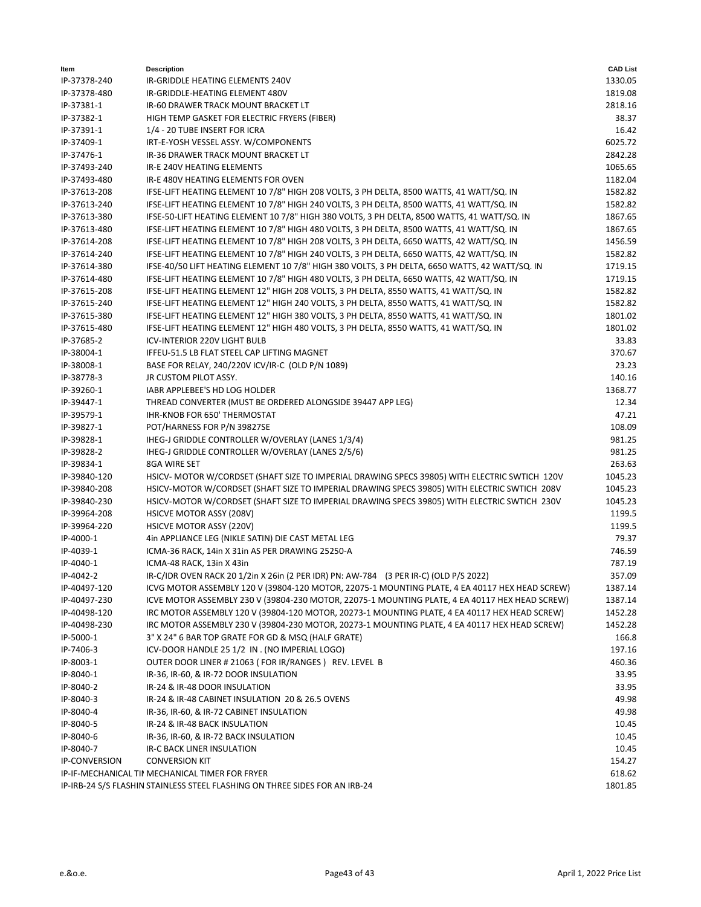| Item | Description | CAD List |
|---|---|---|
| IP-37378-240 | IR-GRIDDLE HEATING ELEMENTS 240V | 1330.05 |
| IP-37378-480 | IR-GRIDDLE-HEATING ELEMENT 480V | 1819.08 |
| IP-37381-1 | IR-60 DRAWER TRACK MOUNT BRACKET LT | 2818.16 |
| IP-37382-1 | HIGH TEMP GASKET FOR ELECTRIC FRYERS (FIBER) | 38.37 |
| IP-37391-1 | 1/4 - 20 TUBE INSERT FOR ICRA | 16.42 |
| IP-37409-1 | IRT-E-YOSH VESSEL ASSY. W/COMPONENTS | 6025.72 |
| IP-37476-1 | IR-36 DRAWER TRACK MOUNT BRACKET LT | 2842.28 |
| IP-37493-240 | IR-E 240V HEATING ELEMENTS | 1065.65 |
| IP-37493-480 | IR-E 480V HEATING ELEMENTS FOR OVEN | 1182.04 |
| IP-37613-208 | IFSE-LIFT HEATING ELEMENT 10 7/8" HIGH 208 VOLTS, 3 PH DELTA, 8500 WATTS, 41 WATT/SQ. IN | 1582.82 |
| IP-37613-240 | IFSE-LIFT HEATING ELEMENT 10 7/8" HIGH 240 VOLTS, 3 PH DELTA, 8500 WATTS, 41 WATT/SQ. IN | 1582.82 |
| IP-37613-380 | IFSE-50-LIFT HEATING ELEMENT 10 7/8" HIGH 380 VOLTS, 3 PH DELTA, 8500 WATTS, 41 WATT/SQ. IN | 1867.65 |
| IP-37613-480 | IFSE-LIFT HEATING ELEMENT 10 7/8" HIGH 480 VOLTS, 3 PH DELTA, 8500 WATTS, 41 WATT/SQ. IN | 1867.65 |
| IP-37614-208 | IFSE-LIFT HEATING ELEMENT 10 7/8" HIGH 208 VOLTS, 3 PH DELTA, 6650 WATTS, 42 WATT/SQ. IN | 1456.59 |
| IP-37614-240 | IFSE-LIFT HEATING ELEMENT 10 7/8" HIGH 240 VOLTS, 3 PH DELTA, 6650 WATTS, 42 WATT/SQ. IN | 1582.82 |
| IP-37614-380 | IFSE-40/50 LIFT HEATING ELEMENT 10 7/8" HIGH 380 VOLTS, 3 PH DELTA, 6650 WATTS, 42 WATT/SQ. IN | 1719.15 |
| IP-37614-480 | IFSE-LIFT HEATING ELEMENT 10 7/8" HIGH 480 VOLTS, 3 PH DELTA, 6650 WATTS, 42 WATT/SQ. IN | 1719.15 |
| IP-37615-208 | IFSE-LIFT HEATING ELEMENT 12" HIGH 208 VOLTS, 3 PH DELTA, 8550 WATTS, 41 WATT/SQ. IN | 1582.82 |
| IP-37615-240 | IFSE-LIFT HEATING ELEMENT 12" HIGH 240 VOLTS, 3 PH DELTA, 8550 WATTS, 41 WATT/SQ. IN | 1582.82 |
| IP-37615-380 | IFSE-LIFT HEATING ELEMENT 12" HIGH 380 VOLTS, 3 PH DELTA, 8550 WATTS, 41 WATT/SQ. IN | 1801.02 |
| IP-37615-480 | IFSE-LIFT HEATING ELEMENT 12" HIGH 480 VOLTS, 3 PH DELTA, 8550 WATTS, 41 WATT/SQ. IN | 1801.02 |
| IP-37685-2 | ICV-INTERIOR 220V LIGHT BULB | 33.83 |
| IP-38004-1 | IFFEU-51.5 LB FLAT STEEL CAP LIFTING MAGNET | 370.67 |
| IP-38008-1 | BASE FOR RELAY, 240/220V ICV/IR-C (OLD P/N 1089) | 23.23 |
| IP-38778-3 | JR CUSTOM PILOT ASSY. | 140.16 |
| IP-39260-1 | IABR APPLEBEE'S HD LOG HOLDER | 1368.77 |
| IP-39447-1 | THREAD CONVERTER (MUST BE ORDERED ALONGSIDE 39447 APP LEG) | 12.34 |
| IP-39579-1 | IHR-KNOB FOR 650' THERMOSTAT | 47.21 |
| IP-39827-1 | POT/HARNESS FOR P/N 39827SE | 108.09 |
| IP-39828-1 | IHEG-J GRIDDLE CONTROLLER W/OVERLAY (LANES 1/3/4) | 981.25 |
| IP-39828-2 | IHEG-J GRIDDLE CONTROLLER W/OVERLAY (LANES 2/5/6) | 981.25 |
| IP-39834-1 | 8GA WIRE SET | 263.63 |
| IP-39840-120 | HSICV- MOTOR W/CORDSET (SHAFT SIZE TO IMPERIAL DRAWING SPECS 39805) WITH ELECTRIC SWTICH 120V | 1045.23 |
| IP-39840-208 | HSICV-MOTOR W/CORDSET (SHAFT SIZE TO IMPERIAL DRAWING SPECS 39805) WITH ELECTRIC SWTICH 208V | 1045.23 |
| IP-39840-230 | HSICV-MOTOR W/CORDSET (SHAFT SIZE TO IMPERIAL DRAWING SPECS 39805) WITH ELECTRIC SWTICH 230V | 1045.23 |
| IP-39964-208 | HSICVE MOTOR ASSY (208V) | 1199.5 |
| IP-39964-220 | HSICVE MOTOR ASSY (220V) | 1199.5 |
| IP-4000-1 | 4in APPLIANCE LEG (NIKLE SATIN) DIE CAST METAL LEG | 79.37 |
| IP-4039-1 | ICMA-36 RACK, 14in X 31in AS PER DRAWING 25250-A | 746.59 |
| IP-4040-1 | ICMA-48 RACK, 13in X 43in | 787.19 |
| IP-4042-2 | IR-C/IDR OVEN RACK 20 1/2in X 26in (2 PER IDR) PN: AW-784 (3 PER IR-C) (OLD P/S 2022) | 357.09 |
| IP-40497-120 | ICVG MOTOR ASSEMBLY 120 V (39804-120 MOTOR, 22075-1 MOUNTING PLATE, 4 EA 40117 HEX HEAD SCREW) | 1387.14 |
| IP-40497-230 | ICVE MOTOR ASSEMBLY 230 V (39804-230 MOTOR, 22075-1 MOUNTING PLATE, 4 EA 40117 HEX HEAD SCREW) | 1387.14 |
| IP-40498-120 | IRC MOTOR ASSEMBLY 120 V (39804-120 MOTOR, 20273-1 MOUNTING PLATE, 4 EA 40117 HEX HEAD SCREW) | 1452.28 |
| IP-40498-230 | IRC MOTOR ASSEMBLY 230 V (39804-230 MOTOR, 20273-1 MOUNTING PLATE, 4 EA 40117 HEX HEAD SCREW) | 1452.28 |
| IP-5000-1 | 3" X 24" 6 BAR TOP GRATE FOR GD & MSQ (HALF GRATE) | 166.8 |
| IP-7406-3 | ICV-DOOR HANDLE 25 1/2 IN . (NO IMPERIAL LOGO) | 197.16 |
| IP-8003-1 | OUTER DOOR LINER # 21063 ( FOR IR/RANGES ) REV. LEVEL B | 460.36 |
| IP-8040-1 | IR-36, IR-60, & IR-72 DOOR INSULATION | 33.95 |
| IP-8040-2 | IR-24 & IR-48 DOOR INSULATION | 33.95 |
| IP-8040-3 | IR-24 & IR-48 CABINET INSULATION 20 & 26.5 OVENS | 49.98 |
| IP-8040-4 | IR-36, IR-60, & IR-72 CABINET INSULATION | 49.98 |
| IP-8040-5 | IR-24 & IR-48 BACK INSULATION | 10.45 |
| IP-8040-6 | IR-36, IR-60, & IR-72 BACK INSULATION | 10.45 |
| IP-8040-7 | IR-C BACK LINER INSULATION | 10.45 |
| IP-CONVERSION | CONVERSION KIT | 154.27 |
| IP-IF-MECHANICAL TII | MECHANICAL TIMER FOR FRYER | 618.62 |
| IP-IRB-24 S/S FLASHIN | STAINLESS STEEL FLASHING ON THREE SIDES FOR AN IRB-24 | 1801.85 |

e.&o.e.

April 1, 2022 Price List